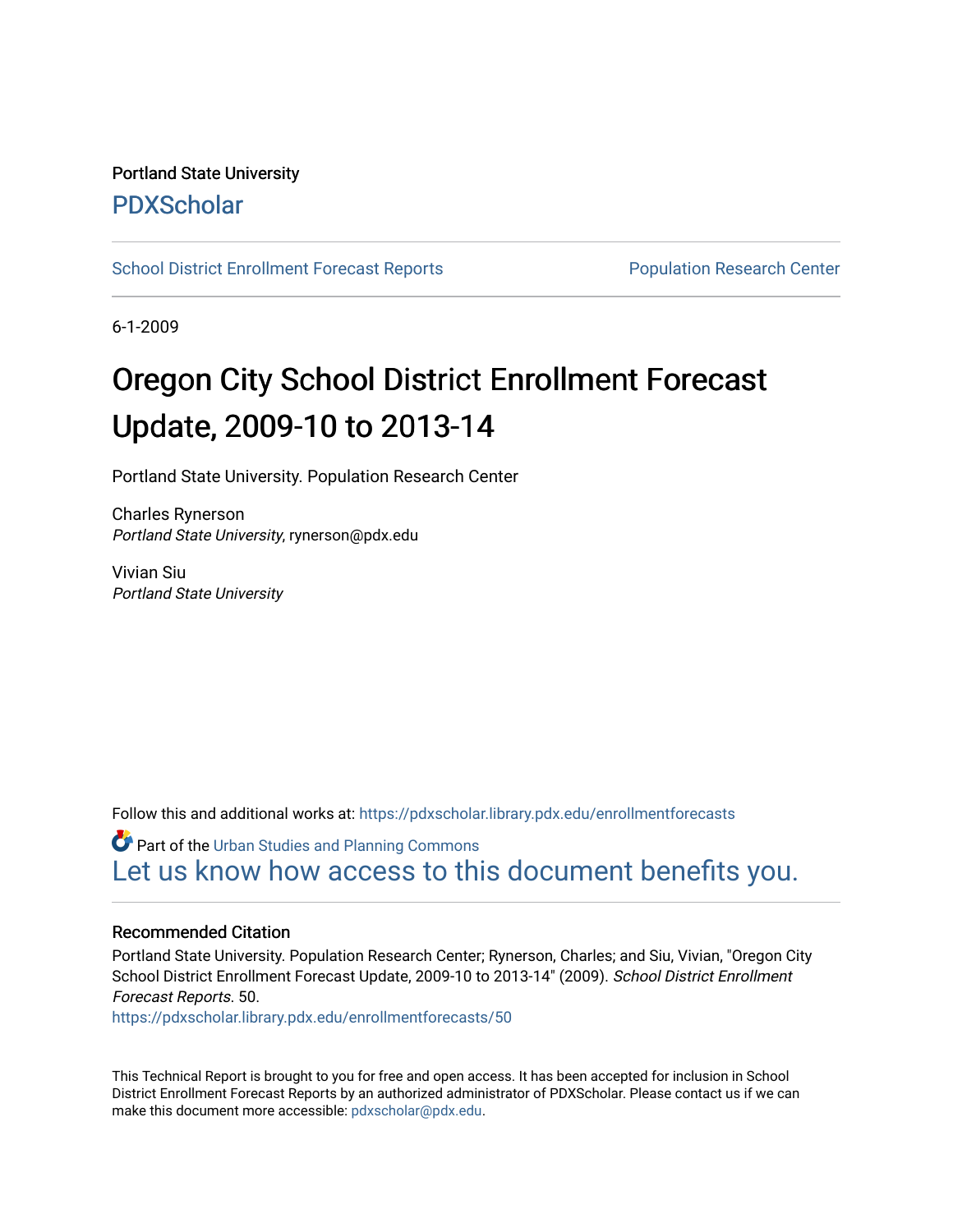Portland State University

PDXScholar

School District Enrollment Forecast Reports

Population Research Center

6-1-2009

# Oregon City School District Enrollment Forecast Update, 2009-10 to 2013-14

Portland State University. Population Research Center

Charles Rynerson
*Portland State University*, rynerson@pdx.edu

Vivian Siu
*Portland State University*

Follow this and additional works at: https://pdxscholar.library.pdx.edu/enrollmentforecasts

Part of the Urban Studies and Planning Commons

Let us know how access to this document benefits you.

### Recommended Citation

Portland State University. Population Research Center; Rynerson, Charles; and Siu, Vivian, "Oregon City School District Enrollment Forecast Update, 2009-10 to 2013-14" (2009). *School District Enrollment Forecast Reports*. 50.
https://pdxscholar.library.pdx.edu/enrollmentforecasts/50

This Technical Report is brought to you for free and open access. It has been accepted for inclusion in School District Enrollment Forecast Reports by an authorized administrator of PDXScholar. Please contact us if we can make this document more accessible: pdxscholar@pdx.edu.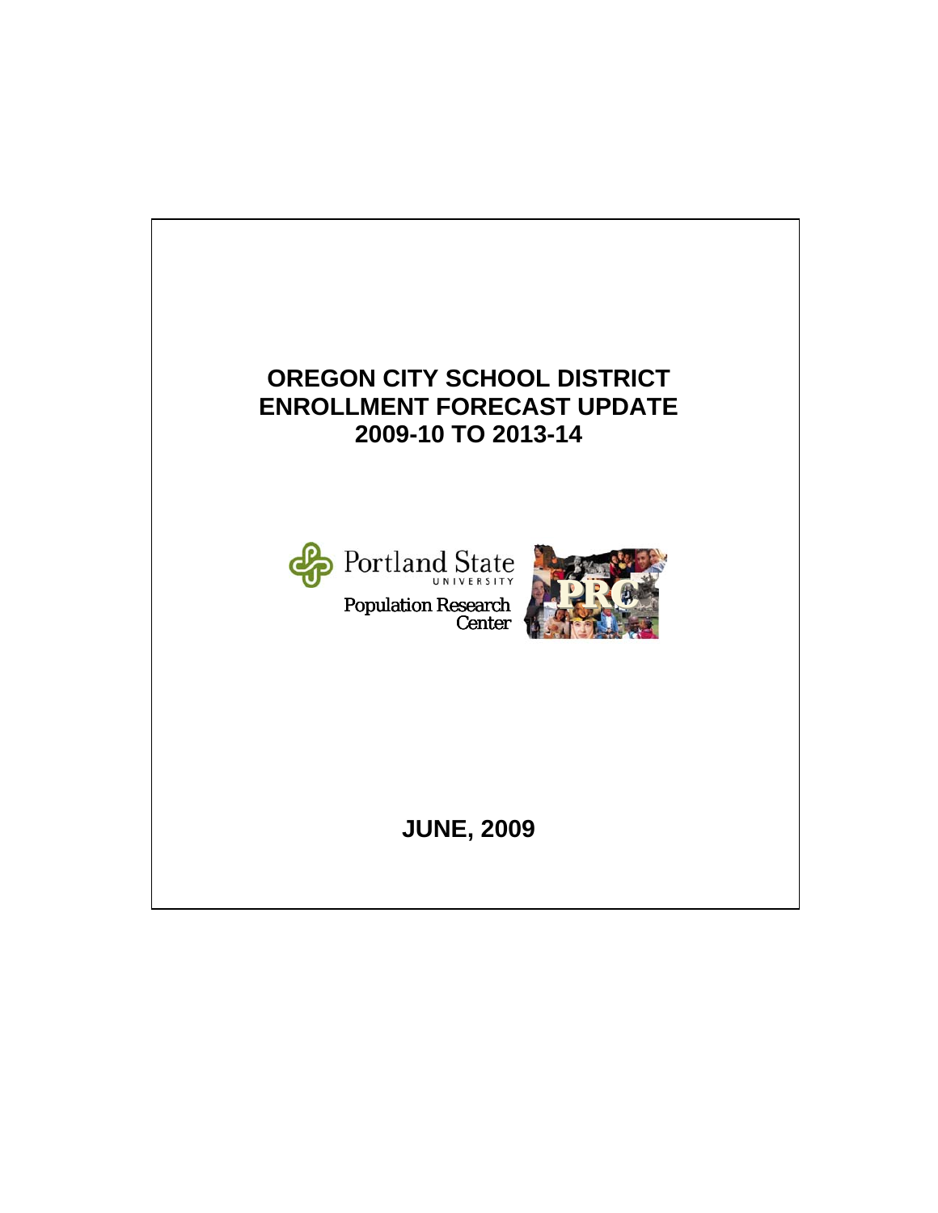# OREGON CITY SCHOOL DISTRICT ENROLLMENT FORECAST UPDATE 2009-10 TO 2013-14

Portland State UNIVERSITY

Population Research Center

PRC

**JUNE, 2009**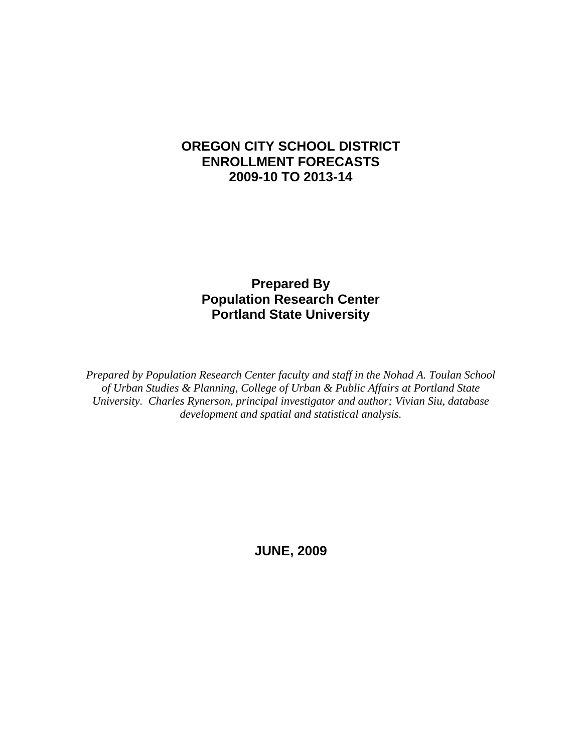# OREGON CITY SCHOOL DISTRICT
# ENROLLMENT FORECASTS
# 2009-10 TO 2013-14

## Prepared By
## Population Research Center
## Portland State University

*Prepared by Population Research Center faculty and staff in the Nohad A. Toulan School of Urban Studies & Planning, College of Urban & Public Affairs at Portland State University. Charles Rynerson, principal investigator and author; Vivian Siu, database development and spatial and statistical analysis.*

**JUNE, 2009**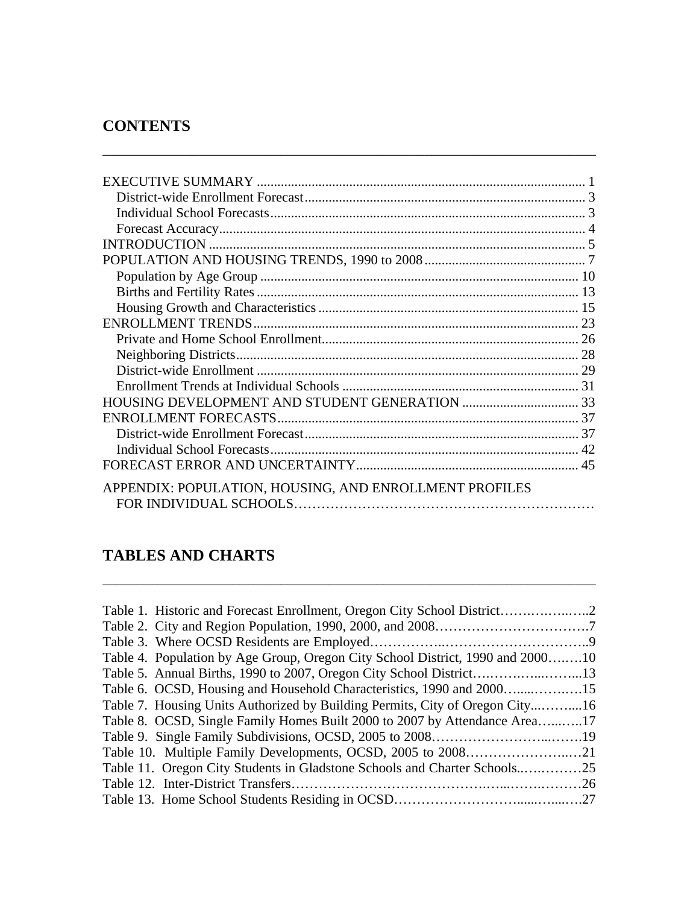## CONTENTS

EXECUTIVE SUMMARY ............................................................................................ 1
- District-wide Enrollment Forecast ............................................................................ 3
- Individual School Forecasts ..................................................................................... 3
- Forecast Accuracy ................................................................................................... 4

INTRODUCTION ....................................................................................................... 5

POPULATION AND HOUSING TRENDS, 1990 to 2008 .............................................. 7
- Population by Age Group ........................................................................................ 10
- Births and Fertility Rates ......................................................................................... 13
- Housing Growth and Characteristics ........................................................................ 15

ENROLLMENT TRENDS ........................................................................................... 23
- Private and Home School Enrollment ....................................................................... 26
- Neighboring Districts ............................................................................................... 28
- District-wide Enrollment .......................................................................................... 29
- Enrollment Trends at Individual Schools .................................................................. 31

HOUSING DEVELOPMENT AND STUDENT GENERATION ....................................... 33

ENROLLMENT FORECASTS ..................................................................................... 37
- District-wide Enrollment Forecast ............................................................................ 37
- Individual School Forecasts ..................................................................................... 42

FORECAST ERROR AND UNCERTAINTY ................................................................. 45

APPENDIX: POPULATION, HOUSING, AND ENROLLMENT PROFILES FOR INDIVIDUAL SCHOOLS……………………………………………………………

## TABLES AND CHARTS

Table 1. Historic and Forecast Enrollment, Oregon City School District……………..…..2
Table 2. City and Region Population, 1990, 2000, and 2008……………………………..7
Table 3. Where OCSD Residents are Employed……………...……………………….…..9
Table 4. Population by Age Group, Oregon City School District, 1990 and 2000….….10
Table 5. Annual Births, 1990 to 2007, Oregon City School District….……….…...……...13
Table 6. OCSD, Housing and Household Characteristics, 1990 and 2000…......……….15
Table 7. Housing Units Authorized by Building Permits, City of Oregon City...……....16
Table 8. OCSD, Single Family Homes Built 2000 to 2007 by Attendance Area…...…..17
Table 9. Single Family Subdivisions, OCSD, 2005 to 2008……………………...…….19
Table 10. Multiple Family Developments, OCSD, 2005 to 2008……………………..…21
Table 11. Oregon City Students in Gladstone Schools and Charter Schools..….………25
Table 12. Inter-District Transfers…………………………………….…...…….………26
Table 13. Home School Students Residing in OCSD……………………….....…...….27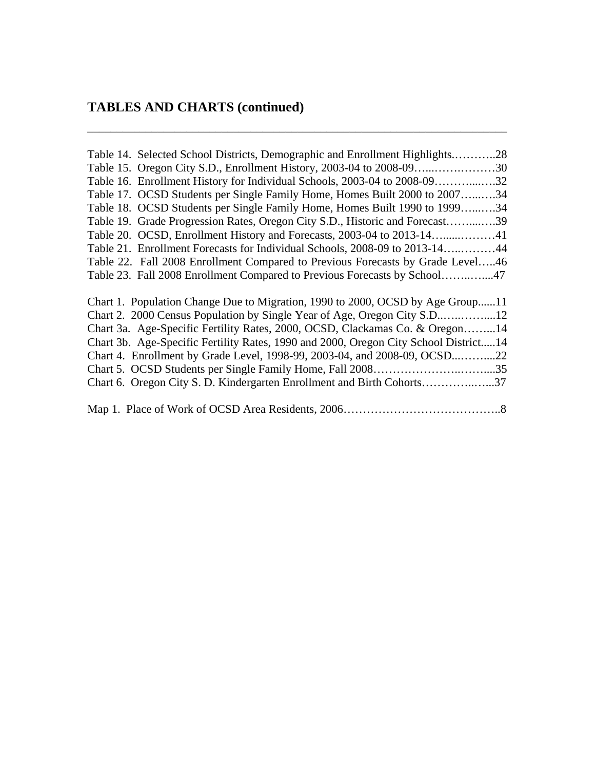## TABLES AND CHARTS (continued)

---

Table 14. Selected School Districts, Demographic and Enrollment Highlights.………..28
Table 15. Oregon City S.D., Enrollment History, 2003-04 to 2008-09…...…….………30
Table 16. Enrollment History for Individual Schools, 2003-04 to 2008-09………....….32
Table 17. OCSD Students per Single Family Home, Homes Built 2000 to 2007…...….34
Table 18. OCSD Students per Single Family Home, Homes Built 1990 to 1999…...….34
Table 19. Grade Progression Rates, Oregon City S.D., Historic and Forecast……....….39
Table 20. OCSD, Enrollment History and Forecasts, 2003-04 to 2013-14….......………41
Table 21. Enrollment Forecasts for Individual Schools, 2008-09 to 2013-14…..………44
Table 22. Fall 2008 Enrollment Compared to Previous Forecasts by Grade Level…..46
Table 23. Fall 2008 Enrollment Compared to Previous Forecasts by School……..…...47

Chart 1. Population Change Due to Migration, 1990 to 2000, OCSD by Age Group......11
Chart 2. 2000 Census Population by Single Year of Age, Oregon City S.D..…..……....12
Chart 3a. Age-Specific Fertility Rates, 2000, OCSD, Clackamas Co. & Oregon……...14
Chart 3b. Age-Specific Fertility Rates, 1990 and 2000, Oregon City School District.....14
Chart 4. Enrollment by Grade Level, 1998-99, 2003-04, and 2008-09, OCSD...……....22
Chart 5. OCSD Students per Single Family Home, Fall 2008…………………..……....35
Chart 6. Oregon City S. D. Kindergarten Enrollment and Birth Cohorts…………..…...37

Map 1. Place of Work of OCSD Area Residents, 2006…………………………………..8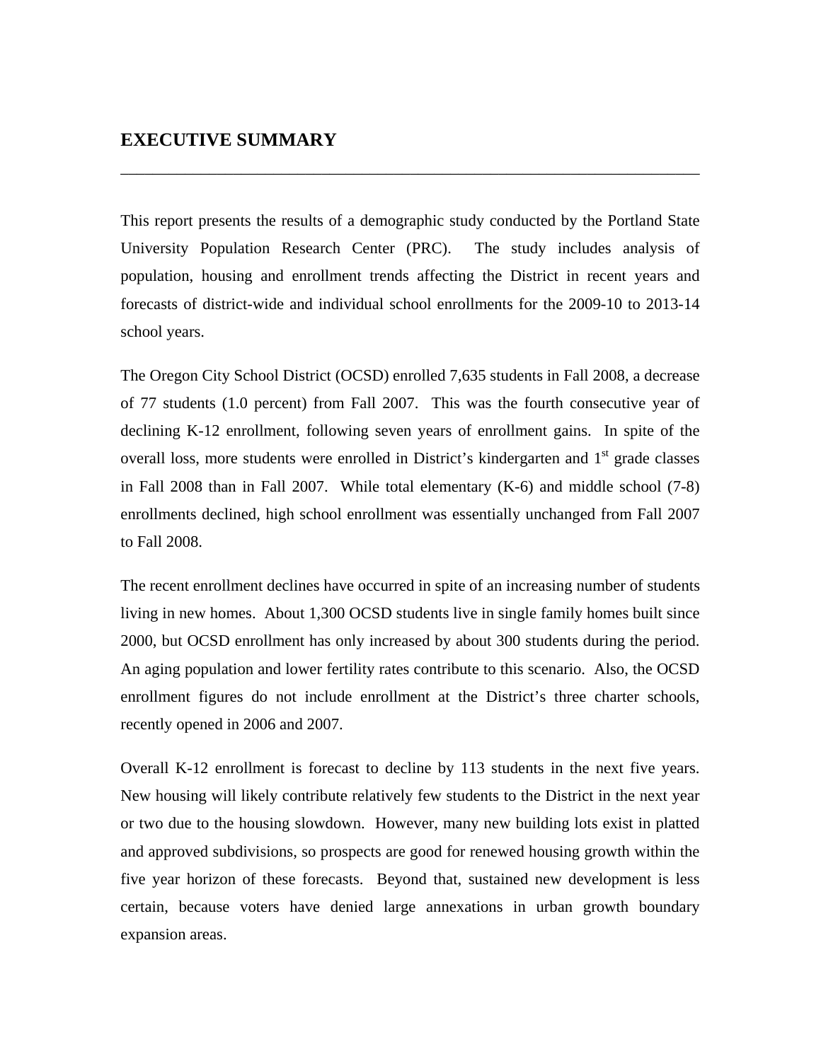# EXECUTIVE SUMMARY

This report presents the results of a demographic study conducted by the Portland State University Population Research Center (PRC). The study includes analysis of population, housing and enrollment trends affecting the District in recent years and forecasts of district-wide and individual school enrollments for the 2009-10 to 2013-14 school years.

The Oregon City School District (OCSD) enrolled 7,635 students in Fall 2008, a decrease of 77 students (1.0 percent) from Fall 2007. This was the fourth consecutive year of declining K-12 enrollment, following seven years of enrollment gains. In spite of the overall loss, more students were enrolled in District's kindergarten and 1st grade classes in Fall 2008 than in Fall 2007. While total elementary (K-6) and middle school (7-8) enrollments declined, high school enrollment was essentially unchanged from Fall 2007 to Fall 2008.

The recent enrollment declines have occurred in spite of an increasing number of students living in new homes. About 1,300 OCSD students live in single family homes built since 2000, but OCSD enrollment has only increased by about 300 students during the period. An aging population and lower fertility rates contribute to this scenario. Also, the OCSD enrollment figures do not include enrollment at the District's three charter schools, recently opened in 2006 and 2007.

Overall K-12 enrollment is forecast to decline by 113 students in the next five years. New housing will likely contribute relatively few students to the District in the next year or two due to the housing slowdown. However, many new building lots exist in platted and approved subdivisions, so prospects are good for renewed housing growth within the five year horizon of these forecasts. Beyond that, sustained new development is less certain, because voters have denied large annexations in urban growth boundary expansion areas.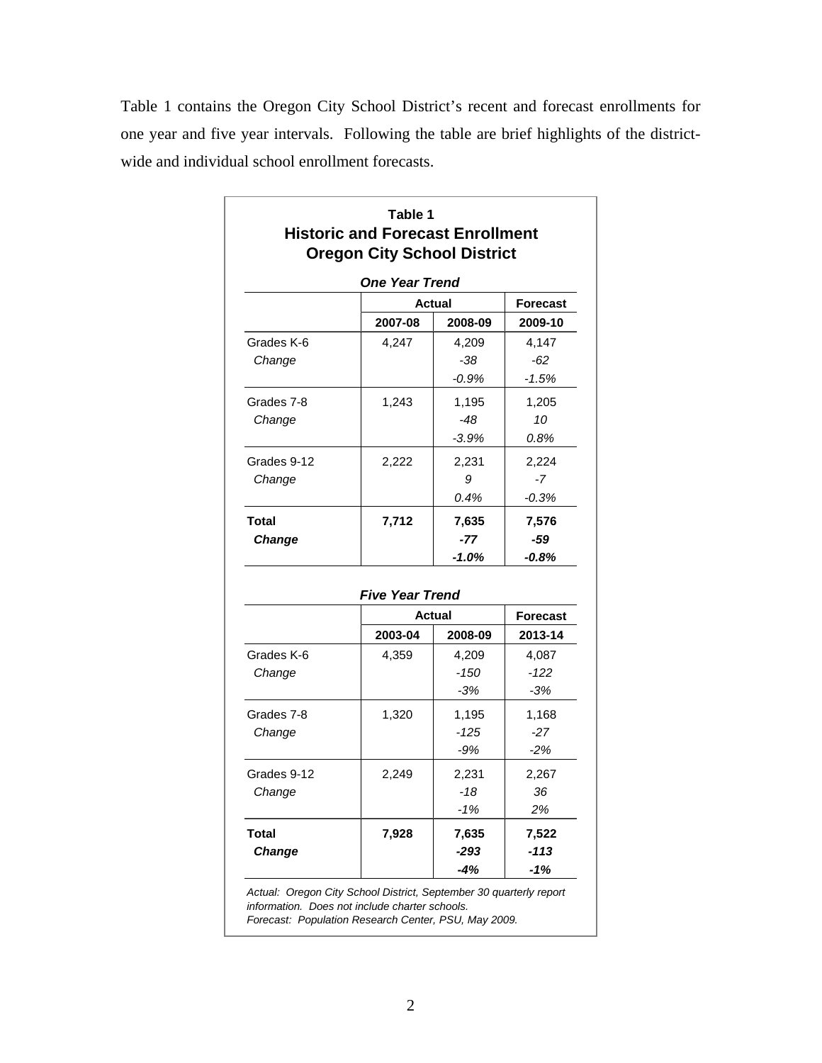Table 1 contains the Oregon City School District's recent and forecast enrollments for one year and five year intervals. Following the table are brief highlights of the district-wide and individual school enrollment forecasts.

**Table 1**
**Historic and Forecast Enrollment**
**Oregon City School District**

***One Year Trend***

| | Actual | | Forecast |
|---|---|---|---|
| | **2007-08** | **2008-09** | **2009-10** |
| Grades K-6 | 4,247 | 4,209 | 4,147 |
| *Change* | | *-38* | *-62* |
| | | *-0.9%* | *-1.5%* |
| Grades 7-8 | 1,243 | 1,195 | 1,205 |
| *Change* | | *-48* | *10* |
| | | *-3.9%* | *0.8%* |
| Grades 9-12 | 2,222 | 2,231 | 2,224 |
| *Change* | | *9* | *-7* |
| | | *0.4%* | *-0.3%* |
| **Total** | **7,712** | **7,635** | **7,576** |
| ***Change*** | | ***-77*** | ***-59*** |
| | | ***-1.0%*** | ***-0.8%*** |

***Five Year Trend***

| | Actual | | Forecast |
|---|---|---|---|
| | **2003-04** | **2008-09** | **2013-14** |
| Grades K-6 | 4,359 | 4,209 | 4,087 |
| *Change* | | *-150* | *-122* |
| | | *-3%* | *-3%* |
| Grades 7-8 | 1,320 | 1,195 | 1,168 |
| *Change* | | *-125* | *-27* |
| | | *-9%* | *-2%* |
| Grades 9-12 | 2,249 | 2,231 | 2,267 |
| *Change* | | *-18* | *36* |
| | | *-1%* | *2%* |
| **Total** | **7,928** | **7,635** | **7,522** |
| ***Change*** | | ***-293*** | ***-113*** |
| | | ***-4%*** | ***-1%*** |

*Actual: Oregon City School District, September 30 quarterly report information. Does not include charter schools.*
*Forecast: Population Research Center, PSU, May 2009.*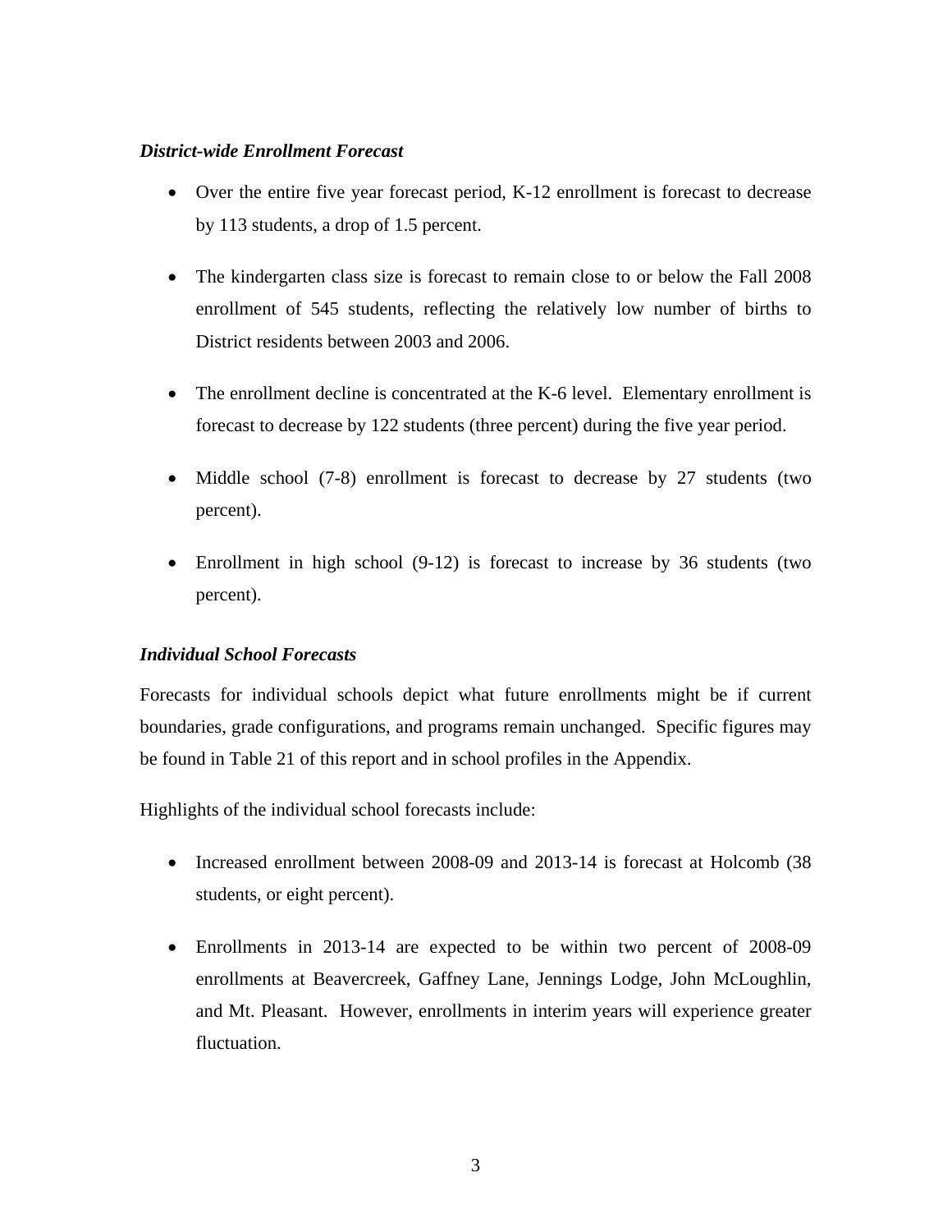***District-wide Enrollment Forecast***

- Over the entire five year forecast period, K-12 enrollment is forecast to decrease by 113 students, a drop of 1.5 percent.
- The kindergarten class size is forecast to remain close to or below the Fall 2008 enrollment of 545 students, reflecting the relatively low number of births to District residents between 2003 and 2006.
- The enrollment decline is concentrated at the K-6 level. Elementary enrollment is forecast to decrease by 122 students (three percent) during the five year period.
- Middle school (7-8) enrollment is forecast to decrease by 27 students (two percent).
- Enrollment in high school (9-12) is forecast to increase by 36 students (two percent).

***Individual School Forecasts***

Forecasts for individual schools depict what future enrollments might be if current boundaries, grade configurations, and programs remain unchanged. Specific figures may be found in Table 21 of this report and in school profiles in the Appendix.

Highlights of the individual school forecasts include:

- Increased enrollment between 2008-09 and 2013-14 is forecast at Holcomb (38 students, or eight percent).
- Enrollments in 2013-14 are expected to be within two percent of 2008-09 enrollments at Beavercreek, Gaffney Lane, Jennings Lodge, John McLoughlin, and Mt. Pleasant. However, enrollments in interim years will experience greater fluctuation.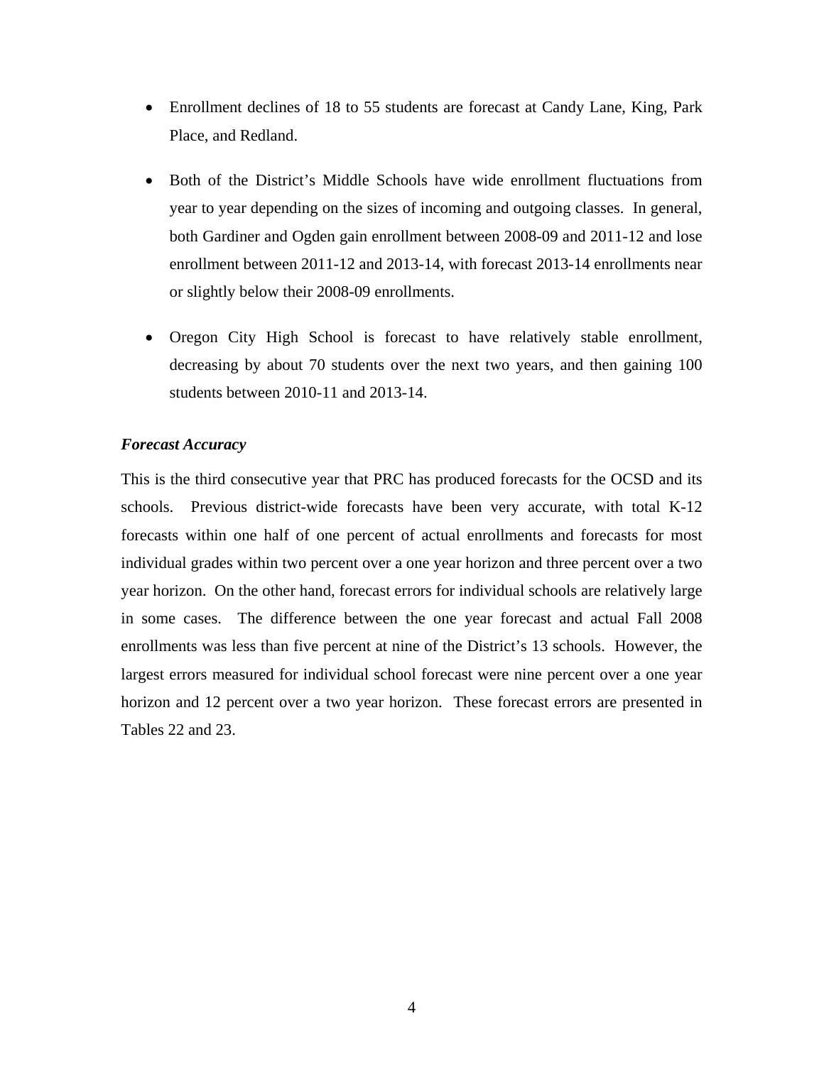- Enrollment declines of 18 to 55 students are forecast at Candy Lane, King, Park Place, and Redland.

- Both of the District's Middle Schools have wide enrollment fluctuations from year to year depending on the sizes of incoming and outgoing classes. In general, both Gardiner and Ogden gain enrollment between 2008-09 and 2011-12 and lose enrollment between 2011-12 and 2013-14, with forecast 2013-14 enrollments near or slightly below their 2008-09 enrollments.

- Oregon City High School is forecast to have relatively stable enrollment, decreasing by about 70 students over the next two years, and then gaining 100 students between 2010-11 and 2013-14.

***Forecast Accuracy***

This is the third consecutive year that PRC has produced forecasts for the OCSD and its schools. Previous district-wide forecasts have been very accurate, with total K-12 forecasts within one half of one percent of actual enrollments and forecasts for most individual grades within two percent over a one year horizon and three percent over a two year horizon. On the other hand, forecast errors for individual schools are relatively large in some cases. The difference between the one year forecast and actual Fall 2008 enrollments was less than five percent at nine of the District's 13 schools. However, the largest errors measured for individual school forecast were nine percent over a one year horizon and 12 percent over a two year horizon. These forecast errors are presented in Tables 22 and 23.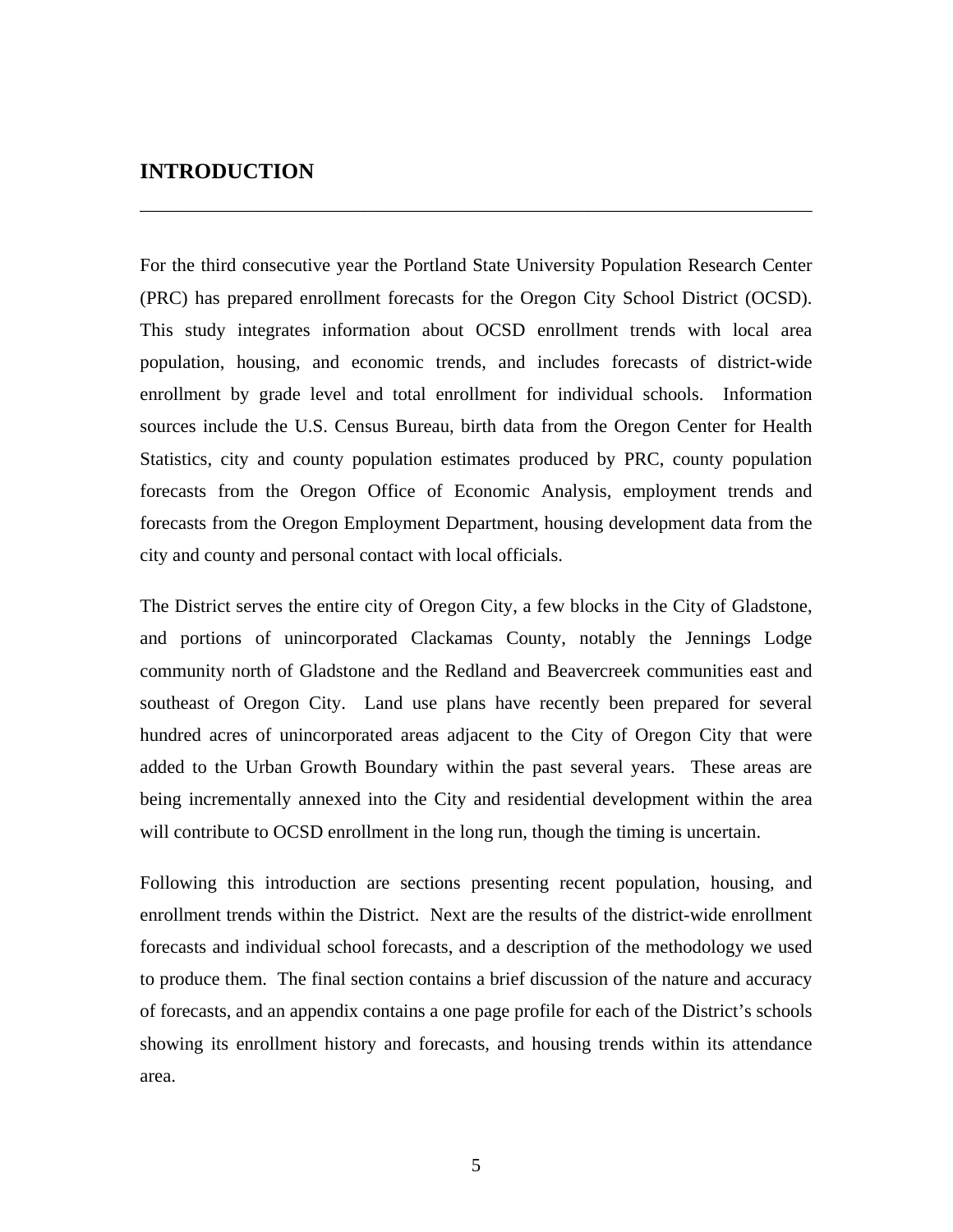## INTRODUCTION

---

For the third consecutive year the Portland State University Population Research Center (PRC) has prepared enrollment forecasts for the Oregon City School District (OCSD). This study integrates information about OCSD enrollment trends with local area population, housing, and economic trends, and includes forecasts of district-wide enrollment by grade level and total enrollment for individual schools. Information sources include the U.S. Census Bureau, birth data from the Oregon Center for Health Statistics, city and county population estimates produced by PRC, county population forecasts from the Oregon Office of Economic Analysis, employment trends and forecasts from the Oregon Employment Department, housing development data from the city and county and personal contact with local officials.

The District serves the entire city of Oregon City, a few blocks in the City of Gladstone, and portions of unincorporated Clackamas County, notably the Jennings Lodge community north of Gladstone and the Redland and Beavercreek communities east and southeast of Oregon City. Land use plans have recently been prepared for several hundred acres of unincorporated areas adjacent to the City of Oregon City that were added to the Urban Growth Boundary within the past several years. These areas are being incrementally annexed into the City and residential development within the area will contribute to OCSD enrollment in the long run, though the timing is uncertain.

Following this introduction are sections presenting recent population, housing, and enrollment trends within the District. Next are the results of the district-wide enrollment forecasts and individual school forecasts, and a description of the methodology we used to produce them. The final section contains a brief discussion of the nature and accuracy of forecasts, and an appendix contains a one page profile for each of the District's schools showing its enrollment history and forecasts, and housing trends within its attendance area.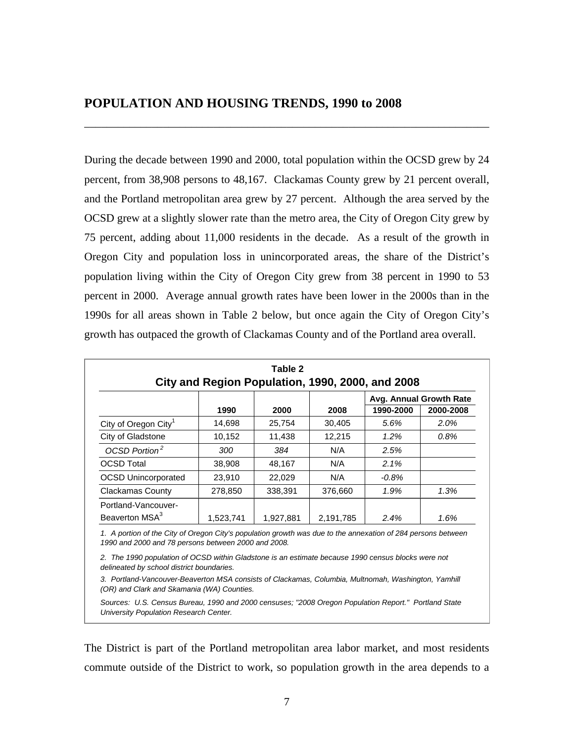## POPULATION AND HOUSING TRENDS, 1990 to 2008

During the decade between 1990 and 2000, total population within the OCSD grew by 24 percent, from 38,908 persons to 48,167. Clackamas County grew by 21 percent overall, and the Portland metropolitan area grew by 27 percent. Although the area served by the OCSD grew at a slightly slower rate than the metro area, the City of Oregon City grew by 75 percent, adding about 11,000 residents in the decade. As a result of the growth in Oregon City and population loss in unincorporated areas, the share of the District's population living within the City of Oregon City grew from 38 percent in 1990 to 53 percent in 2000. Average annual growth rates have been lower in the 2000s than in the 1990s for all areas shown in Table 2 below, but once again the City of Oregon City's growth has outpaced the growth of Clackamas County and of the Portland area overall.

**Table 2**
**City and Region Population, 1990, 2000, and 2008**

| | | | | Avg. Annual Growth Rate | |
|---|---|---|---|---|---|
| | 1990 | 2000 | 2008 | 1990-2000 | 2000-2008 |
| City of Oregon City[1] | 14,698 | 25,754 | 30,405 | *5.6%* | *2.0%* |
| City of Gladstone | 10,152 | 11,438 | 12,215 | *1.2%* | *0.8%* |
| *OCSD Portion*[2] | *300* | *384* | N/A | *2.5%* | |
| OCSD Total | 38,908 | 48,167 | N/A | *2.1%* | |
| OCSD Unincorporated | 23,910 | 22,029 | N/A | *-0.8%* | |
| Clackamas County | 278,850 | 338,391 | 376,660 | *1.9%* | *1.3%* |
| Portland-Vancouver-Beaverton MSA[3] | 1,523,741 | 1,927,881 | 2,191,785 | *2.4%* | *1.6%* |

*1. A portion of the City of Oregon City's population growth was due to the annexation of 284 persons between 1990 and 2000 and 78 persons between 2000 and 2008.*

*2. The 1990 population of OCSD within Gladstone is an estimate because 1990 census blocks were not delineated by school district boundaries.*

*3. Portland-Vancouver-Beaverton MSA consists of Clackamas, Columbia, Multnomah, Washington, Yamhill (OR) and Clark and Skamania (WA) Counties.*

*Sources: U.S. Census Bureau, 1990 and 2000 censuses; "2008 Oregon Population Report." Portland State University Population Research Center.*

The District is part of the Portland metropolitan area labor market, and most residents commute outside of the District to work, so population growth in the area depends to a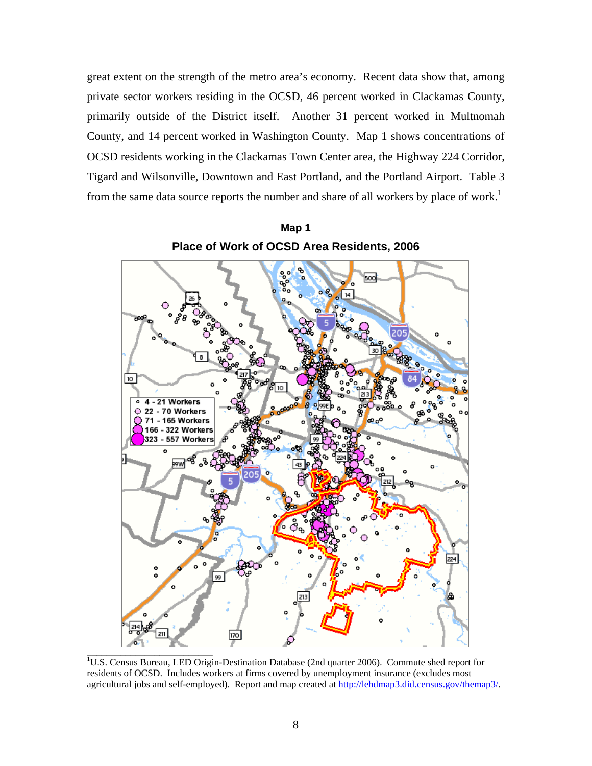great extent on the strength of the metro area's economy. Recent data show that, among private sector workers residing in the OCSD, 46 percent worked in Clackamas County, primarily outside of the District itself. Another 31 percent worked in Multnomah County, and 14 percent worked in Washington County. Map 1 shows concentrations of OCSD residents working in the Clackamas Town Center area, the Highway 224 Corridor, Tigard and Wilsonville, Downtown and East Portland, and the Portland Airport. Table 3 from the same data source reports the number and share of all workers by place of work.[1]

**Map 1**

**Place of Work of OCSD Area Residents, 2006**

---

[1] U.S. Census Bureau, LED Origin-Destination Database (2nd quarter 2006). Commute shed report for residents of OCSD. Includes workers at firms covered by unemployment insurance (excludes most agricultural jobs and self-employed). Report and map created at http://lehdmap3.did.census.gov/themap3/.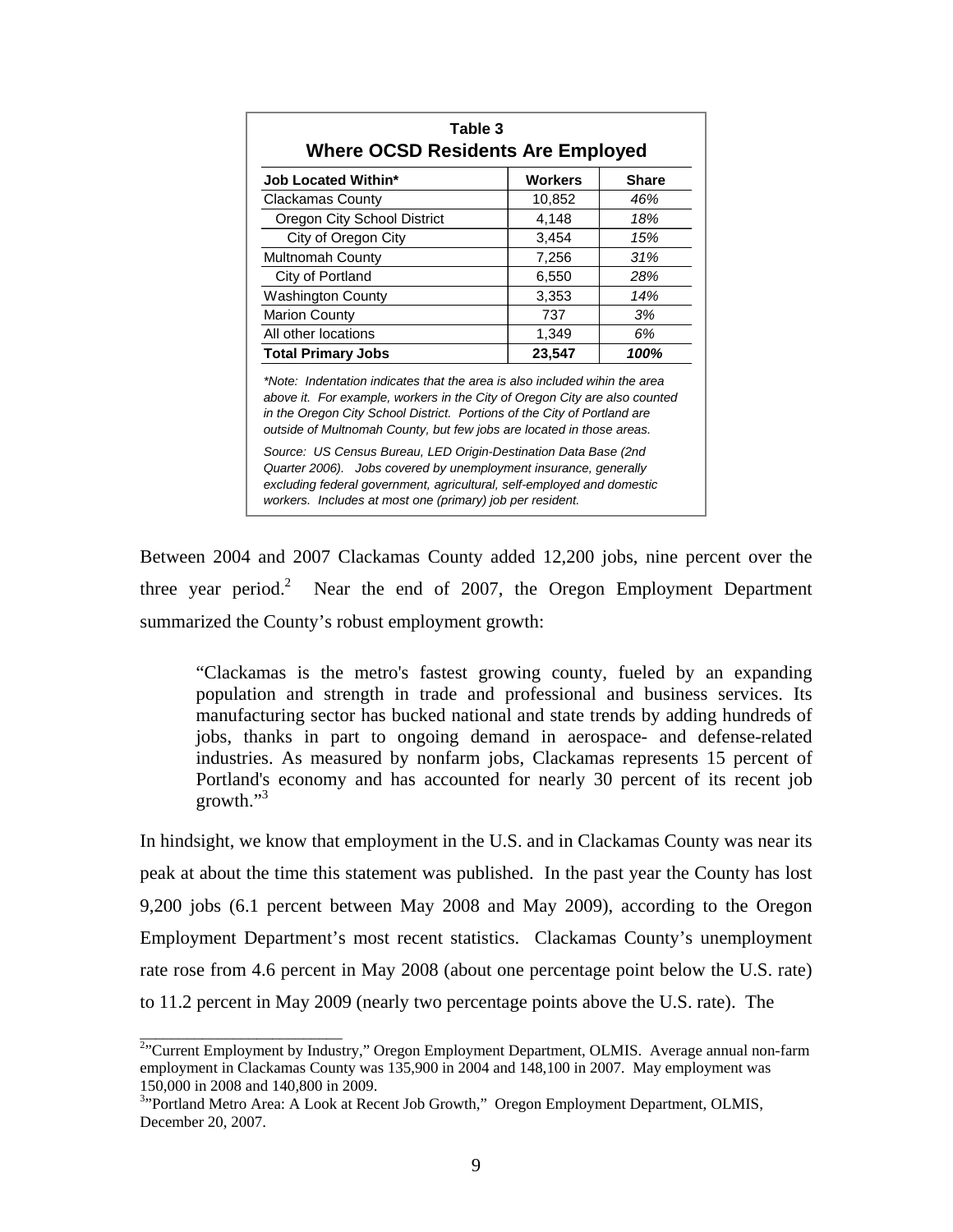**Table 3**
**Where OCSD Residents Are Employed**

| Job Located Within* | Workers | Share |
|---|---|---|
| Clackamas County | 10,852 | *46%* |
| Oregon City School District | 4,148 | *18%* |
| City of Oregon City | 3,454 | *15%* |
| Multnomah County | 7,256 | *31%* |
| City of Portland | 6,550 | *28%* |
| Washington County | 3,353 | *14%* |
| Marion County | 737 | *3%* |
| All other locations | 1,349 | *6%* |
| **Total Primary Jobs** | **23,547** | ***100%*** |

*\*Note: Indentation indicates that the area is also included wihin the area above it. For example, workers in the City of Oregon City are also counted in the Oregon City School District. Portions of the City of Portland are outside of Multnomah County, but few jobs are located in those areas.*

*Source: US Census Bureau, LED Origin-Destination Data Base (2nd Quarter 2006). Jobs covered by unemployment insurance, generally excluding federal government, agricultural, self-employed and domestic workers. Includes at most one (primary) job per resident.*

Between 2004 and 2007 Clackamas County added 12,200 jobs, nine percent over the three year period.[2] Near the end of 2007, the Oregon Employment Department summarized the County's robust employment growth:

> "Clackamas is the metro's fastest growing county, fueled by an expanding population and strength in trade and professional and business services. Its manufacturing sector has bucked national and state trends by adding hundreds of jobs, thanks in part to ongoing demand in aerospace- and defense-related industries. As measured by nonfarm jobs, Clackamas represents 15 percent of Portland's economy and has accounted for nearly 30 percent of its recent job growth."[3]

In hindsight, we know that employment in the U.S. and in Clackamas County was near its peak at about the time this statement was published. In the past year the County has lost 9,200 jobs (6.1 percent between May 2008 and May 2009), according to the Oregon Employment Department's most recent statistics. Clackamas County's unemployment rate rose from 4.6 percent in May 2008 (about one percentage point below the U.S. rate) to 11.2 percent in May 2009 (nearly two percentage points above the U.S. rate). The

---

[2] "Current Employment by Industry," Oregon Employment Department, OLMIS. Average annual non-farm employment in Clackamas County was 135,900 in 2004 and 148,100 in 2007. May employment was 150,000 in 2008 and 140,800 in 2009.

[3] "Portland Metro Area: A Look at Recent Job Growth," Oregon Employment Department, OLMIS, December 20, 2007.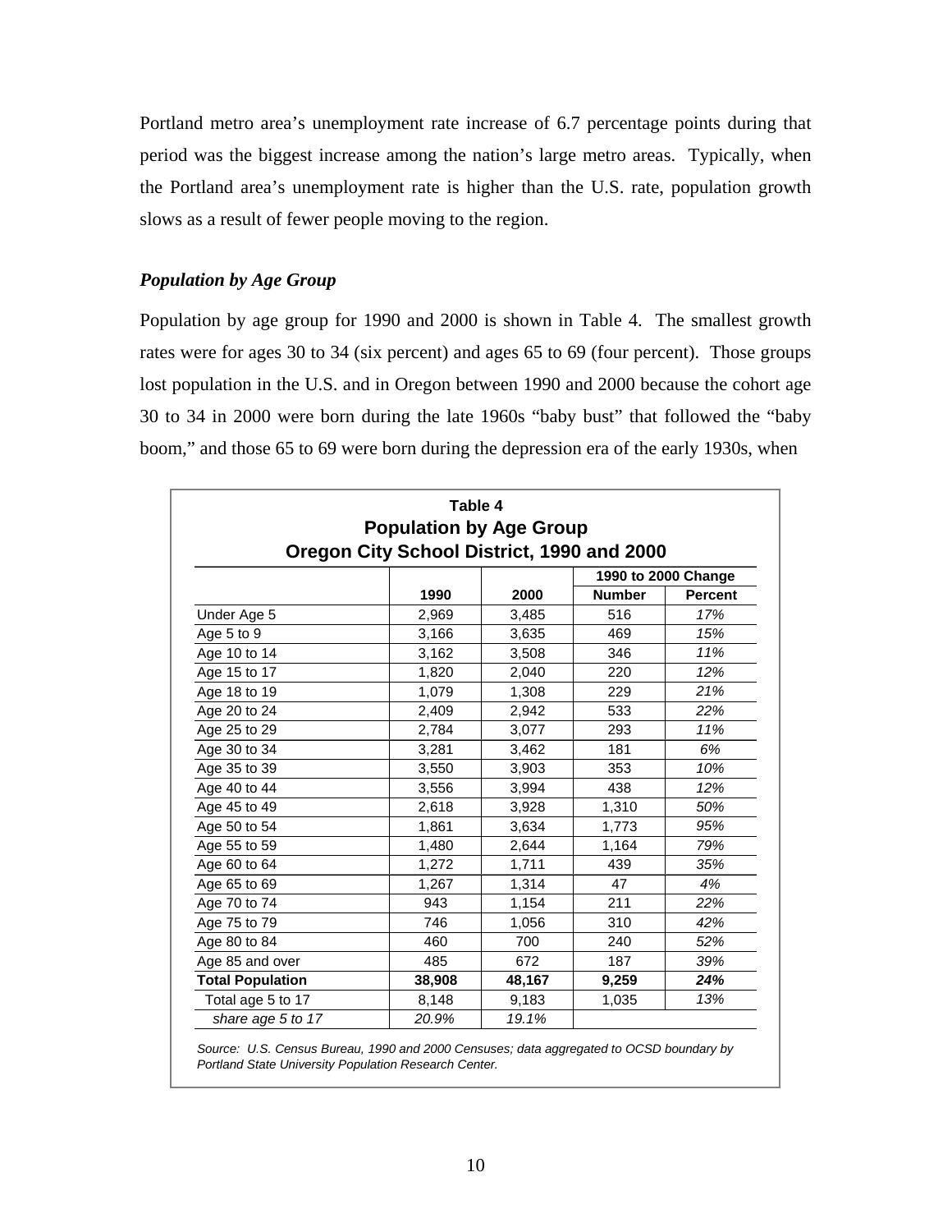Portland metro area's unemployment rate increase of 6.7 percentage points during that period was the biggest increase among the nation's large metro areas. Typically, when the Portland area's unemployment rate is higher than the U.S. rate, population growth slows as a result of fewer people moving to the region.

### *Population by Age Group*

Population by age group for 1990 and 2000 is shown in Table 4. The smallest growth rates were for ages 30 to 34 (six percent) and ages 65 to 69 (four percent). Those groups lost population in the U.S. and in Oregon between 1990 and 2000 because the cohort age 30 to 34 in 2000 were born during the late 1960s "baby bust" that followed the "baby boom," and those 65 to 69 were born during the depression era of the early 1930s, when

**Table 4**
**Population by Age Group**
**Oregon City School District, 1990 and 2000**

| | | | 1990 to 2000 Change | |
|---|---|---|---|---|
| | **1990** | **2000** | **Number** | **Percent** |
| Under Age 5 | 2,969 | 3,485 | 516 | *17%* |
| Age 5 to 9 | 3,166 | 3,635 | 469 | *15%* |
| Age 10 to 14 | 3,162 | 3,508 | 346 | *11%* |
| Age 15 to 17 | 1,820 | 2,040 | 220 | *12%* |
| Age 18 to 19 | 1,079 | 1,308 | 229 | *21%* |
| Age 20 to 24 | 2,409 | 2,942 | 533 | *22%* |
| Age 25 to 29 | 2,784 | 3,077 | 293 | *11%* |
| Age 30 to 34 | 3,281 | 3,462 | 181 | *6%* |
| Age 35 to 39 | 3,550 | 3,903 | 353 | *10%* |
| Age 40 to 44 | 3,556 | 3,994 | 438 | *12%* |
| Age 45 to 49 | 2,618 | 3,928 | 1,310 | *50%* |
| Age 50 to 54 | 1,861 | 3,634 | 1,773 | *95%* |
| Age 55 to 59 | 1,480 | 2,644 | 1,164 | *79%* |
| Age 60 to 64 | 1,272 | 1,711 | 439 | *35%* |
| Age 65 to 69 | 1,267 | 1,314 | 47 | *4%* |
| Age 70 to 74 | 943 | 1,154 | 211 | *22%* |
| Age 75 to 79 | 746 | 1,056 | 310 | *42%* |
| Age 80 to 84 | 460 | 700 | 240 | *52%* |
| Age 85 and over | 485 | 672 | 187 | *39%* |
| **Total Population** | **38,908** | **48,167** | **9,259** | ***24%*** |
| Total age 5 to 17 | 8,148 | 9,183 | 1,035 | *13%* |
| *share age 5 to 17* | *20.9%* | *19.1%* | | |

*Source: U.S. Census Bureau, 1990 and 2000 Censuses; data aggregated to OCSD boundary by Portland State University Population Research Center.*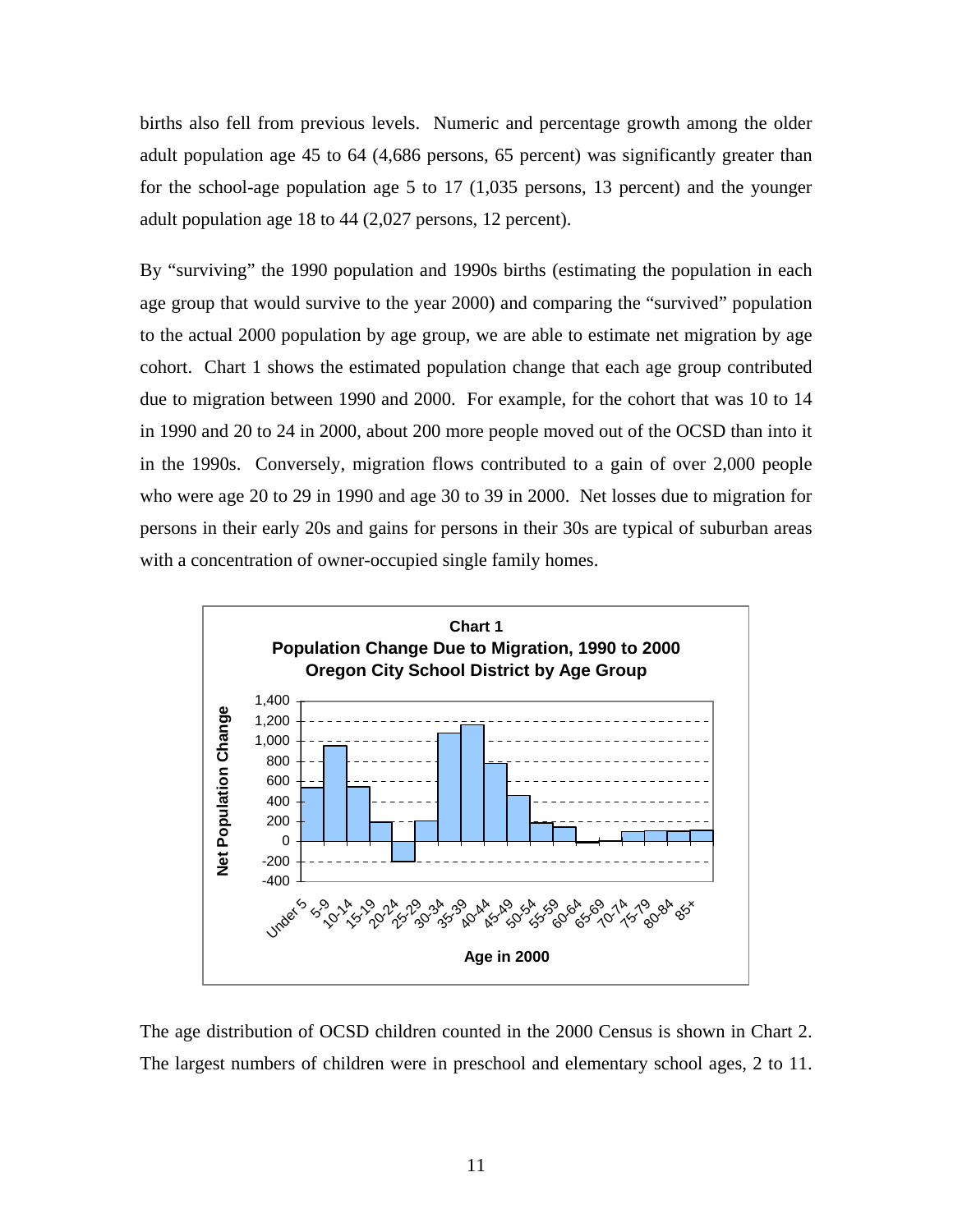births also fell from previous levels. Numeric and percentage growth among the older adult population age 45 to 64 (4,686 persons, 65 percent) was significantly greater than for the school-age population age 5 to 17 (1,035 persons, 13 percent) and the younger adult population age 18 to 44 (2,027 persons, 12 percent).

By "surviving" the 1990 population and 1990s births (estimating the population in each age group that would survive to the year 2000) and comparing the "survived" population to the actual 2000 population by age group, we are able to estimate net migration by age cohort. Chart 1 shows the estimated population change that each age group contributed due to migration between 1990 and 2000. For example, for the cohort that was 10 to 14 in 1990 and 20 to 24 in 2000, about 200 more people moved out of the OCSD than into it in the 1990s. Conversely, migration flows contributed to a gain of over 2,000 people who were age 20 to 29 in 1990 and age 30 to 39 in 2000. Net losses due to migration for persons in their early 20s and gains for persons in their 30s are typical of suburban areas with a concentration of owner-occupied single family homes.

**Chart 1**
**Population Change Due to Migration, 1990 to 2000**
**Oregon City School District by Age Group**

The age distribution of OCSD children counted in the 2000 Census is shown in Chart 2. The largest numbers of children were in preschool and elementary school ages, 2 to 11.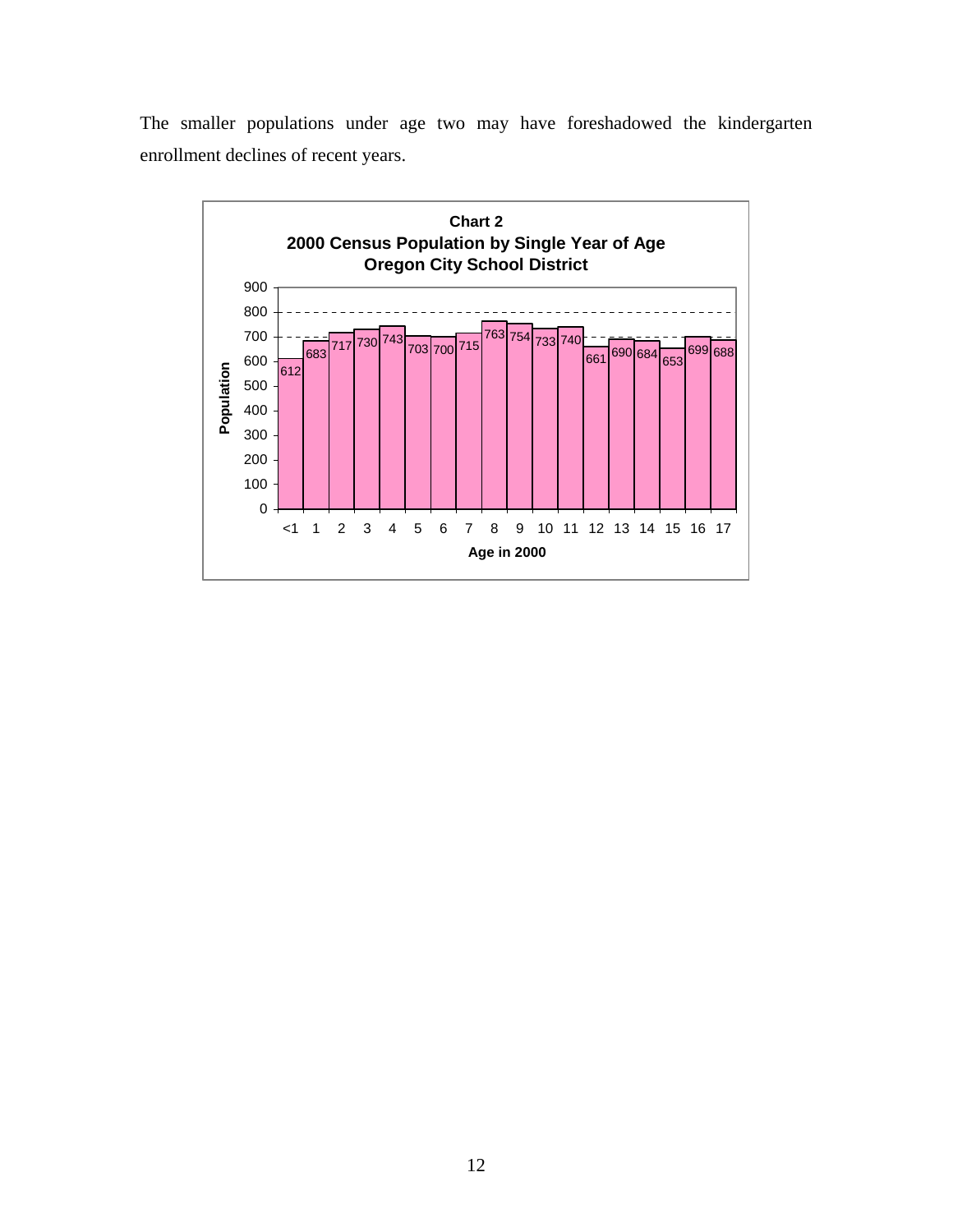The smaller populations under age two may have foreshadowed the kindergarten enrollment declines of recent years.

**Chart 2**
**2000 Census Population by Single Year of Age**
**Oregon City School District**

| Age in 2000 | Population |
|---|---|
| <1 | 612 |
| 1 | 683 |
| 2 | 717 |
| 3 | 730 |
| 4 | 743 |
| 5 | 703 |
| 6 | 700 |
| 7 | 715 |
| 8 | 763 |
| 9 | 754 |
| 10 | 733 |
| 11 | 740 |
| 12 | 661 |
| 13 | 690 |
| 14 | 684 |
| 15 | 653 |
| 16 | 699 |
| 17 | 688 |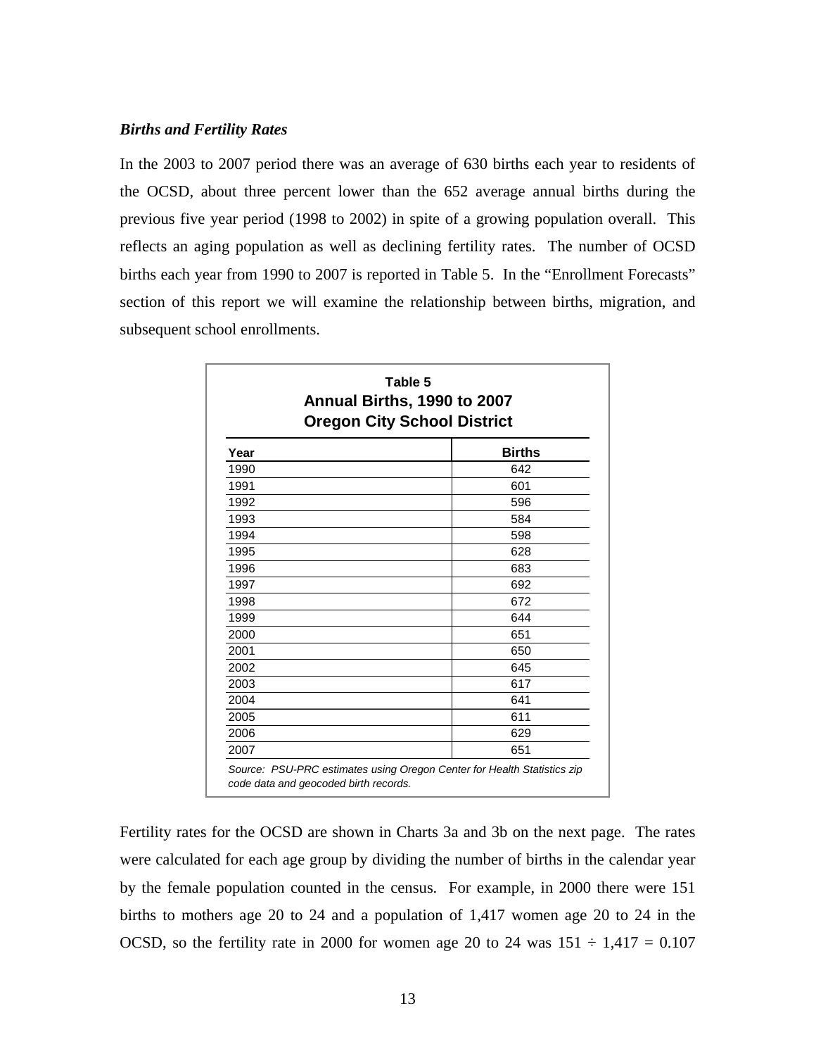### *Births and Fertility Rates*

In the 2003 to 2007 period there was an average of 630 births each year to residents of the OCSD, about three percent lower than the 652 average annual births during the previous five year period (1998 to 2002) in spite of a growing population overall. This reflects an aging population as well as declining fertility rates. The number of OCSD births each year from 1990 to 2007 is reported in Table 5. In the "Enrollment Forecasts" section of this report we will examine the relationship between births, migration, and subsequent school enrollments.

**Table 5**
**Annual Births, 1990 to 2007**
**Oregon City School District**

| Year | Births |
|---|---|
| 1990 | 642 |
| 1991 | 601 |
| 1992 | 596 |
| 1993 | 584 |
| 1994 | 598 |
| 1995 | 628 |
| 1996 | 683 |
| 1997 | 692 |
| 1998 | 672 |
| 1999 | 644 |
| 2000 | 651 |
| 2001 | 650 |
| 2002 | 645 |
| 2003 | 617 |
| 2004 | 641 |
| 2005 | 611 |
| 2006 | 629 |
| 2007 | 651 |

*Source: PSU-PRC estimates using Oregon Center for Health Statistics zip code data and geocoded birth records.*

Fertility rates for the OCSD are shown in Charts 3a and 3b on the next page. The rates were calculated for each age group by dividing the number of births in the calendar year by the female population counted in the census. For example, in 2000 there were 151 births to mothers age 20 to 24 and a population of 1,417 women age 20 to 24 in the OCSD, so the fertility rate in 2000 for women age 20 to 24 was 151 ÷ 1,417 = 0.107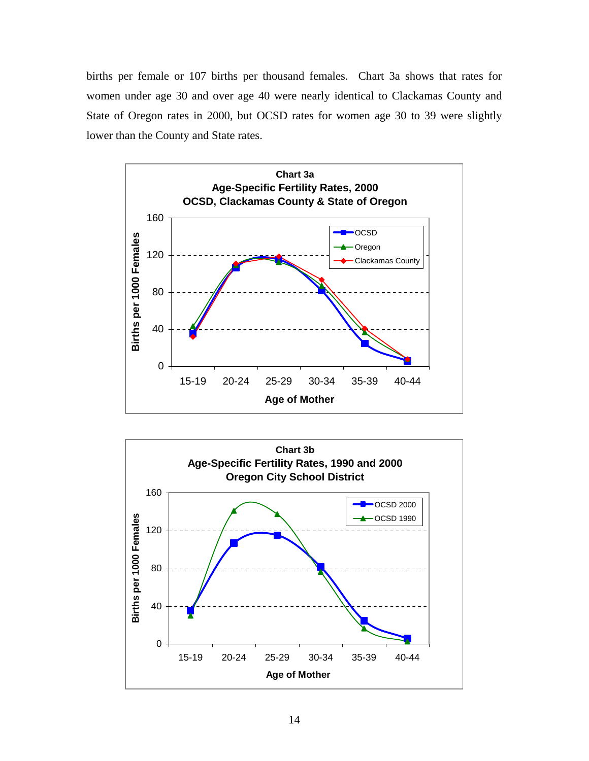births per female or 107 births per thousand females. Chart 3a shows that rates for women under age 30 and over age 40 were nearly identical to Clackamas County and State of Oregon rates in 2000, but OCSD rates for women age 30 to 39 were slightly lower than the County and State rates.

**Chart 3a**
**Age-Specific Fertility Rates, 2000**
**OCSD, Clackamas County & State of Oregon**

**Chart 3b**
**Age-Specific Fertility Rates, 1990 and 2000**
**Oregon City School District**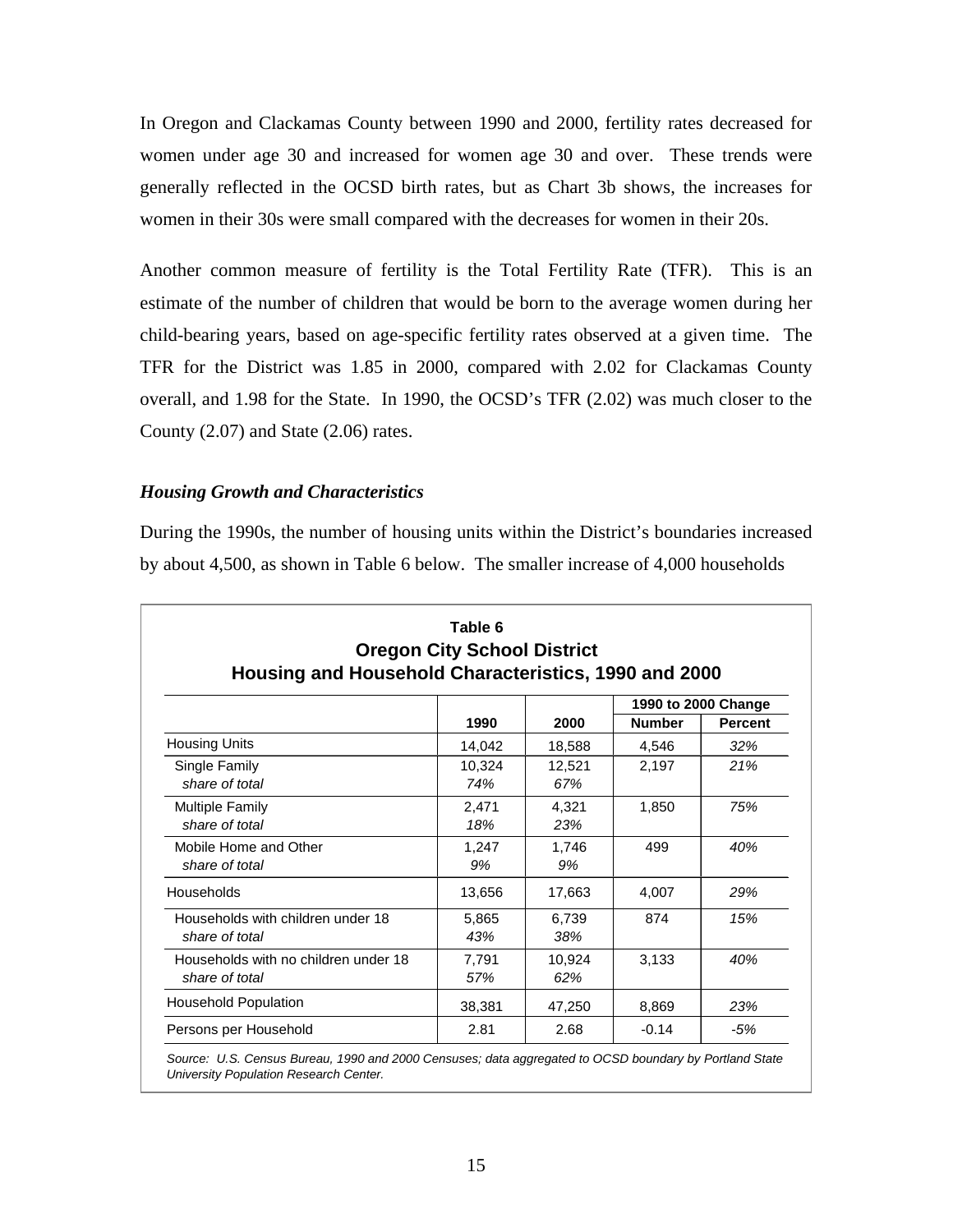In Oregon and Clackamas County between 1990 and 2000, fertility rates decreased for women under age 30 and increased for women age 30 and over. These trends were generally reflected in the OCSD birth rates, but as Chart 3b shows, the increases for women in their 30s were small compared with the decreases for women in their 20s.

Another common measure of fertility is the Total Fertility Rate (TFR). This is an estimate of the number of children that would be born to the average women during her child-bearing years, based on age-specific fertility rates observed at a given time. The TFR for the District was 1.85 in 2000, compared with 2.02 for Clackamas County overall, and 1.98 for the State. In 1990, the OCSD's TFR (2.02) was much closer to the County (2.07) and State (2.06) rates.

### *Housing Growth and Characteristics*

During the 1990s, the number of housing units within the District's boundaries increased by about 4,500, as shown in Table 6 below. The smaller increase of 4,000 households

**Table 6**
**Oregon City School District**
**Housing and Household Characteristics, 1990 and 2000**

| | 1990 | 2000 | 1990 to 2000 Change | |
|---|---|---|---|---|
| | | | **Number** | **Percent** |
| Housing Units | 14,042 | 18,588 | 4,546 | *32%* |
| Single Family | 10,324 | 12,521 | 2,197 | *21%* |
| *share of total* | *74%* | *67%* | | |
| Multiple Family | 2,471 | 4,321 | 1,850 | *75%* |
| *share of total* | *18%* | *23%* | | |
| Mobile Home and Other | 1,247 | 1,746 | 499 | *40%* |
| *share of total* | *9%* | *9%* | | |
| Households | 13,656 | 17,663 | 4,007 | *29%* |
| Households with children under 18 | 5,865 | 6,739 | 874 | *15%* |
| *share of total* | *43%* | *38%* | | |
| Households with no children under 18 | 7,791 | 10,924 | 3,133 | *40%* |
| *share of total* | *57%* | *62%* | | |
| Household Population | 38,381 | 47,250 | 8,869 | *23%* |
| Persons per Household | 2.81 | 2.68 | -0.14 | *-5%* |

*Source: U.S. Census Bureau, 1990 and 2000 Censuses; data aggregated to OCSD boundary by Portland State University Population Research Center.*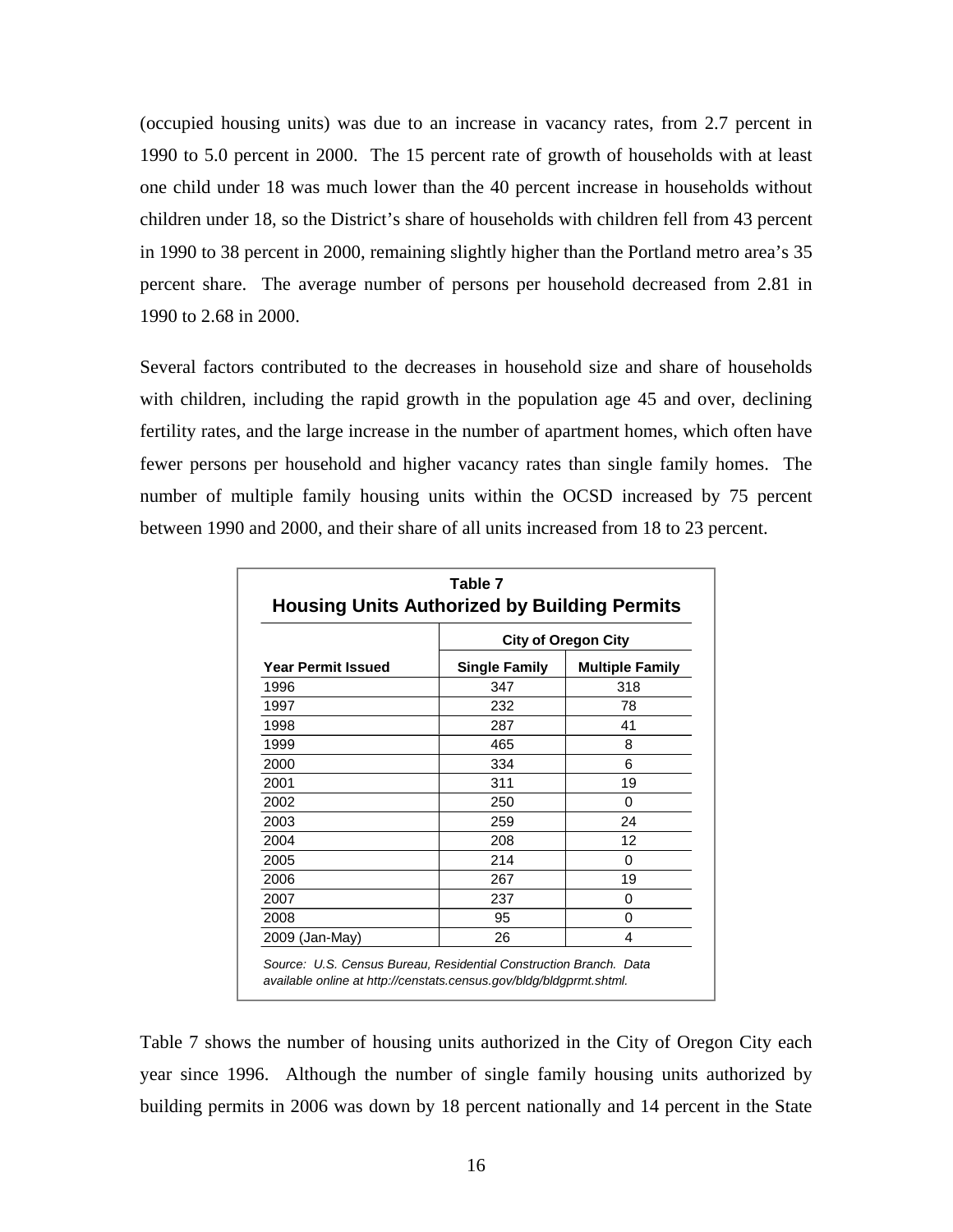(occupied housing units) was due to an increase in vacancy rates, from 2.7 percent in 1990 to 5.0 percent in 2000. The 15 percent rate of growth of households with at least one child under 18 was much lower than the 40 percent increase in households without children under 18, so the District's share of households with children fell from 43 percent in 1990 to 38 percent in 2000, remaining slightly higher than the Portland metro area's 35 percent share. The average number of persons per household decreased from 2.81 in 1990 to 2.68 in 2000.

Several factors contributed to the decreases in household size and share of households with children, including the rapid growth in the population age 45 and over, declining fertility rates, and the large increase in the number of apartment homes, which often have fewer persons per household and higher vacancy rates than single family homes. The number of multiple family housing units within the OCSD increased by 75 percent between 1990 and 2000, and their share of all units increased from 18 to 23 percent.

**Table 7**
**Housing Units Authorized by Building Permits**

| | City of Oregon City | |
|---|---|---|
| **Year Permit Issued** | **Single Family** | **Multiple Family** |
| 1996 | 347 | 318 |
| 1997 | 232 | 78 |
| 1998 | 287 | 41 |
| 1999 | 465 | 8 |
| 2000 | 334 | 6 |
| 2001 | 311 | 19 |
| 2002 | 250 | 0 |
| 2003 | 259 | 24 |
| 2004 | 208 | 12 |
| 2005 | 214 | 0 |
| 2006 | 267 | 19 |
| 2007 | 237 | 0 |
| 2008 | 95 | 0 |
| 2009 (Jan-May) | 26 | 4 |

*Source: U.S. Census Bureau, Residential Construction Branch. Data available online at http://censtats.census.gov/bldg/bldgprmt.shtml.*

Table 7 shows the number of housing units authorized in the City of Oregon City each year since 1996. Although the number of single family housing units authorized by building permits in 2006 was down by 18 percent nationally and 14 percent in the State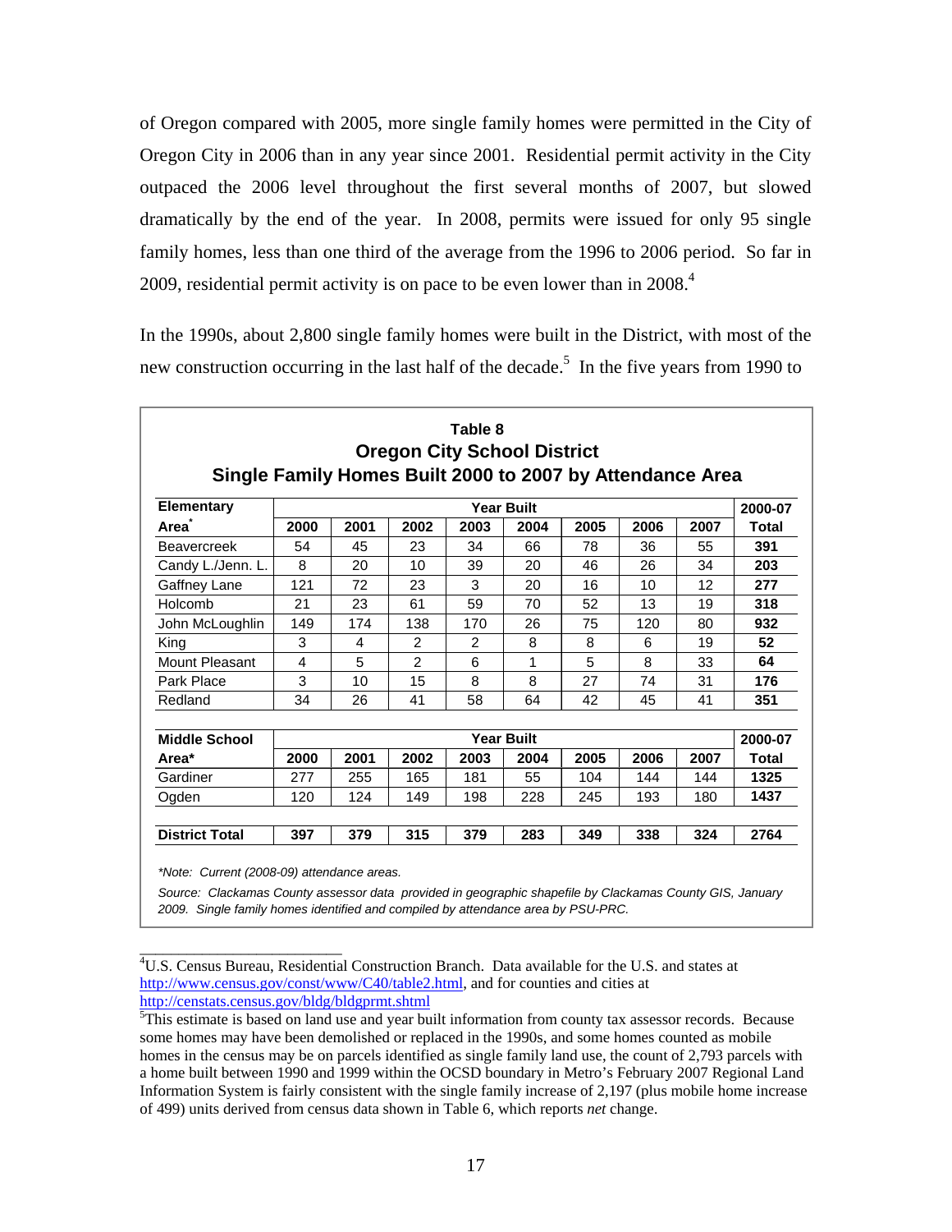of Oregon compared with 2005, more single family homes were permitted in the City of Oregon City in 2006 than in any year since 2001. Residential permit activity in the City outpaced the 2006 level throughout the first several months of 2007, but slowed dramatically by the end of the year. In 2008, permits were issued for only 95 single family homes, less than one third of the average from the 1996 to 2006 period. So far in 2009, residential permit activity is on pace to be even lower than in 2008.[4]

In the 1990s, about 2,800 single family homes were built in the District, with most of the new construction occurring in the last half of the decade.[5] In the five years from 1990 to

**Table 8**
**Oregon City School District**
**Single Family Homes Built 2000 to 2007 by Attendance Area**

| Elementary Area* | Year Built | | | | | | | | 2000-07 |
|---|---|---|---|---|---|---|---|---|---|
| | 2000 | 2001 | 2002 | 2003 | 2004 | 2005 | 2006 | 2007 | Total |
| Beavercreek | 54 | 45 | 23 | 34 | 66 | 78 | 36 | 55 | **391** |
| Candy L./Jenn. L. | 8 | 20 | 10 | 39 | 20 | 46 | 26 | 34 | **203** |
| Gaffney Lane | 121 | 72 | 23 | 3 | 20 | 16 | 10 | 12 | **277** |
| Holcomb | 21 | 23 | 61 | 59 | 70 | 52 | 13 | 19 | **318** |
| John McLoughlin | 149 | 174 | 138 | 170 | 26 | 75 | 120 | 80 | **932** |
| King | 3 | 4 | 2 | 2 | 8 | 8 | 6 | 19 | **52** |
| Mount Pleasant | 4 | 5 | 2 | 6 | 1 | 5 | 8 | 33 | **64** |
| Park Place | 3 | 10 | 15 | 8 | 8 | 27 | 74 | 31 | **176** |
| Redland | 34 | 26 | 41 | 58 | 64 | 42 | 45 | 41 | **351** |

| Middle School Area* | Year Built | | | | | | | | 2000-07 |
|---|---|---|---|---|---|---|---|---|---|
| | 2000 | 2001 | 2002 | 2003 | 2004 | 2005 | 2006 | 2007 | Total |
| Gardiner | 277 | 255 | 165 | 181 | 55 | 104 | 144 | 144 | **1325** |
| Ogden | 120 | 124 | 149 | 198 | 228 | 245 | 193 | 180 | **1437** |
| **District Total** | **397** | **379** | **315** | **379** | **283** | **349** | **338** | **324** | **2764** |

*\*Note: Current (2008-09) attendance areas.*

*Source: Clackamas County assessor data provided in geographic shapefile by Clackamas County GIS, January 2009. Single family homes identified and compiled by attendance area by PSU-PRC.*

---

[4] U.S. Census Bureau, Residential Construction Branch. Data available for the U.S. and states at http://www.census.gov/const/www/C40/table2.html, and for counties and cities at http://censtats.census.gov/bldg/bldgprmt.shtml

[5] This estimate is based on land use and year built information from county tax assessor records. Because some homes may have been demolished or replaced in the 1990s, and some homes counted as mobile homes in the census may be on parcels identified as single family land use, the count of 2,793 parcels with a home built between 1990 and 1999 within the OCSD boundary in Metro's February 2007 Regional Land Information System is fairly consistent with the single family increase of 2,197 (plus mobile home increase of 499) units derived from census data shown in Table 6, which reports *net* change.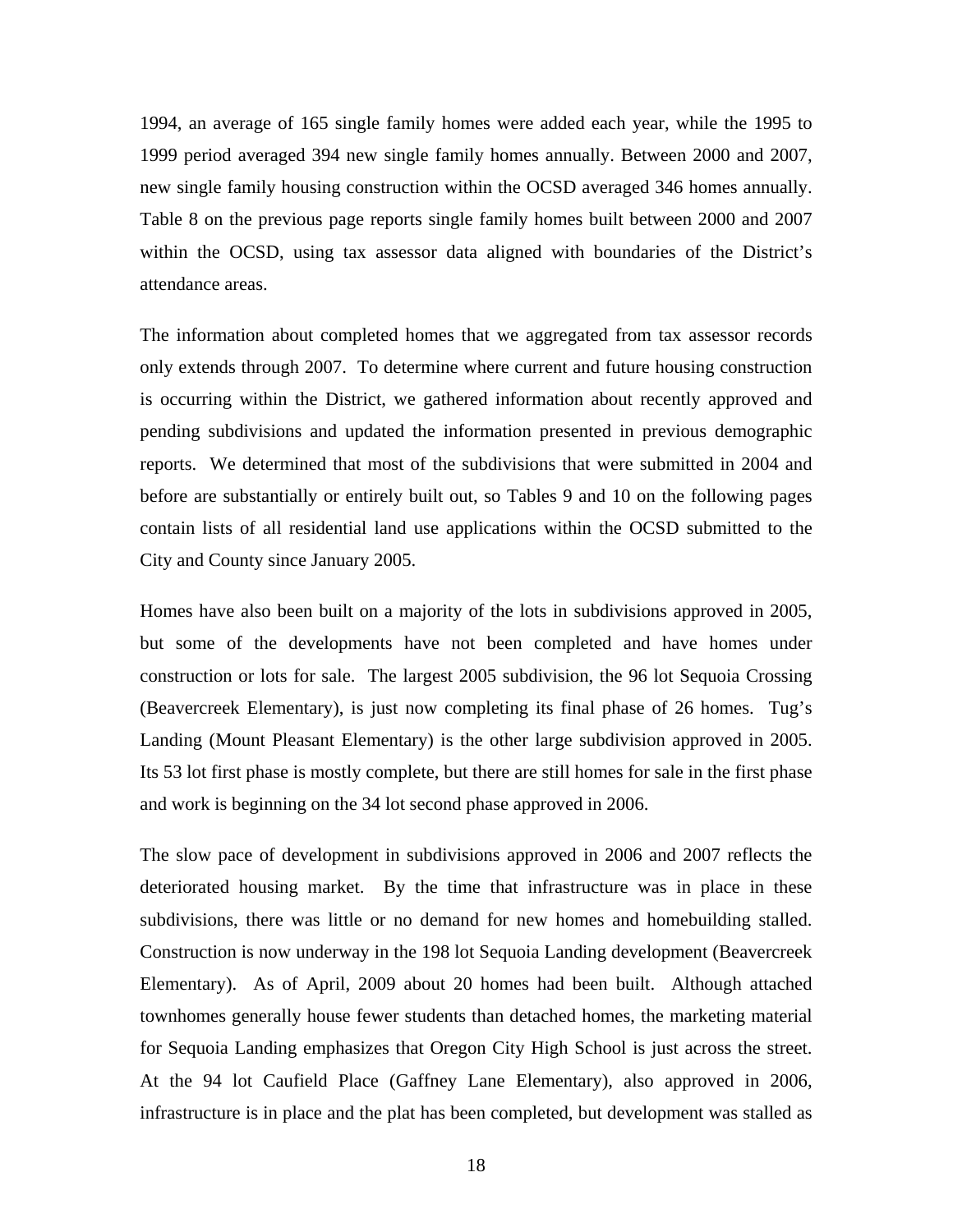1994, an average of 165 single family homes were added each year, while the 1995 to 1999 period averaged 394 new single family homes annually. Between 2000 and 2007, new single family housing construction within the OCSD averaged 346 homes annually. Table 8 on the previous page reports single family homes built between 2000 and 2007 within the OCSD, using tax assessor data aligned with boundaries of the District's attendance areas.

The information about completed homes that we aggregated from tax assessor records only extends through 2007. To determine where current and future housing construction is occurring within the District, we gathered information about recently approved and pending subdivisions and updated the information presented in previous demographic reports. We determined that most of the subdivisions that were submitted in 2004 and before are substantially or entirely built out, so Tables 9 and 10 on the following pages contain lists of all residential land use applications within the OCSD submitted to the City and County since January 2005.

Homes have also been built on a majority of the lots in subdivisions approved in 2005, but some of the developments have not been completed and have homes under construction or lots for sale. The largest 2005 subdivision, the 96 lot Sequoia Crossing (Beavercreek Elementary), is just now completing its final phase of 26 homes. Tug's Landing (Mount Pleasant Elementary) is the other large subdivision approved in 2005. Its 53 lot first phase is mostly complete, but there are still homes for sale in the first phase and work is beginning on the 34 lot second phase approved in 2006.

The slow pace of development in subdivisions approved in 2006 and 2007 reflects the deteriorated housing market. By the time that infrastructure was in place in these subdivisions, there was little or no demand for new homes and homebuilding stalled. Construction is now underway in the 198 lot Sequoia Landing development (Beavercreek Elementary). As of April, 2009 about 20 homes had been built. Although attached townhomes generally house fewer students than detached homes, the marketing material for Sequoia Landing emphasizes that Oregon City High School is just across the street. At the 94 lot Caufield Place (Gaffney Lane Elementary), also approved in 2006, infrastructure is in place and the plat has been completed, but development was stalled as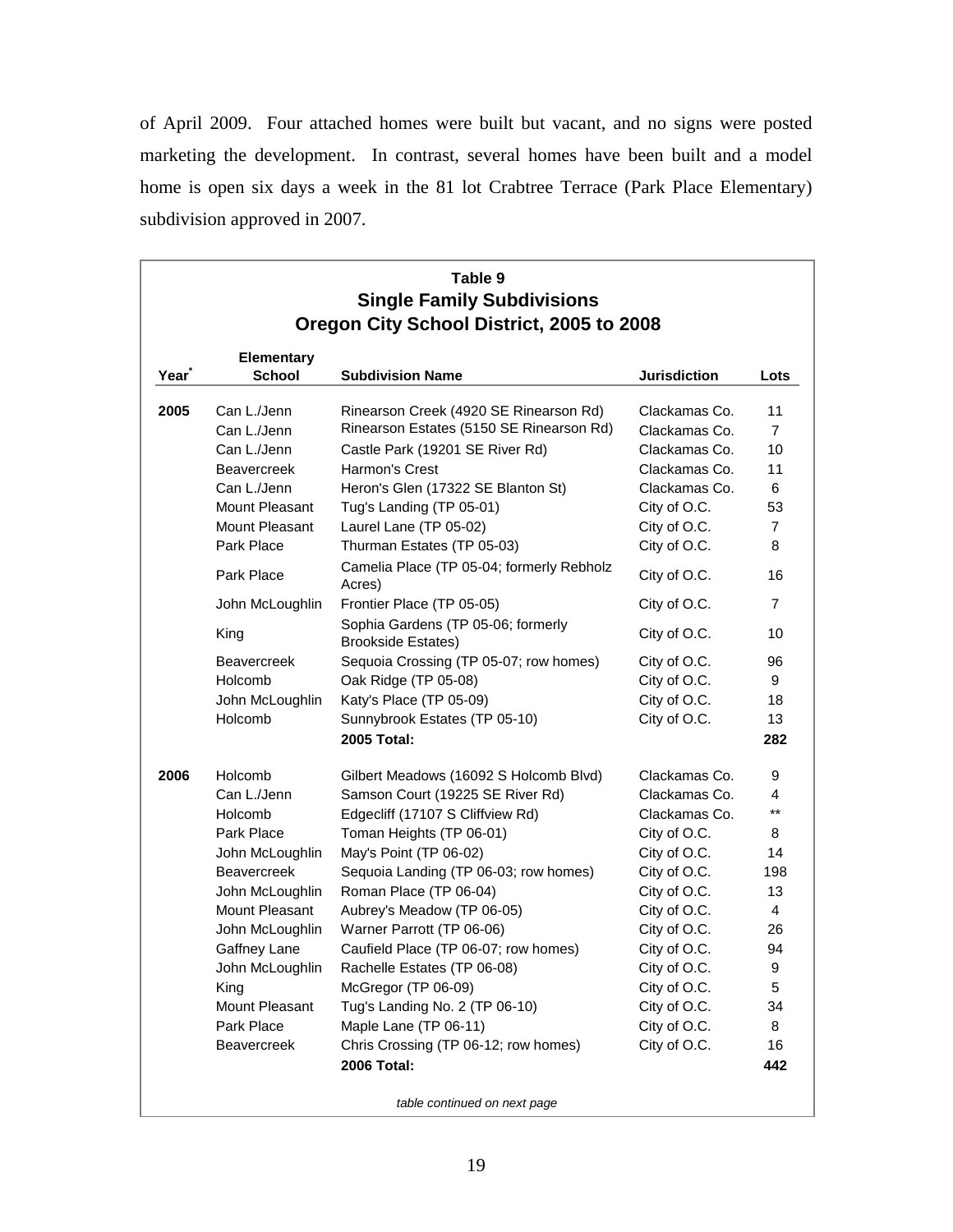of April 2009. Four attached homes were built but vacant, and no signs were posted marketing the development. In contrast, several homes have been built and a model home is open six days a week in the 81 lot Crabtree Terrace (Park Place Elementary) subdivision approved in 2007.

**Table 9**
**Single Family Subdivisions**
**Oregon City School District, 2005 to 2008**

| Year* | Elementary School | Subdivision Name | Jurisdiction | Lots |
|---|---|---|---|---|
| **2005** | Can L./Jenn | Rinearson Creek (4920 SE Rinearson Rd) | Clackamas Co. | 11 |
| | Can L./Jenn | Rinearson Estates (5150 SE Rinearson Rd) | Clackamas Co. | 7 |
| | Can L./Jenn | Castle Park (19201 SE River Rd) | Clackamas Co. | 10 |
| | Beavercreek | Harmon's Crest | Clackamas Co. | 11 |
| | Can L./Jenn | Heron's Glen (17322 SE Blanton St) | Clackamas Co. | 6 |
| | Mount Pleasant | Tug's Landing (TP 05-01) | City of O.C. | 53 |
| | Mount Pleasant | Laurel Lane (TP 05-02) | City of O.C. | 7 |
| | Park Place | Thurman Estates (TP 05-03) | City of O.C. | 8 |
| | Park Place | Camelia Place (TP 05-04; formerly Rebholz Acres) | City of O.C. | 16 |
| | John McLoughlin | Frontier Place (TP 05-05) | City of O.C. | 7 |
| | King | Sophia Gardens (TP 05-06; formerly Brookside Estates) | City of O.C. | 10 |
| | Beavercreek | Sequoia Crossing (TP 05-07; row homes) | City of O.C. | 96 |
| | Holcomb | Oak Ridge (TP 05-08) | City of O.C. | 9 |
| | John McLoughlin | Katy's Place (TP 05-09) | City of O.C. | 18 |
| | Holcomb | Sunnybrook Estates (TP 05-10) | City of O.C. | 13 |
| | | **2005 Total:** | | **282** |
| **2006** | Holcomb | Gilbert Meadows (16092 S Holcomb Blvd) | Clackamas Co. | 9 |
| | Can L./Jenn | Samson Court (19225 SE River Rd) | Clackamas Co. | 4 |
| | Holcomb | Edgecliff (17107 S Cliffview Rd) | Clackamas Co. | ** |
| | Park Place | Toman Heights (TP 06-01) | City of O.C. | 8 |
| | John McLoughlin | May's Point (TP 06-02) | City of O.C. | 14 |
| | Beavercreek | Sequoia Landing (TP 06-03; row homes) | City of O.C. | 198 |
| | John McLoughlin | Roman Place (TP 06-04) | City of O.C. | 13 |
| | Mount Pleasant | Aubrey's Meadow (TP 06-05) | City of O.C. | 4 |
| | John McLoughlin | Warner Parrott (TP 06-06) | City of O.C. | 26 |
| | Gaffney Lane | Caufield Place (TP 06-07; row homes) | City of O.C. | 94 |
| | John McLoughlin | Rachelle Estates (TP 06-08) | City of O.C. | 9 |
| | King | McGregor (TP 06-09) | City of O.C. | 5 |
| | Mount Pleasant | Tug's Landing No. 2 (TP 06-10) | City of O.C. | 34 |
| | Park Place | Maple Lane (TP 06-11) | City of O.C. | 8 |
| | Beavercreek | Chris Crossing (TP 06-12; row homes) | City of O.C. | 16 |
| | | **2006 Total:** | | **442** |

*table continued on next page*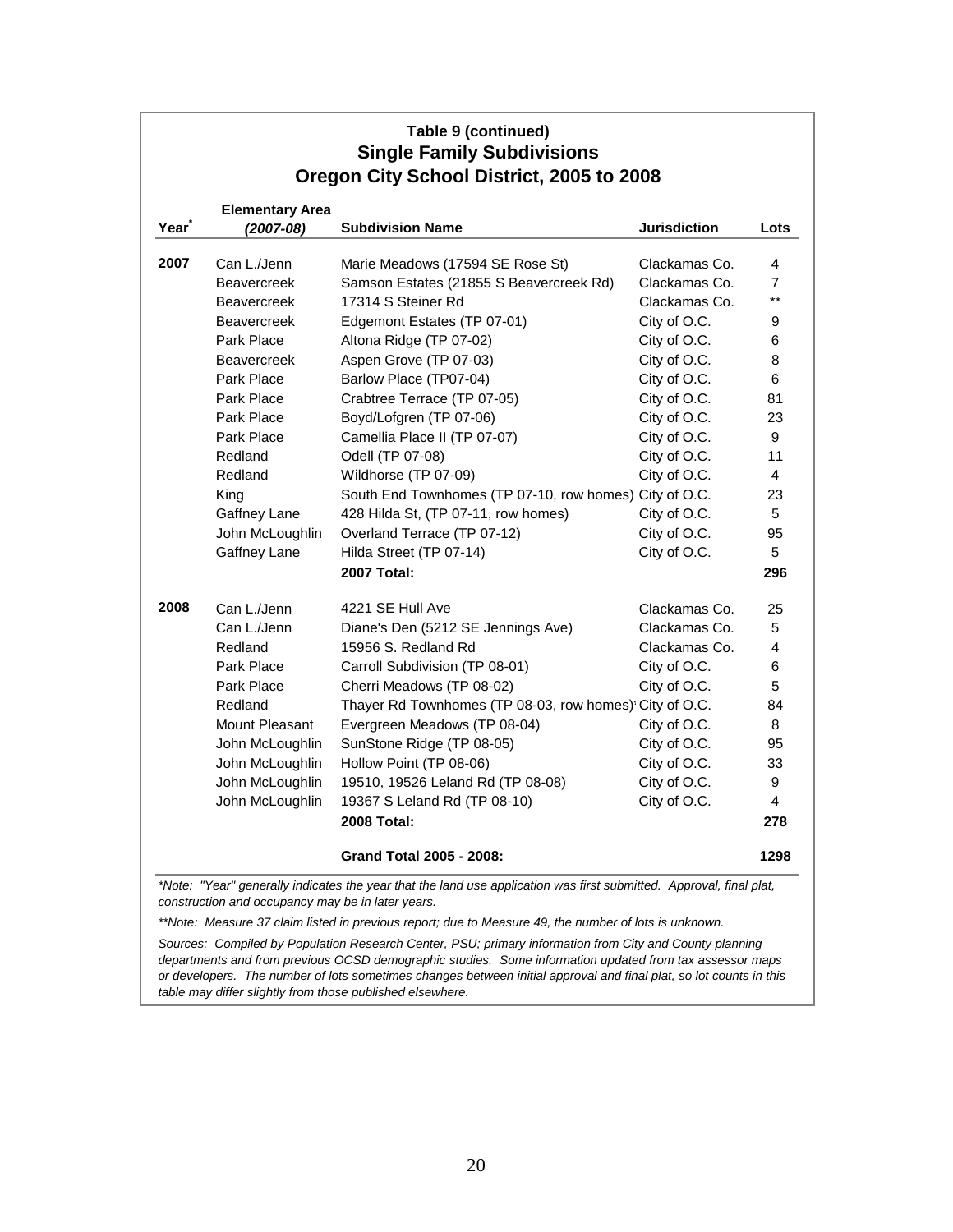**Table 9 (continued)**
## Single Family Subdivisions
## Oregon City School District, 2005 to 2008

| Year* | Elementary Area *(2007-08)* | Subdivision Name | Jurisdiction | Lots |
|---|---|---|---|---|
| **2007** | Can L./Jenn | Marie Meadows (17594 SE Rose St) | Clackamas Co. | 4 |
| | Beavercreek | Samson Estates (21855 S Beavercreek Rd) | Clackamas Co. | 7 |
| | Beavercreek | 17314 S Steiner Rd | Clackamas Co. | ** |
| | Beavercreek | Edgemont Estates (TP 07-01) | City of O.C. | 9 |
| | Park Place | Altona Ridge (TP 07-02) | City of O.C. | 6 |
| | Beavercreek | Aspen Grove (TP 07-03) | City of O.C. | 8 |
| | Park Place | Barlow Place (TP07-04) | City of O.C. | 6 |
| | Park Place | Crabtree Terrace (TP 07-05) | City of O.C. | 81 |
| | Park Place | Boyd/Lofgren (TP 07-06) | City of O.C. | 23 |
| | Park Place | Camellia Place II (TP 07-07) | City of O.C. | 9 |
| | Redland | Odell (TP 07-08) | City of O.C. | 11 |
| | Redland | Wildhorse (TP 07-09) | City of O.C. | 4 |
| | King | South End Townhomes (TP 07-10, row homes) | City of O.C. | 23 |
| | Gaffney Lane | 428 Hilda St, (TP 07-11, row homes) | City of O.C. | 5 |
| | John McLoughlin | Overland Terrace (TP 07-12) | City of O.C. | 95 |
| | Gaffney Lane | Hilda Street (TP 07-14) | City of O.C. | 5 |
| | | **2007 Total:** | | **296** |
| **2008** | Can L./Jenn | 4221 SE Hull Ave | Clackamas Co. | 25 |
| | Can L./Jenn | Diane's Den (5212 SE Jennings Ave) | Clackamas Co. | 5 |
| | Redland | 15956 S. Redland Rd | Clackamas Co. | 4 |
| | Park Place | Carroll Subdivision (TP 08-01) | City of O.C. | 6 |
| | Park Place | Cherri Meadows (TP 08-02) | City of O.C. | 5 |
| | Redland | Thayer Rd Townhomes (TP 08-03, row homes) | City of O.C. | 84 |
| | Mount Pleasant | Evergreen Meadows (TP 08-04) | City of O.C. | 8 |
| | John McLoughlin | SunStone Ridge (TP 08-05) | City of O.C. | 95 |
| | John McLoughlin | Hollow Point (TP 08-06) | City of O.C. | 33 |
| | John McLoughlin | 19510, 19526 Leland Rd (TP 08-08) | City of O.C. | 9 |
| | John McLoughlin | 19367 S Leland Rd (TP 08-10) | City of O.C. | 4 |
| | | **2008 Total:** | | **278** |
| | | **Grand Total 2005 - 2008:** | | **1298** |

*\*Note: "Year" generally indicates the year that the land use application was first submitted. Approval, final plat, construction and occupancy may be in later years.*

*\*\*Note: Measure 37 claim listed in previous report; due to Measure 49, the number of lots is unknown.*

*Sources: Compiled by Population Research Center, PSU; primary information from City and County planning departments and from previous OCSD demographic studies. Some information updated from tax assessor maps or developers. The number of lots sometimes changes between initial approval and final plat, so lot counts in this table may differ slightly from those published elsewhere.*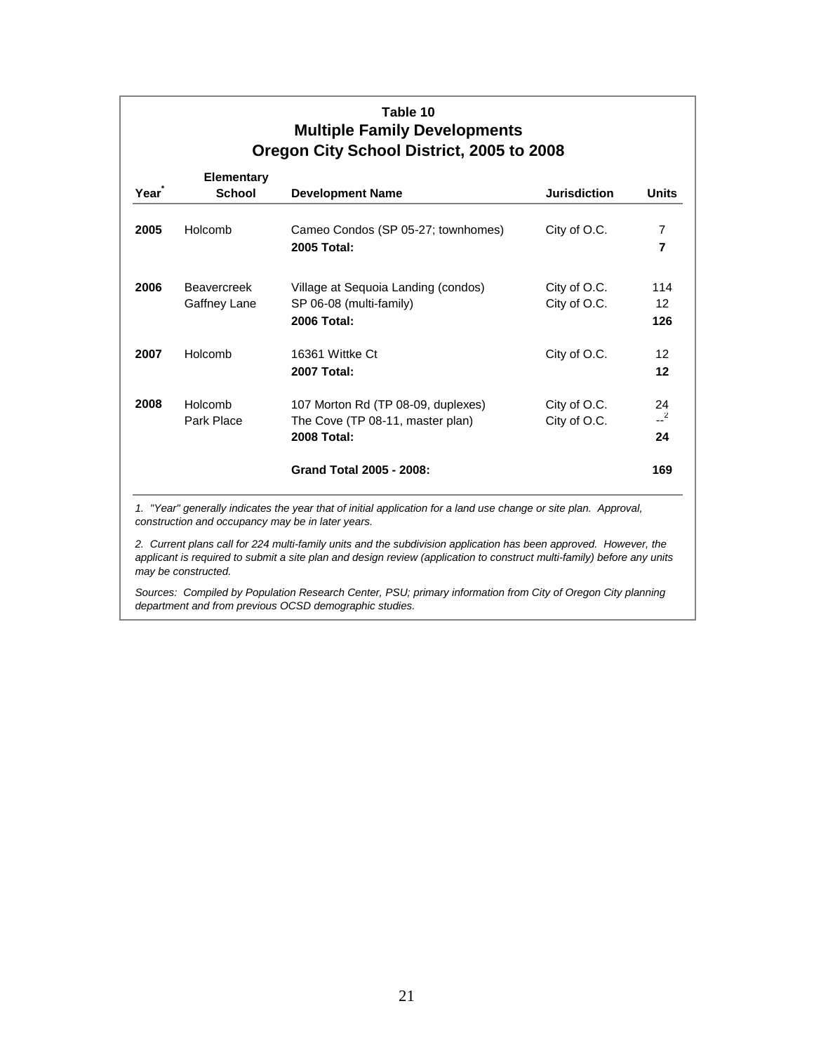**Table 10**
**Multiple Family Developments**
**Oregon City School District, 2005 to 2008**

| Year* | Elementary School | Development Name | Jurisdiction | Units |
|---|---|---|---|---|
| **2005** | Holcomb | Cameo Condos (SP 05-27; townhomes) | City of O.C. | 7 |
| | | **2005 Total:** | | **7** |
| **2006** | Beavercreek | Village at Sequoia Landing (condos) | City of O.C. | 114 |
| | Gaffney Lane | SP 06-08 (multi-family) | City of O.C. | 12 |
| | | **2006 Total:** | | **126** |
| **2007** | Holcomb | 16361 Wittke Ct | City of O.C. | 12 |
| | | **2007 Total:** | | **12** |
| **2008** | Holcomb | 107 Morton Rd (TP 08-09, duplexes) | City of O.C. | 24 |
| | Park Place | The Cove (TP 08-11, master plan) | City of O.C. | --[2] |
| | | **2008 Total:** | | **24** |
| | | **Grand Total 2005 - 2008:** | | **169** |

*1. "Year" generally indicates the year that of initial application for a land use change or site plan. Approval, construction and occupancy may be in later years.*

*2. Current plans call for 224 multi-family units and the subdivision application has been approved. However, the applicant is required to submit a site plan and design review (application to construct multi-family) before any units may be constructed.*

*Sources: Compiled by Population Research Center, PSU; primary information from City of Oregon City planning department and from previous OCSD demographic studies.*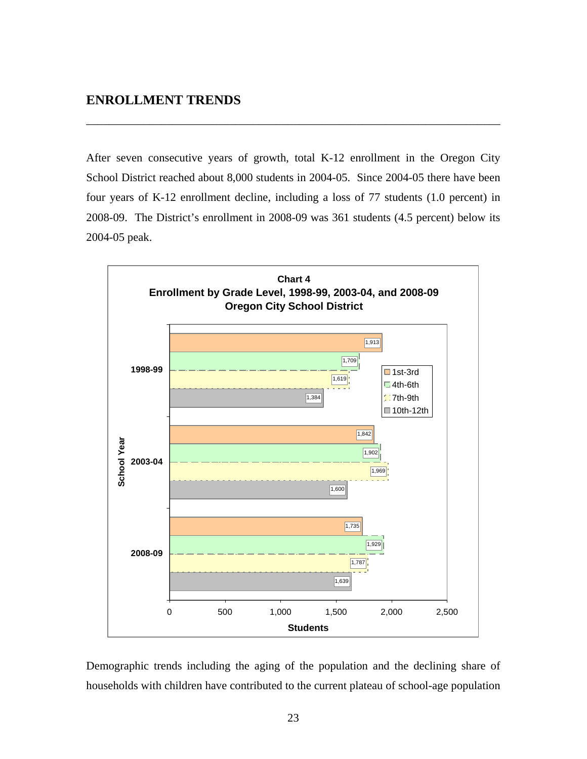## ENROLLMENT TRENDS

After seven consecutive years of growth, total K-12 enrollment in the Oregon City School District reached about 8,000 students in 2004-05. Since 2004-05 there have been four years of K-12 enrollment decline, including a loss of 77 students (1.0 percent) in 2008-09. The District's enrollment in 2008-09 was 361 students (4.5 percent) below its 2004-05 peak.

**Chart 4**
**Enrollment by Grade Level, 1998-99, 2003-04, and 2008-09**
**Oregon City School District**

| School Year | 1st-3rd | 4th-6th | 7th-9th | 10th-12th |
|---|---|---|---|---|
| 1998-99 | 1,913 | 1,709 | 1,619 | 1,384 |
| 2003-04 | 1,842 | 1,902 | 1,969 | 1,600 |
| 2008-09 | 1,735 | 1,929 | 1,787 | 1,639 |

Demographic trends including the aging of the population and the declining share of households with children have contributed to the current plateau of school-age population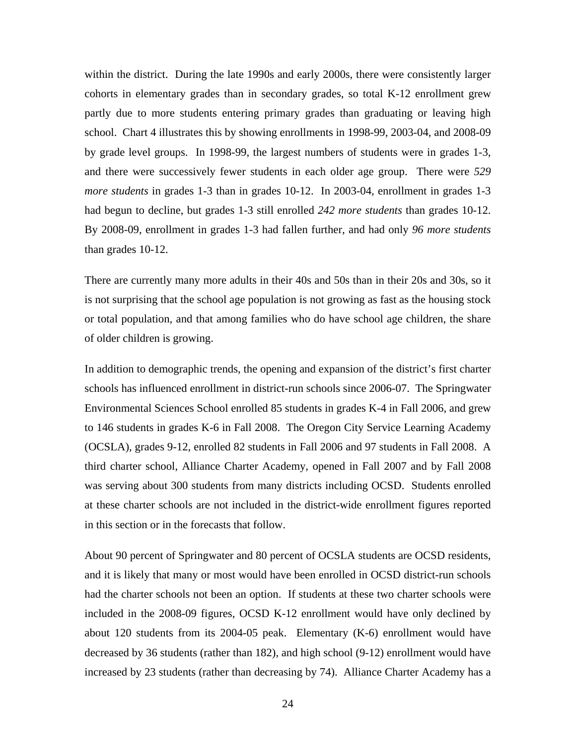within the district. During the late 1990s and early 2000s, there were consistently larger cohorts in elementary grades than in secondary grades, so total K-12 enrollment grew partly due to more students entering primary grades than graduating or leaving high school. Chart 4 illustrates this by showing enrollments in 1998-99, 2003-04, and 2008-09 by grade level groups. In 1998-99, the largest numbers of students were in grades 1-3, and there were successively fewer students in each older age group. There were *529 more students* in grades 1-3 than in grades 10-12. In 2003-04, enrollment in grades 1-3 had begun to decline, but grades 1-3 still enrolled *242 more students* than grades 10-12. By 2008-09, enrollment in grades 1-3 had fallen further, and had only *96 more students* than grades 10-12.

There are currently many more adults in their 40s and 50s than in their 20s and 30s, so it is not surprising that the school age population is not growing as fast as the housing stock or total population, and that among families who do have school age children, the share of older children is growing.

In addition to demographic trends, the opening and expansion of the district's first charter schools has influenced enrollment in district-run schools since 2006-07. The Springwater Environmental Sciences School enrolled 85 students in grades K-4 in Fall 2006, and grew to 146 students in grades K-6 in Fall 2008. The Oregon City Service Learning Academy (OCSLA), grades 9-12, enrolled 82 students in Fall 2006 and 97 students in Fall 2008. A third charter school, Alliance Charter Academy, opened in Fall 2007 and by Fall 2008 was serving about 300 students from many districts including OCSD. Students enrolled at these charter schools are not included in the district-wide enrollment figures reported in this section or in the forecasts that follow.

About 90 percent of Springwater and 80 percent of OCSLA students are OCSD residents, and it is likely that many or most would have been enrolled in OCSD district-run schools had the charter schools not been an option. If students at these two charter schools were included in the 2008-09 figures, OCSD K-12 enrollment would have only declined by about 120 students from its 2004-05 peak. Elementary (K-6) enrollment would have decreased by 36 students (rather than 182), and high school (9-12) enrollment would have increased by 23 students (rather than decreasing by 74). Alliance Charter Academy has a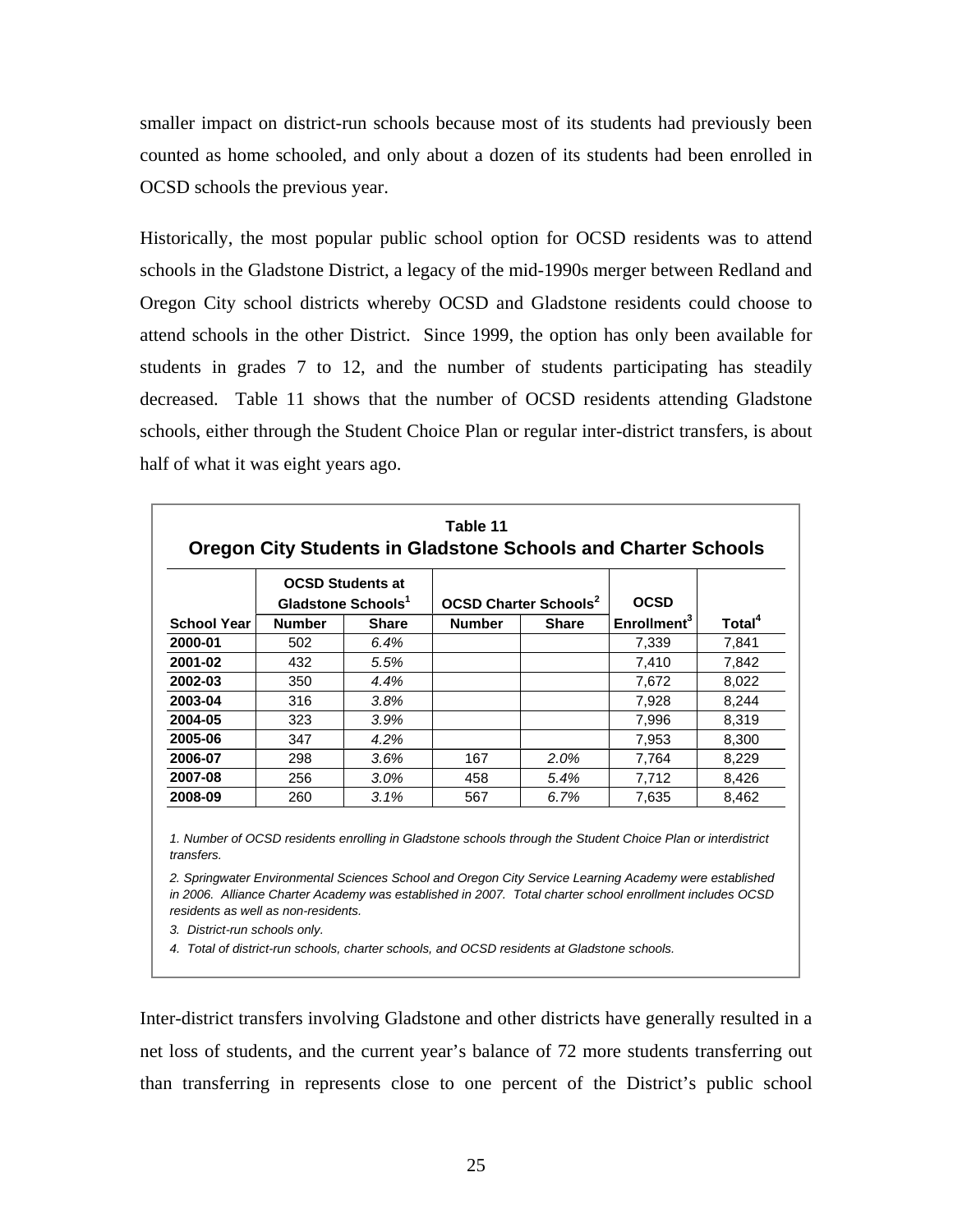smaller impact on district-run schools because most of its students had previously been counted as home schooled, and only about a dozen of its students had been enrolled in OCSD schools the previous year.

Historically, the most popular public school option for OCSD residents was to attend schools in the Gladstone District, a legacy of the mid-1990s merger between Redland and Oregon City school districts whereby OCSD and Gladstone residents could choose to attend schools in the other District. Since 1999, the option has only been available for students in grades 7 to 12, and the number of students participating has steadily decreased. Table 11 shows that the number of OCSD residents attending Gladstone schools, either through the Student Choice Plan or regular inter-district transfers, is about half of what it was eight years ago.

**Table 11**
**Oregon City Students in Gladstone Schools and Charter Schools**

| | OCSD Students at Gladstone Schools[1] | | OCSD Charter Schools[2] | | OCSD | |
|---|---|---|---|---|---|---|
| **School Year** | **Number** | **Share** | **Number** | **Share** | **Enrollment[3]** | **Total[4]** |
| **2000-01** | 502 | *6.4%* | | | 7,339 | 7,841 |
| **2001-02** | 432 | *5.5%* | | | 7,410 | 7,842 |
| **2002-03** | 350 | *4.4%* | | | 7,672 | 8,022 |
| **2003-04** | 316 | *3.8%* | | | 7,928 | 8,244 |
| **2004-05** | 323 | *3.9%* | | | 7,996 | 8,319 |
| **2005-06** | 347 | *4.2%* | | | 7,953 | 8,300 |
| **2006-07** | 298 | *3.6%* | 167 | *2.0%* | 7,764 | 8,229 |
| **2007-08** | 256 | *3.0%* | 458 | *5.4%* | 7,712 | 8,426 |
| **2008-09** | 260 | *3.1%* | 567 | *6.7%* | 7,635 | 8,462 |

*1. Number of OCSD residents enrolling in Gladstone schools through the Student Choice Plan or interdistrict transfers.*

*2. Springwater Environmental Sciences School and Oregon City Service Learning Academy were established in 2006. Alliance Charter Academy was established in 2007. Total charter school enrollment includes OCSD residents as well as non-residents.*

*3. District-run schools only.*

*4. Total of district-run schools, charter schools, and OCSD residents at Gladstone schools.*

Inter-district transfers involving Gladstone and other districts have generally resulted in a net loss of students, and the current year's balance of 72 more students transferring out than transferring in represents close to one percent of the District's public school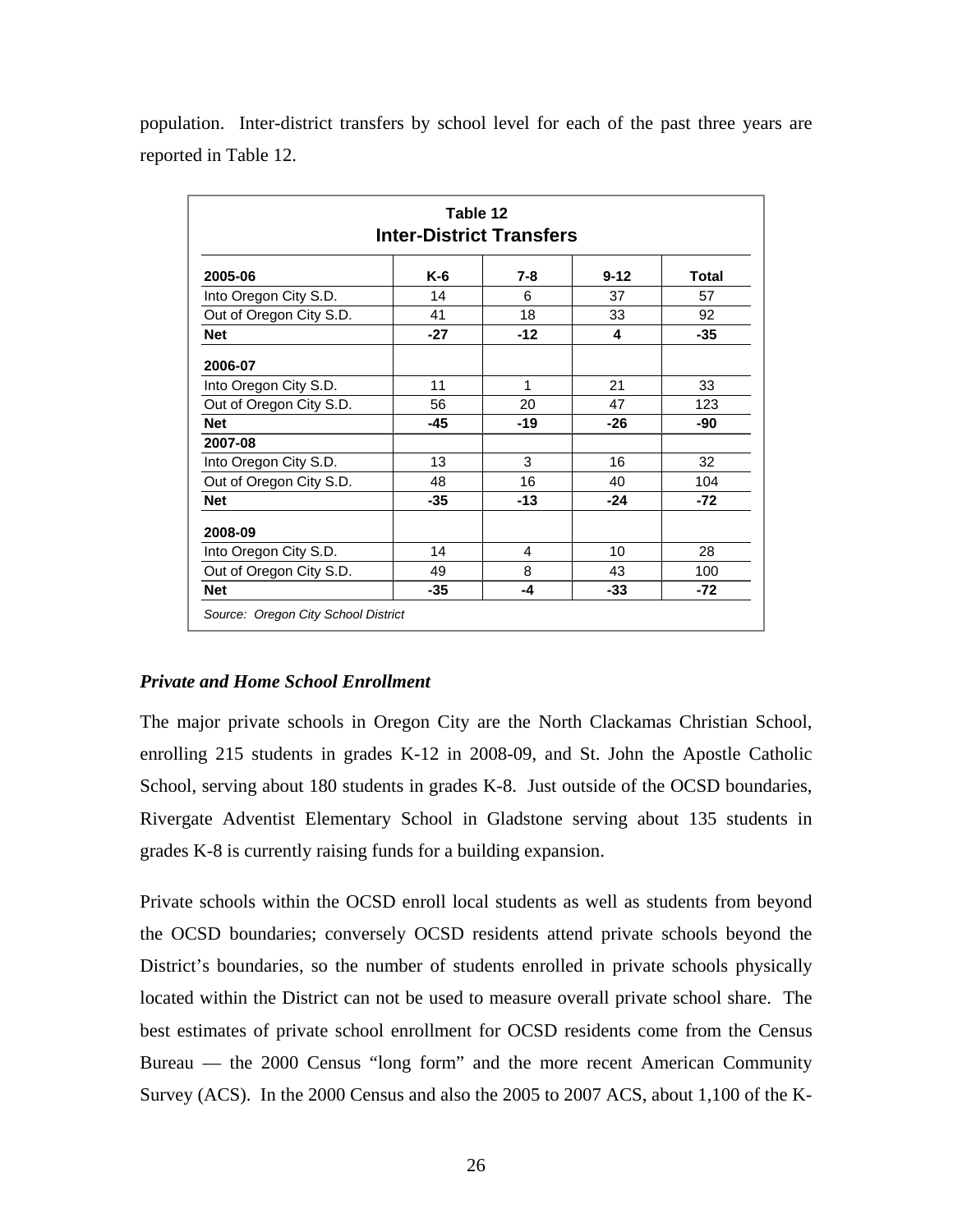population. Inter-district transfers by school level for each of the past three years are reported in Table 12.

**Table 12**
**Inter-District Transfers**

| 2005-06 | K-6 | 7-8 | 9-12 | Total |
|---|---|---|---|---|
| Into Oregon City S.D. | 14 | 6 | 37 | 57 |
| Out of Oregon City S.D. | 41 | 18 | 33 | 92 |
| **Net** | **-27** | **-12** | **4** | **-35** |
| **2006-07** | | | | |
| Into Oregon City S.D. | 11 | 1 | 21 | 33 |
| Out of Oregon City S.D. | 56 | 20 | 47 | 123 |
| **Net** | **-45** | **-19** | **-26** | **-90** |
| **2007-08** | | | | |
| Into Oregon City S.D. | 13 | 3 | 16 | 32 |
| Out of Oregon City S.D. | 48 | 16 | 40 | 104 |
| **Net** | **-35** | **-13** | **-24** | **-72** |
| **2008-09** | | | | |
| Into Oregon City S.D. | 14 | 4 | 10 | 28 |
| Out of Oregon City S.D. | 49 | 8 | 43 | 100 |
| **Net** | **-35** | **-4** | **-33** | **-72** |

*Source: Oregon City School District*

### *Private and Home School Enrollment*

The major private schools in Oregon City are the North Clackamas Christian School, enrolling 215 students in grades K-12 in 2008-09, and St. John the Apostle Catholic School, serving about 180 students in grades K-8. Just outside of the OCSD boundaries, Rivergate Adventist Elementary School in Gladstone serving about 135 students in grades K-8 is currently raising funds for a building expansion.

Private schools within the OCSD enroll local students as well as students from beyond the OCSD boundaries; conversely OCSD residents attend private schools beyond the District's boundaries, so the number of students enrolled in private schools physically located within the District can not be used to measure overall private school share. The best estimates of private school enrollment for OCSD residents come from the Census Bureau — the 2000 Census "long form" and the more recent American Community Survey (ACS). In the 2000 Census and also the 2005 to 2007 ACS, about 1,100 of the K-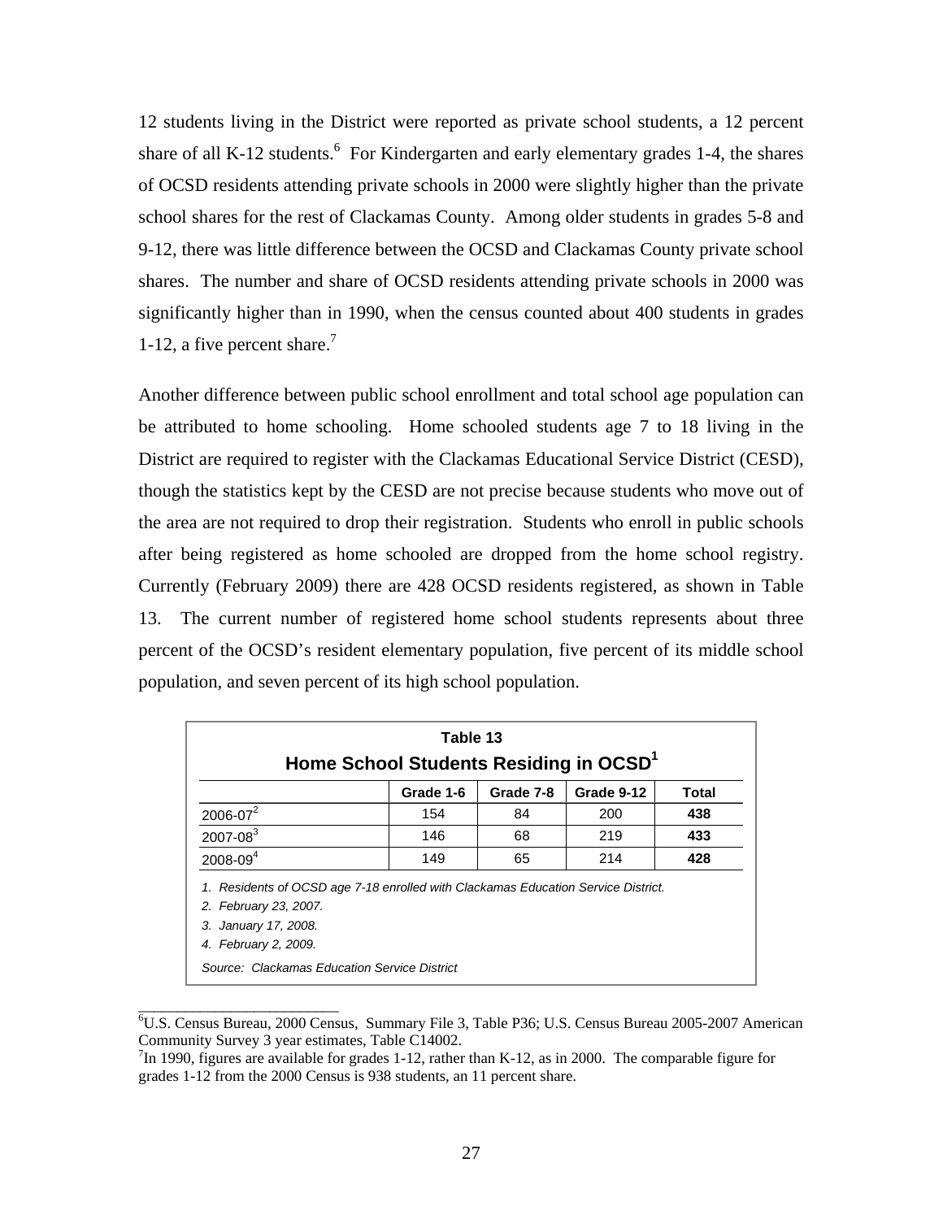12 students living in the District were reported as private school students, a 12 percent share of all K-12 students.[6] For Kindergarten and early elementary grades 1-4, the shares of OCSD residents attending private schools in 2000 were slightly higher than the private school shares for the rest of Clackamas County. Among older students in grades 5-8 and 9-12, there was little difference between the OCSD and Clackamas County private school shares. The number and share of OCSD residents attending private schools in 2000 was significantly higher than in 1990, when the census counted about 400 students in grades 1-12, a five percent share.[7]

Another difference between public school enrollment and total school age population can be attributed to home schooling. Home schooled students age 7 to 18 living in the District are required to register with the Clackamas Educational Service District (CESD), though the statistics kept by the CESD are not precise because students who move out of the area are not required to drop their registration. Students who enroll in public schools after being registered as home schooled are dropped from the home school registry. Currently (February 2009) there are 428 OCSD residents registered, as shown in Table 13. The current number of registered home school students represents about three percent of the OCSD's resident elementary population, five percent of its middle school population, and seven percent of its high school population.

**Table 13**
**Home School Students Residing in OCSD[1]**

| | Grade 1-6 | Grade 7-8 | Grade 9-12 | Total |
|---|---|---|---|---|
| 2006-07[2] | 154 | 84 | 200 | **438** |
| 2007-08[3] | 146 | 68 | 219 | **433** |
| 2008-09[4] | 149 | 65 | 214 | **428** |

*1. Residents of OCSD age 7-18 enrolled with Clackamas Education Service District.*
*2. February 23, 2007.*
*3. January 17, 2008.*
*4. February 2, 2009.*
*Source: Clackamas Education Service District*

---

[6]U.S. Census Bureau, 2000 Census, Summary File 3, Table P36; U.S. Census Bureau 2005-2007 American Community Survey 3 year estimates, Table C14002.

[7]In 1990, figures are available for grades 1-12, rather than K-12, as in 2000. The comparable figure for grades 1-12 from the 2000 Census is 938 students, an 11 percent share.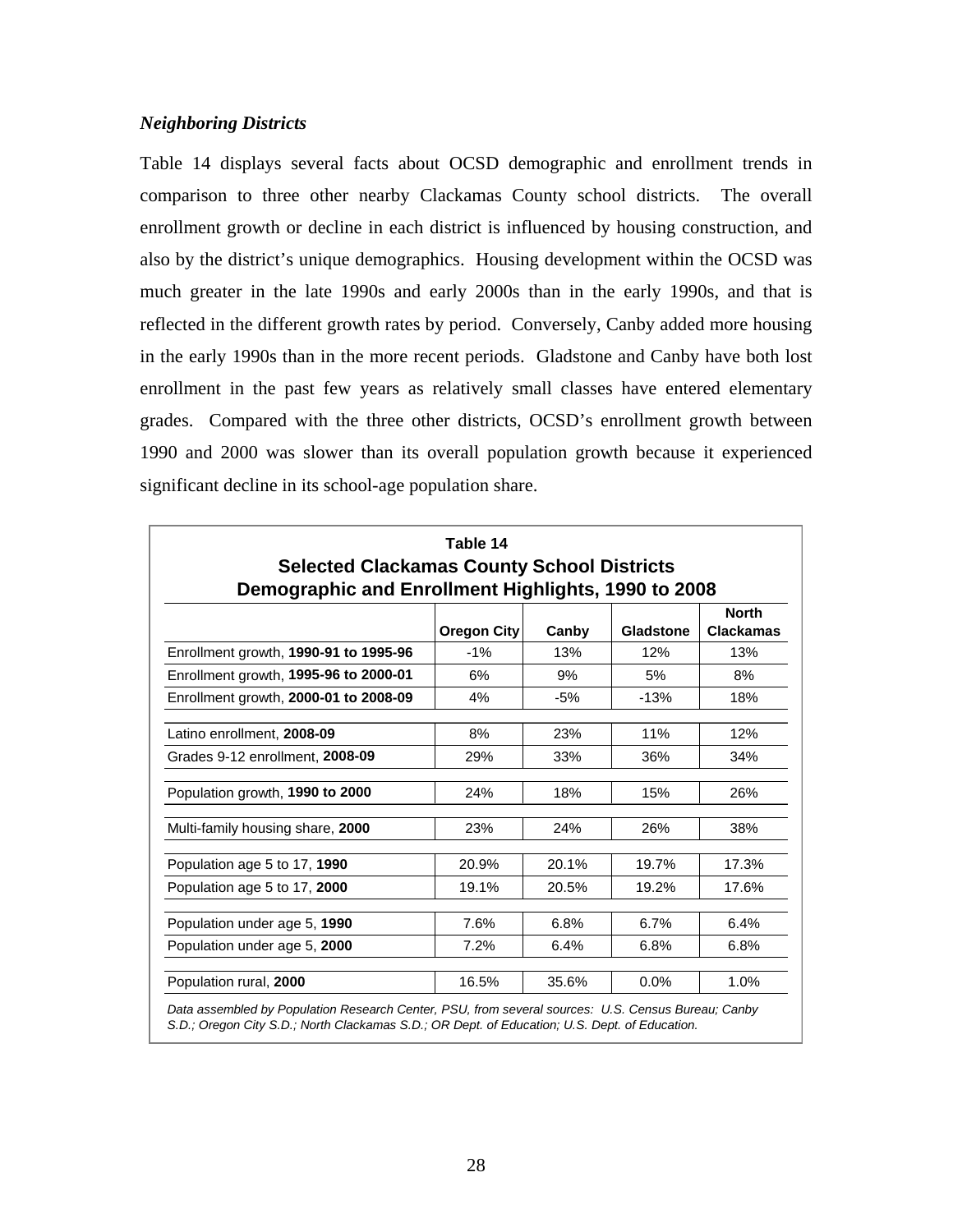### *Neighboring Districts*

Table 14 displays several facts about OCSD demographic and enrollment trends in comparison to three other nearby Clackamas County school districts. The overall enrollment growth or decline in each district is influenced by housing construction, and also by the district's unique demographics. Housing development within the OCSD was much greater in the late 1990s and early 2000s than in the early 1990s, and that is reflected in the different growth rates by period. Conversely, Canby added more housing in the early 1990s than in the more recent periods. Gladstone and Canby have both lost enrollment in the past few years as relatively small classes have entered elementary grades. Compared with the three other districts, OCSD's enrollment growth between 1990 and 2000 was slower than its overall population growth because it experienced significant decline in its school-age population share.

**Table 14**
**Selected Clackamas County School Districts**
**Demographic and Enrollment Highlights, 1990 to 2008**

| | Oregon City | Canby | Gladstone | North Clackamas |
|---|---|---|---|---|
| Enrollment growth, **1990-91 to 1995-96** | -1% | 13% | 12% | 13% |
| Enrollment growth, **1995-96 to 2000-01** | 6% | 9% | 5% | 8% |
| Enrollment growth, **2000-01 to 2008-09** | 4% | -5% | -13% | 18% |
| Latino enrollment, **2008-09** | 8% | 23% | 11% | 12% |
| Grades 9-12 enrollment, **2008-09** | 29% | 33% | 36% | 34% |
| Population growth, **1990 to 2000** | 24% | 18% | 15% | 26% |
| Multi-family housing share, **2000** | 23% | 24% | 26% | 38% |
| Population age 5 to 17, **1990** | 20.9% | 20.1% | 19.7% | 17.3% |
| Population age 5 to 17, **2000** | 19.1% | 20.5% | 19.2% | 17.6% |
| Population under age 5, **1990** | 7.6% | 6.8% | 6.7% | 6.4% |
| Population under age 5, **2000** | 7.2% | 6.4% | 6.8% | 6.8% |
| Population rural, **2000** | 16.5% | 35.6% | 0.0% | 1.0% |

*Data assembled by Population Research Center, PSU, from several sources: U.S. Census Bureau; Canby S.D.; Oregon City S.D.; North Clackamas S.D.; OR Dept. of Education; U.S. Dept. of Education.*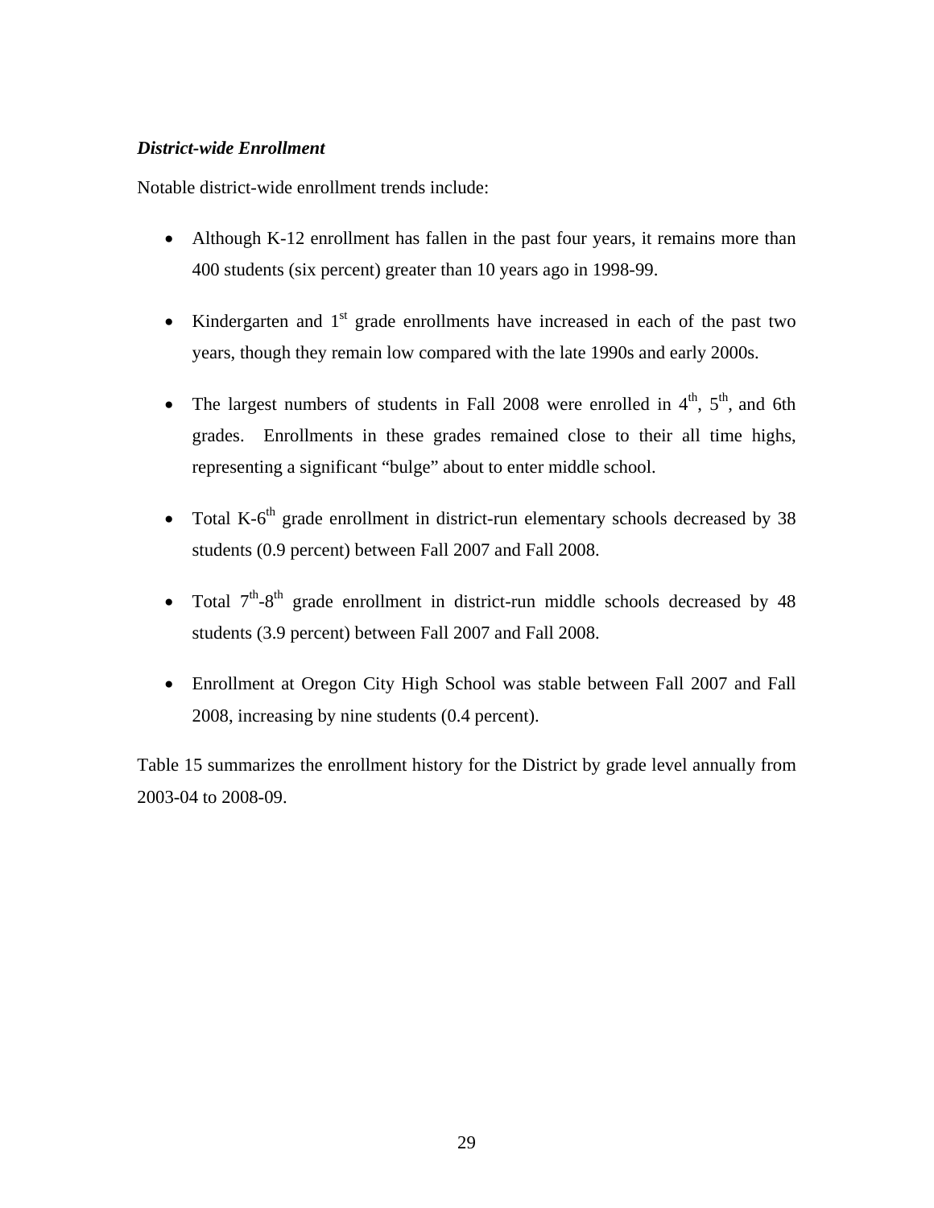***District-wide Enrollment***

Notable district-wide enrollment trends include:

- Although K-12 enrollment has fallen in the past four years, it remains more than 400 students (six percent) greater than 10 years ago in 1998-99.

- Kindergarten and 1st grade enrollments have increased in each of the past two years, though they remain low compared with the late 1990s and early 2000s.

- The largest numbers of students in Fall 2008 were enrolled in 4th, 5th, and 6th grades. Enrollments in these grades remained close to their all time highs, representing a significant "bulge" about to enter middle school.

- Total K-6th grade enrollment in district-run elementary schools decreased by 38 students (0.9 percent) between Fall 2007 and Fall 2008.

- Total 7th-8th grade enrollment in district-run middle schools decreased by 48 students (3.9 percent) between Fall 2007 and Fall 2008.

- Enrollment at Oregon City High School was stable between Fall 2007 and Fall 2008, increasing by nine students (0.4 percent).

Table 15 summarizes the enrollment history for the District by grade level annually from 2003-04 to 2008-09.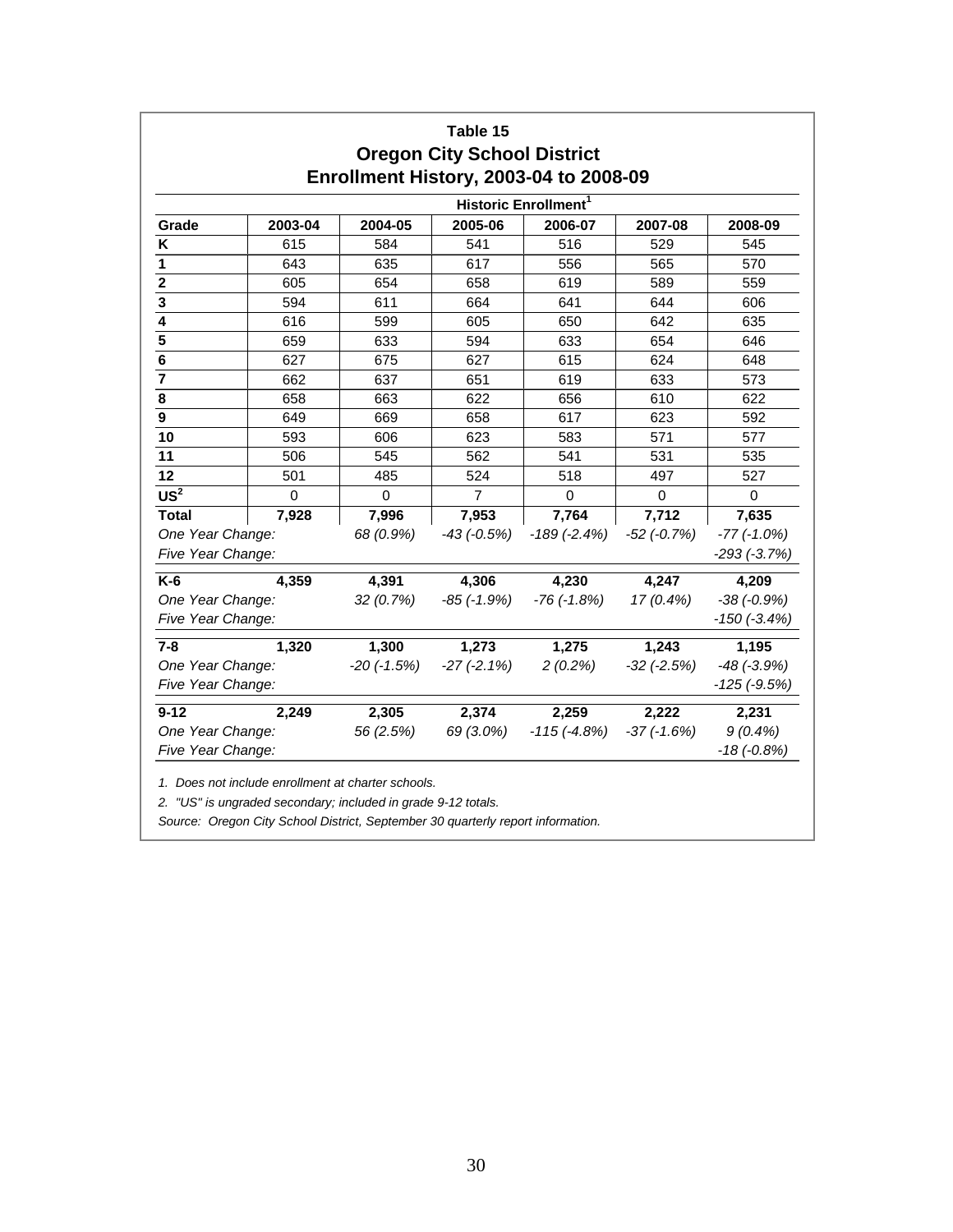# Table 15
## Oregon City School District
## Enrollment History, 2003-04 to 2008-09

| | Historic Enrollment[1] | | | | | |
|---|---|---|---|---|---|---|
| **Grade** | **2003-04** | **2004-05** | **2005-06** | **2006-07** | **2007-08** | **2008-09** |
| **K** | 615 | 584 | 541 | 516 | 529 | 545 |
| **1** | 643 | 635 | 617 | 556 | 565 | 570 |
| **2** | 605 | 654 | 658 | 619 | 589 | 559 |
| **3** | 594 | 611 | 664 | 641 | 644 | 606 |
| **4** | 616 | 599 | 605 | 650 | 642 | 635 |
| **5** | 659 | 633 | 594 | 633 | 654 | 646 |
| **6** | 627 | 675 | 627 | 615 | 624 | 648 |
| **7** | 662 | 637 | 651 | 619 | 633 | 573 |
| **8** | 658 | 663 | 622 | 656 | 610 | 622 |
| **9** | 649 | 669 | 658 | 617 | 623 | 592 |
| **10** | 593 | 606 | 623 | 583 | 571 | 577 |
| **11** | 506 | 545 | 562 | 541 | 531 | 535 |
| **12** | 501 | 485 | 524 | 518 | 497 | 527 |
| **US[2]** | 0 | 0 | 7 | 0 | 0 | 0 |
| **Total** | **7,928** | **7,996** | **7,953** | **7,764** | **7,712** | **7,635** |
| *One Year Change:* | | *68 (0.9%)* | *-43 (-0.5%)* | *-189 (-2.4%)* | *-52 (-0.7%)* | *-77 (-1.0%)* |
| *Five Year Change:* | | | | | | *-293 (-3.7%)* |
| **K-6** | **4,359** | **4,391** | **4,306** | **4,230** | **4,247** | **4,209** |
| *One Year Change:* | | *32 (0.7%)* | *-85 (-1.9%)* | *-76 (-1.8%)* | *17 (0.4%)* | *-38 (-0.9%)* |
| *Five Year Change:* | | | | | | *-150 (-3.4%)* |
| **7-8** | **1,320** | **1,300** | **1,273** | **1,275** | **1,243** | **1,195** |
| *One Year Change:* | | *-20 (-1.5%)* | *-27 (-2.1%)* | *2 (0.2%)* | *-32 (-2.5%)* | *-48 (-3.9%)* |
| *Five Year Change:* | | | | | | *-125 (-9.5%)* |
| **9-12** | **2,249** | **2,305** | **2,374** | **2,259** | **2,222** | **2,231** |
| *One Year Change:* | | *56 (2.5%)* | *69 (3.0%)* | *-115 (-4.8%)* | *-37 (-1.6%)* | *9 (0.4%)* |
| *Five Year Change:* | | | | | | *-18 (-0.8%)* |

*1. Does not include enrollment at charter schools.*

*2. "US" is ungraded secondary; included in grade 9-12 totals.*

*Source: Oregon City School District, September 30 quarterly report information.*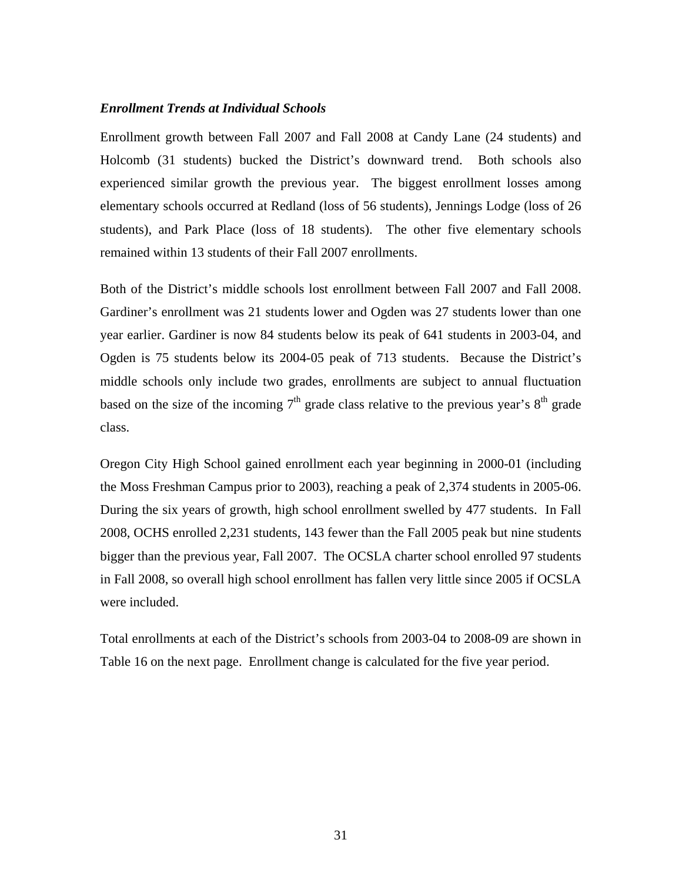### *Enrollment Trends at Individual Schools*

Enrollment growth between Fall 2007 and Fall 2008 at Candy Lane (24 students) and Holcomb (31 students) bucked the District's downward trend. Both schools also experienced similar growth the previous year. The biggest enrollment losses among elementary schools occurred at Redland (loss of 56 students), Jennings Lodge (loss of 26 students), and Park Place (loss of 18 students). The other five elementary schools remained within 13 students of their Fall 2007 enrollments.

Both of the District's middle schools lost enrollment between Fall 2007 and Fall 2008. Gardiner's enrollment was 21 students lower and Ogden was 27 students lower than one year earlier. Gardiner is now 84 students below its peak of 641 students in 2003-04, and Ogden is 75 students below its 2004-05 peak of 713 students. Because the District's middle schools only include two grades, enrollments are subject to annual fluctuation based on the size of the incoming 7th grade class relative to the previous year's 8th grade class.

Oregon City High School gained enrollment each year beginning in 2000-01 (including the Moss Freshman Campus prior to 2003), reaching a peak of 2,374 students in 2005-06. During the six years of growth, high school enrollment swelled by 477 students. In Fall 2008, OCHS enrolled 2,231 students, 143 fewer than the Fall 2005 peak but nine students bigger than the previous year, Fall 2007. The OCSLA charter school enrolled 97 students in Fall 2008, so overall high school enrollment has fallen very little since 2005 if OCSLA were included.

Total enrollments at each of the District's schools from 2003-04 to 2008-09 are shown in Table 16 on the next page. Enrollment change is calculated for the five year period.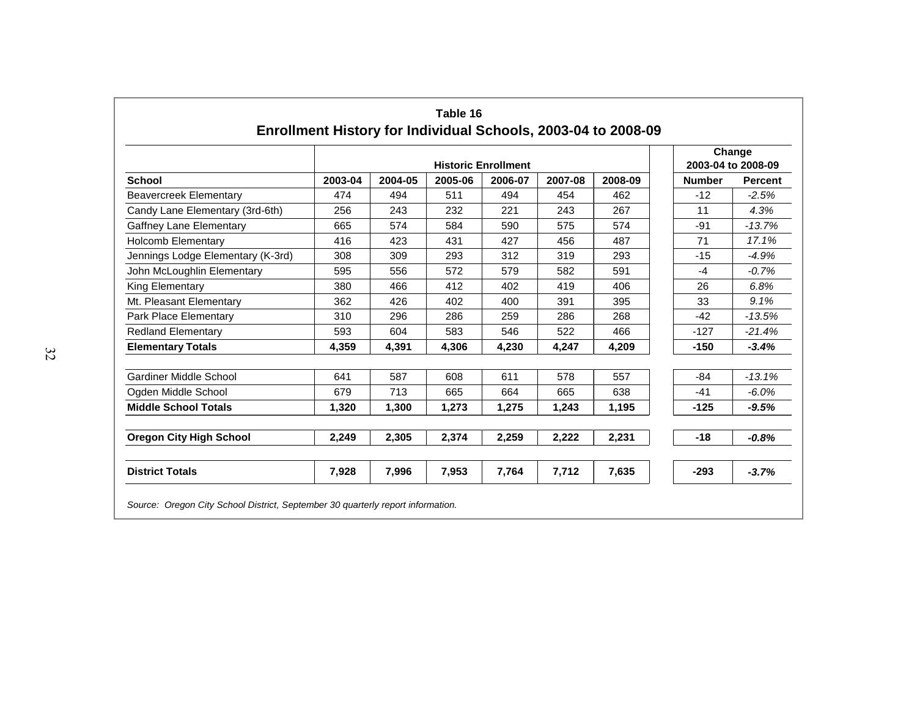**Table 16**

**Enrollment History for Individual Schools, 2003-04 to 2008-09**

| School | Historic Enrollment | | | | | | Change 2003-04 to 2008-09 | |
|---|---|---|---|---|---|---|---|---|
| | 2003-04 | 2004-05 | 2005-06 | 2006-07 | 2007-08 | 2008-09 | Number | Percent |
| Beavercreek Elementary | 474 | 494 | 511 | 494 | 454 | 462 | -12 | *-2.5%* |
| Candy Lane Elementary (3rd-6th) | 256 | 243 | 232 | 221 | 243 | 267 | 11 | *4.3%* |
| Gaffney Lane Elementary | 665 | 574 | 584 | 590 | 575 | 574 | -91 | *-13.7%* |
| Holcomb Elementary | 416 | 423 | 431 | 427 | 456 | 487 | 71 | *17.1%* |
| Jennings Lodge Elementary (K-3rd) | 308 | 309 | 293 | 312 | 319 | 293 | -15 | *-4.9%* |
| John McLoughlin Elementary | 595 | 556 | 572 | 579 | 582 | 591 | -4 | *-0.7%* |
| King Elementary | 380 | 466 | 412 | 402 | 419 | 406 | 26 | *6.8%* |
| Mt. Pleasant Elementary | 362 | 426 | 402 | 400 | 391 | 395 | 33 | *9.1%* |
| Park Place Elementary | 310 | 296 | 286 | 259 | 286 | 268 | -42 | *-13.5%* |
| Redland Elementary | 593 | 604 | 583 | 546 | 522 | 466 | -127 | *-21.4%* |
| **Elementary Totals** | **4,359** | **4,391** | **4,306** | **4,230** | **4,247** | **4,209** | **-150** | ***-3.4%*** |
| | | | | | | | | |
| Gardiner Middle School | 641 | 587 | 608 | 611 | 578 | 557 | -84 | *-13.1%* |
| Ogden Middle School | 679 | 713 | 665 | 664 | 665 | 638 | -41 | *-6.0%* |
| **Middle School Totals** | **1,320** | **1,300** | **1,273** | **1,275** | **1,243** | **1,195** | **-125** | ***-9.5%*** |
| | | | | | | | | |
| **Oregon City High School** | **2,249** | **2,305** | **2,374** | **2,259** | **2,222** | **2,231** | **-18** | ***-0.8%*** |
| | | | | | | | | |
| **District Totals** | **7,928** | **7,996** | **7,953** | **7,764** | **7,712** | **7,635** | **-293** | ***-3.7%*** |

*Source: Oregon City School District, September 30 quarterly report information.*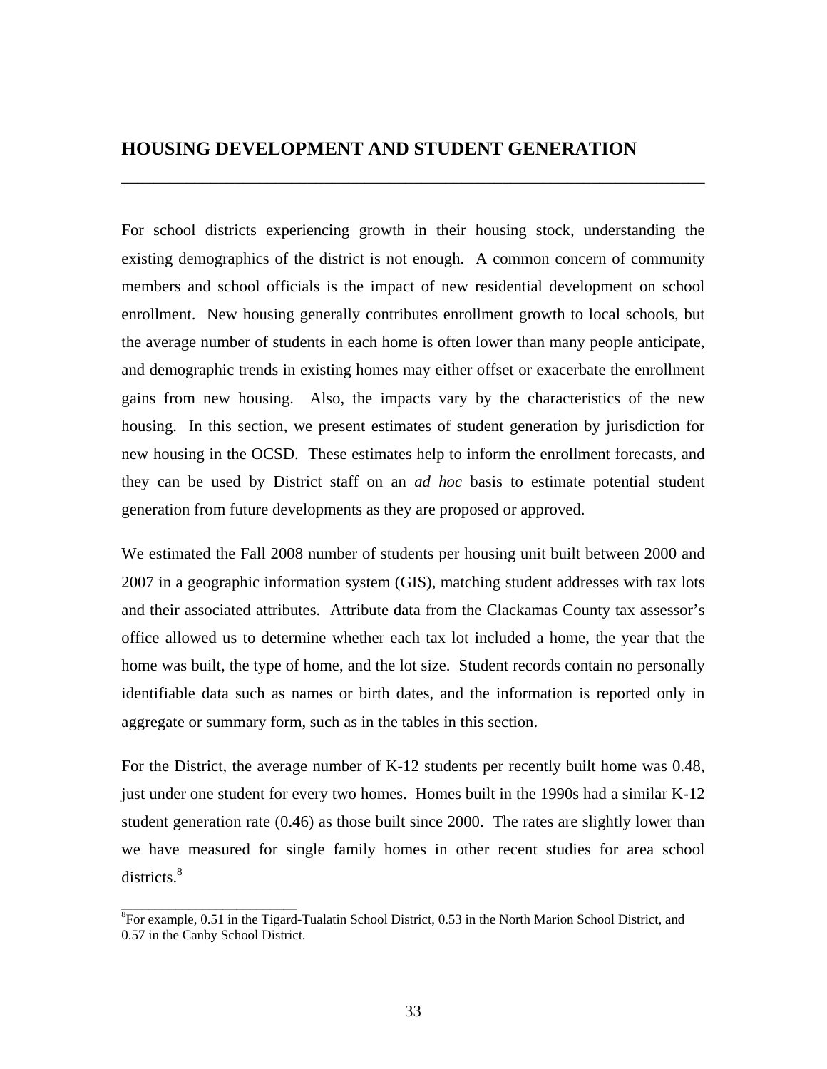## HOUSING DEVELOPMENT AND STUDENT GENERATION

For school districts experiencing growth in their housing stock, understanding the existing demographics of the district is not enough. A common concern of community members and school officials is the impact of new residential development on school enrollment. New housing generally contributes enrollment growth to local schools, but the average number of students in each home is often lower than many people anticipate, and demographic trends in existing homes may either offset or exacerbate the enrollment gains from new housing. Also, the impacts vary by the characteristics of the new housing. In this section, we present estimates of student generation by jurisdiction for new housing in the OCSD. These estimates help to inform the enrollment forecasts, and they can be used by District staff on an *ad hoc* basis to estimate potential student generation from future developments as they are proposed or approved.

We estimated the Fall 2008 number of students per housing unit built between 2000 and 2007 in a geographic information system (GIS), matching student addresses with tax lots and their associated attributes. Attribute data from the Clackamas County tax assessor's office allowed us to determine whether each tax lot included a home, the year that the home was built, the type of home, and the lot size. Student records contain no personally identifiable data such as names or birth dates, and the information is reported only in aggregate or summary form, such as in the tables in this section.

For the District, the average number of K-12 students per recently built home was 0.48, just under one student for every two homes. Homes built in the 1990s had a similar K-12 student generation rate (0.46) as those built since 2000. The rates are slightly lower than we have measured for single family homes in other recent studies for area school districts.[8]

[8] For example, 0.51 in the Tigard-Tualatin School District, 0.53 in the North Marion School District, and 0.57 in the Canby School District.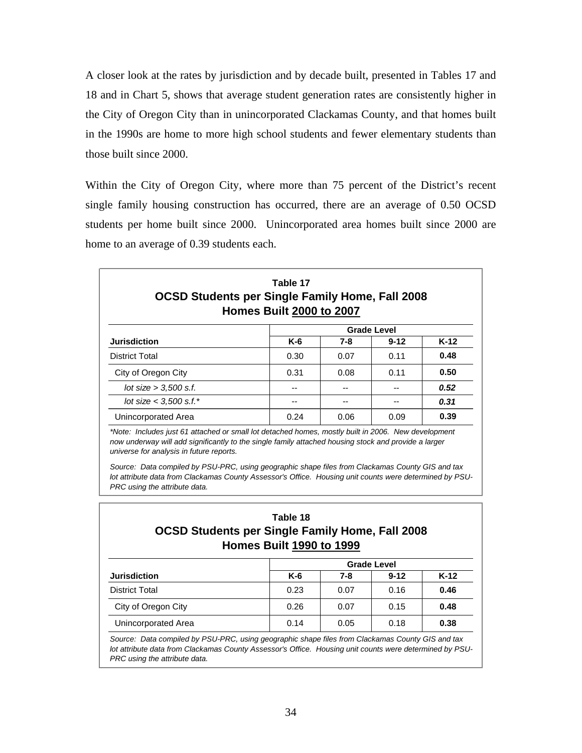A closer look at the rates by jurisdiction and by decade built, presented in Tables 17 and 18 and in Chart 5, shows that average student generation rates are consistently higher in the City of Oregon City than in unincorporated Clackamas County, and that homes built in the 1990s are home to more high school students and fewer elementary students than those built since 2000.

Within the City of Oregon City, where more than 75 percent of the District's recent single family housing construction has occurred, there are an average of 0.50 OCSD students per home built since 2000. Unincorporated area homes built since 2000 are home to an average of 0.39 students each.

**Table 17**
**OCSD Students per Single Family Home, Fall 2008**
**Homes Built 2000 to 2007**

| | Grade Level | | | |
|---|---|---|---|---|
| **Jurisdiction** | **K-6** | **7-8** | **9-12** | **K-12** |
| District Total | 0.30 | 0.07 | 0.11 | **0.48** |
| City of Oregon City | 0.31 | 0.08 | 0.11 | **0.50** |
| *lot size > 3,500 s.f.* | -- | -- | -- | ***0.52*** |
| *lot size < 3,500 s.f.** | -- | -- | -- | ***0.31*** |
| Unincorporated Area | 0.24 | 0.06 | 0.09 | **0.39** |

*\*Note: Includes just 61 attached or small lot detached homes, mostly built in 2006. New development now underway will add significantly to the single family attached housing stock and provide a larger universe for analysis in future reports.*

*Source: Data compiled by PSU-PRC, using geographic shape files from Clackamas County GIS and tax lot attribute data from Clackamas County Assessor's Office. Housing unit counts were determined by PSU-PRC using the attribute data.*

**Table 18**
**OCSD Students per Single Family Home, Fall 2008**
**Homes Built 1990 to 1999**

| | Grade Level | | | |
|---|---|---|---|---|
| **Jurisdiction** | **K-6** | **7-8** | **9-12** | **K-12** |
| District Total | 0.23 | 0.07 | 0.16 | **0.46** |
| City of Oregon City | 0.26 | 0.07 | 0.15 | **0.48** |
| Unincorporated Area | 0.14 | 0.05 | 0.18 | **0.38** |

*Source: Data compiled by PSU-PRC, using geographic shape files from Clackamas County GIS and tax lot attribute data from Clackamas County Assessor's Office. Housing unit counts were determined by PSU-PRC using the attribute data.*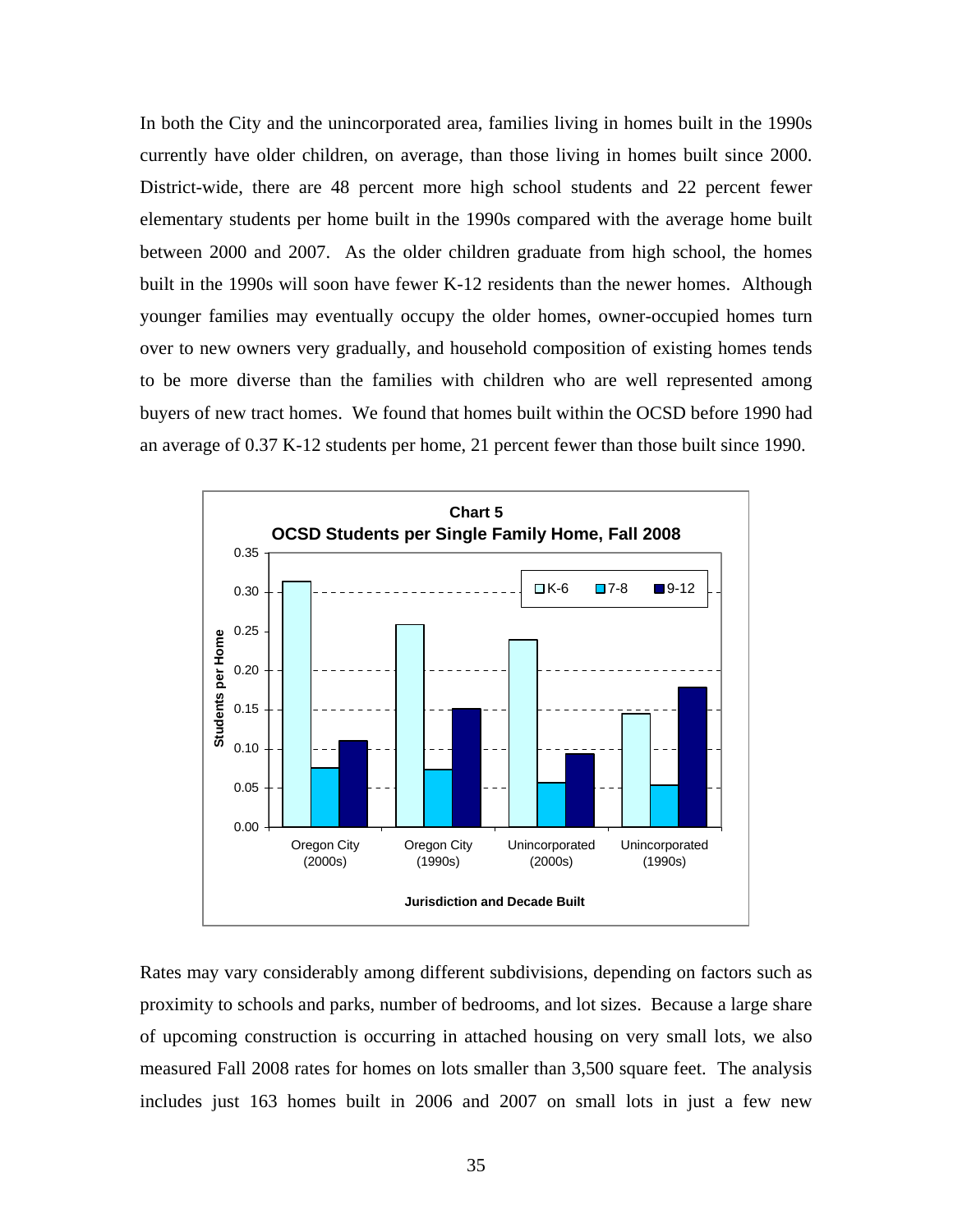In both the City and the unincorporated area, families living in homes built in the 1990s currently have older children, on average, than those living in homes built since 2000. District-wide, there are 48 percent more high school students and 22 percent fewer elementary students per home built in the 1990s compared with the average home built between 2000 and 2007. As the older children graduate from high school, the homes built in the 1990s will soon have fewer K-12 residents than the newer homes. Although younger families may eventually occupy the older homes, owner-occupied homes turn over to new owners very gradually, and household composition of existing homes tends to be more diverse than the families with children who are well represented among buyers of new tract homes. We found that homes built within the OCSD before 1990 had an average of 0.37 K-12 students per home, 21 percent fewer than those built since 1990.

**Chart 5**
**OCSD Students per Single Family Home, Fall 2008**

| Jurisdiction and Decade Built | K-6 | 7-8 | 9-12 |
|---|---|---|---|
| Oregon City (2000s) | 0.31 | 0.08 | 0.11 |
| Oregon City (1990s) | 0.26 | 0.07 | 0.15 |
| Unincorporated (2000s) | 0.24 | 0.06 | 0.09 |
| Unincorporated (1990s) | 0.15 | 0.05 | 0.18 |

Rates may vary considerably among different subdivisions, depending on factors such as proximity to schools and parks, number of bedrooms, and lot sizes. Because a large share of upcoming construction is occurring in attached housing on very small lots, we also measured Fall 2008 rates for homes on lots smaller than 3,500 square feet. The analysis includes just 163 homes built in 2006 and 2007 on small lots in just a few new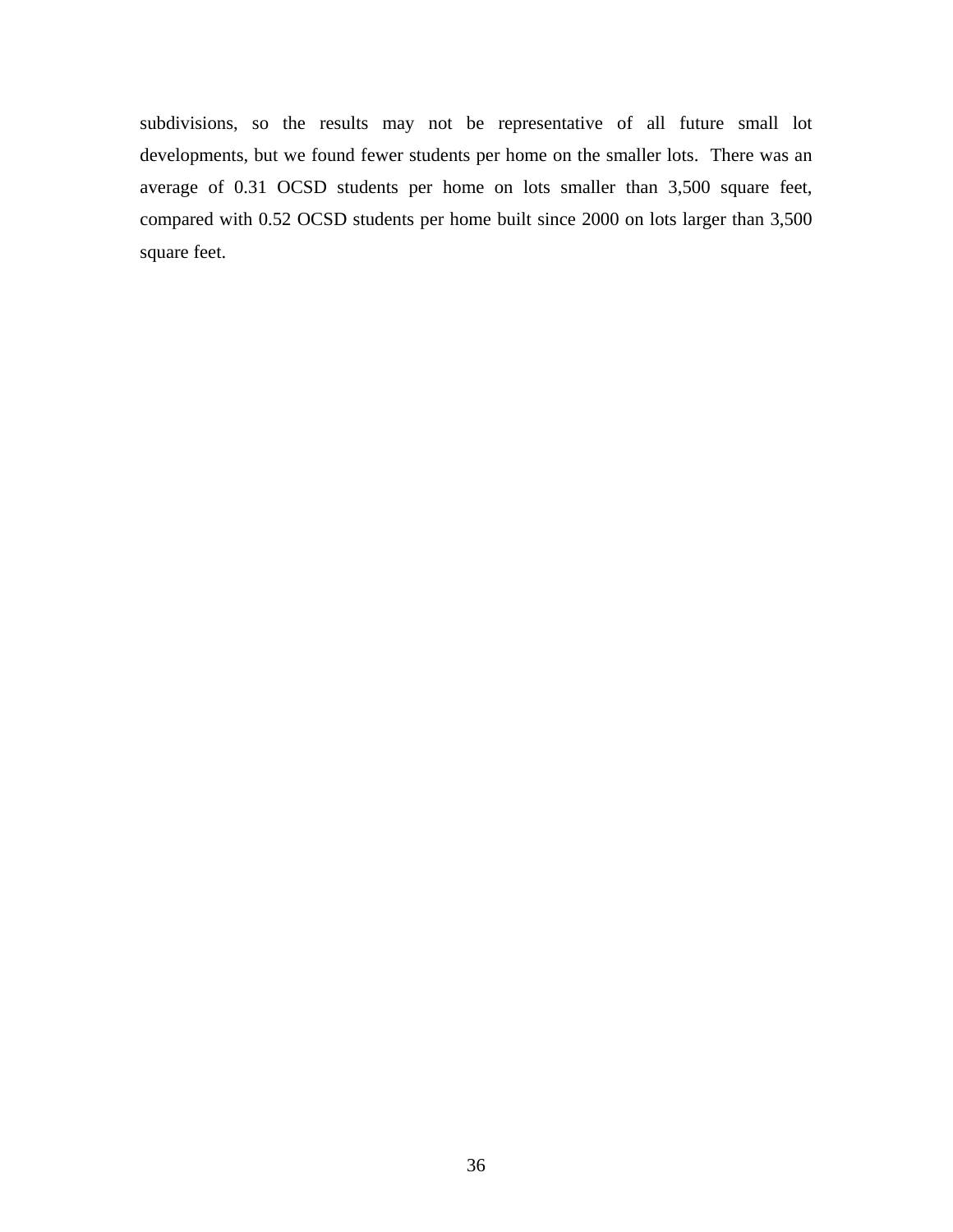subdivisions, so the results may not be representative of all future small lot developments, but we found fewer students per home on the smaller lots. There was an average of 0.31 OCSD students per home on lots smaller than 3,500 square feet, compared with 0.52 OCSD students per home built since 2000 on lots larger than 3,500 square feet.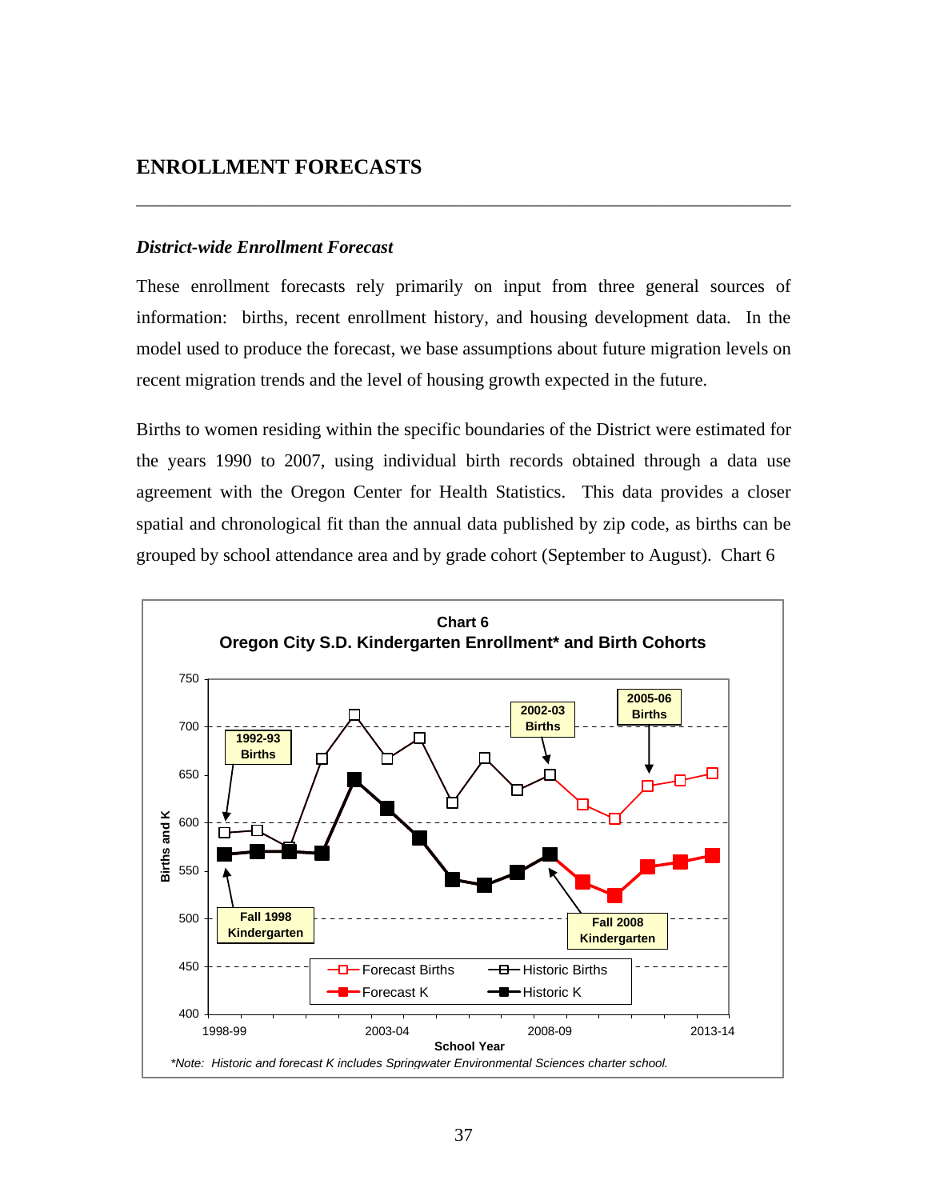# ENROLLMENT FORECASTS

### *District-wide Enrollment Forecast*

These enrollment forecasts rely primarily on input from three general sources of information: births, recent enrollment history, and housing development data. In the model used to produce the forecast, we base assumptions about future migration levels on recent migration trends and the level of housing growth expected in the future.

Births to women residing within the specific boundaries of the District were estimated for the years 1990 to 2007, using individual birth records obtained through a data use agreement with the Oregon Center for Health Statistics. This data provides a closer spatial and chronological fit than the annual data published by zip code, as births can be grouped by school attendance area and by grade cohort (September to August). Chart 6

**Chart 6**
**Oregon City S.D. Kindergarten Enrollment* and Birth Cohorts**

*Note: Historic and forecast K includes Springwater Environmental Sciences charter school.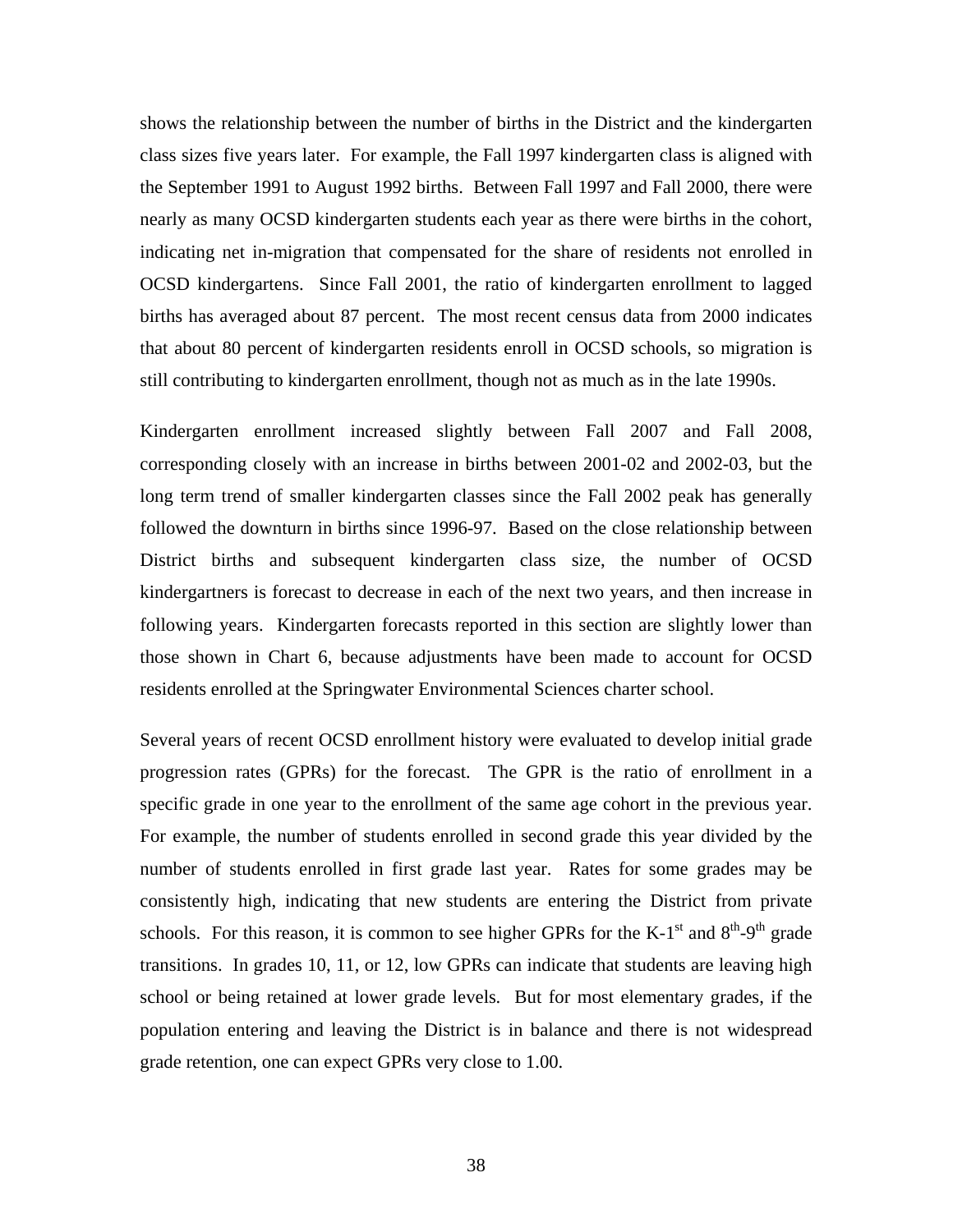shows the relationship between the number of births in the District and the kindergarten class sizes five years later. For example, the Fall 1997 kindergarten class is aligned with the September 1991 to August 1992 births. Between Fall 1997 and Fall 2000, there were nearly as many OCSD kindergarten students each year as there were births in the cohort, indicating net in-migration that compensated for the share of residents not enrolled in OCSD kindergartens. Since Fall 2001, the ratio of kindergarten enrollment to lagged births has averaged about 87 percent. The most recent census data from 2000 indicates that about 80 percent of kindergarten residents enroll in OCSD schools, so migration is still contributing to kindergarten enrollment, though not as much as in the late 1990s.

Kindergarten enrollment increased slightly between Fall 2007 and Fall 2008, corresponding closely with an increase in births between 2001-02 and 2002-03, but the long term trend of smaller kindergarten classes since the Fall 2002 peak has generally followed the downturn in births since 1996-97. Based on the close relationship between District births and subsequent kindergarten class size, the number of OCSD kindergartners is forecast to decrease in each of the next two years, and then increase in following years. Kindergarten forecasts reported in this section are slightly lower than those shown in Chart 6, because adjustments have been made to account for OCSD residents enrolled at the Springwater Environmental Sciences charter school.

Several years of recent OCSD enrollment history were evaluated to develop initial grade progression rates (GPRs) for the forecast. The GPR is the ratio of enrollment in a specific grade in one year to the enrollment of the same age cohort in the previous year. For example, the number of students enrolled in second grade this year divided by the number of students enrolled in first grade last year. Rates for some grades may be consistently high, indicating that new students are entering the District from private schools. For this reason, it is common to see higher GPRs for the K-1st and 8th-9th grade transitions. In grades 10, 11, or 12, low GPRs can indicate that students are leaving high school or being retained at lower grade levels. But for most elementary grades, if the population entering and leaving the District is in balance and there is not widespread grade retention, one can expect GPRs very close to 1.00.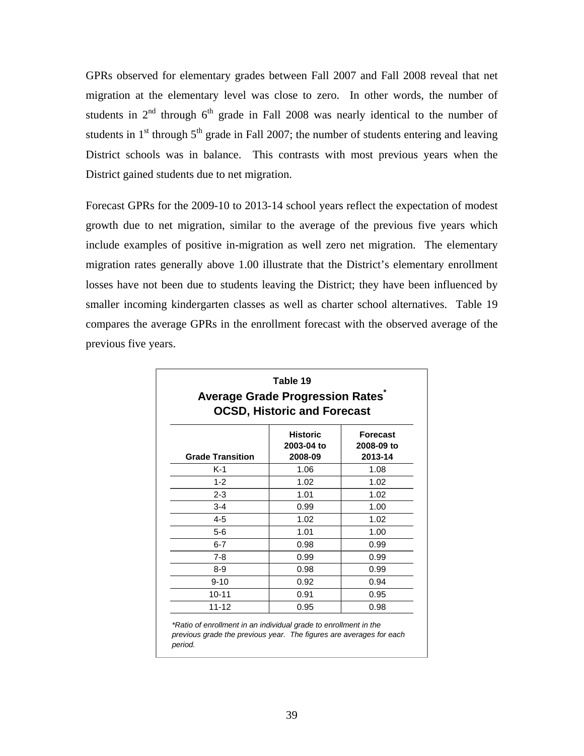GPRs observed for elementary grades between Fall 2007 and Fall 2008 reveal that net migration at the elementary level was close to zero. In other words, the number of students in 2nd through 6th grade in Fall 2008 was nearly identical to the number of students in 1st through 5th grade in Fall 2007; the number of students entering and leaving District schools was in balance. This contrasts with most previous years when the District gained students due to net migration.

Forecast GPRs for the 2009-10 to 2013-14 school years reflect the expectation of modest growth due to net migration, similar to the average of the previous five years which include examples of positive in-migration as well zero net migration. The elementary migration rates generally above 1.00 illustrate that the District's elementary enrollment losses have not been due to students leaving the District; they have been influenced by smaller incoming kindergarten classes as well as charter school alternatives. Table 19 compares the average GPRs in the enrollment forecast with the observed average of the previous five years.

**Table 19**
**Average Grade Progression Rates***
**OCSD, Historic and Forecast**

| Grade Transition | Historic 2003-04 to 2008-09 | Forecast 2008-09 to 2013-14 |
|---|---|---|
| K-1 | 1.06 | 1.08 |
| 1-2 | 1.02 | 1.02 |
| 2-3 | 1.01 | 1.02 |
| 3-4 | 0.99 | 1.00 |
| 4-5 | 1.02 | 1.02 |
| 5-6 | 1.01 | 1.00 |
| 6-7 | 0.98 | 0.99 |
| 7-8 | 0.99 | 0.99 |
| 8-9 | 0.98 | 0.99 |
| 9-10 | 0.92 | 0.94 |
| 10-11 | 0.91 | 0.95 |
| 11-12 | 0.95 | 0.98 |

*\*Ratio of enrollment in an individual grade to enrollment in the previous grade the previous year. The figures are averages for each period.*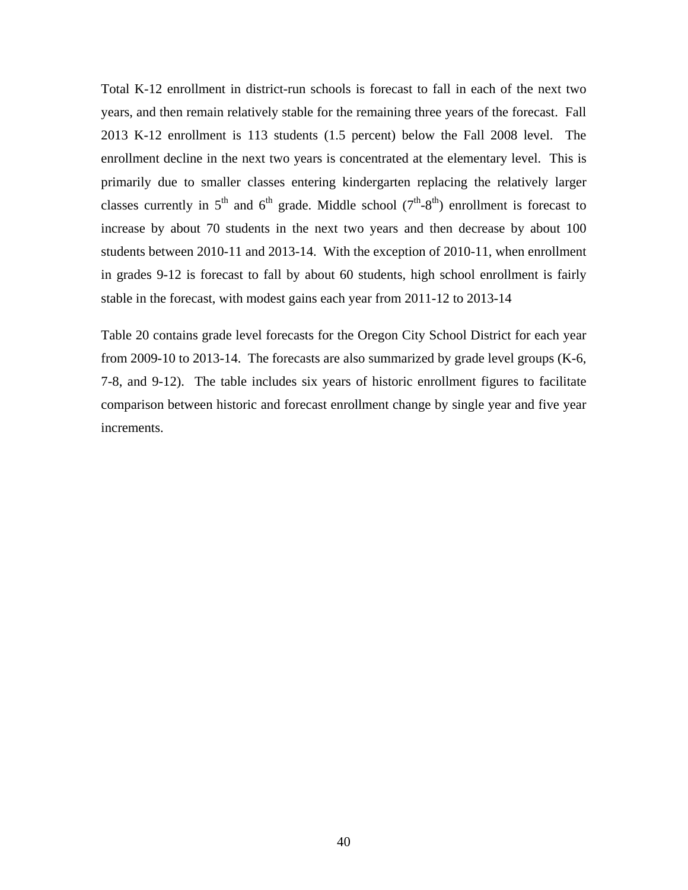Total K-12 enrollment in district-run schools is forecast to fall in each of the next two years, and then remain relatively stable for the remaining three years of the forecast. Fall 2013 K-12 enrollment is 113 students (1.5 percent) below the Fall 2008 level. The enrollment decline in the next two years is concentrated at the elementary level. This is primarily due to smaller classes entering kindergarten replacing the relatively larger classes currently in 5th and 6th grade. Middle school (7th-8th) enrollment is forecast to increase by about 70 students in the next two years and then decrease by about 100 students between 2010-11 and 2013-14. With the exception of 2010-11, when enrollment in grades 9-12 is forecast to fall by about 60 students, high school enrollment is fairly stable in the forecast, with modest gains each year from 2011-12 to 2013-14

Table 20 contains grade level forecasts for the Oregon City School District for each year from 2009-10 to 2013-14. The forecasts are also summarized by grade level groups (K-6, 7-8, and 9-12). The table includes six years of historic enrollment figures to facilitate comparison between historic and forecast enrollment change by single year and five year increments.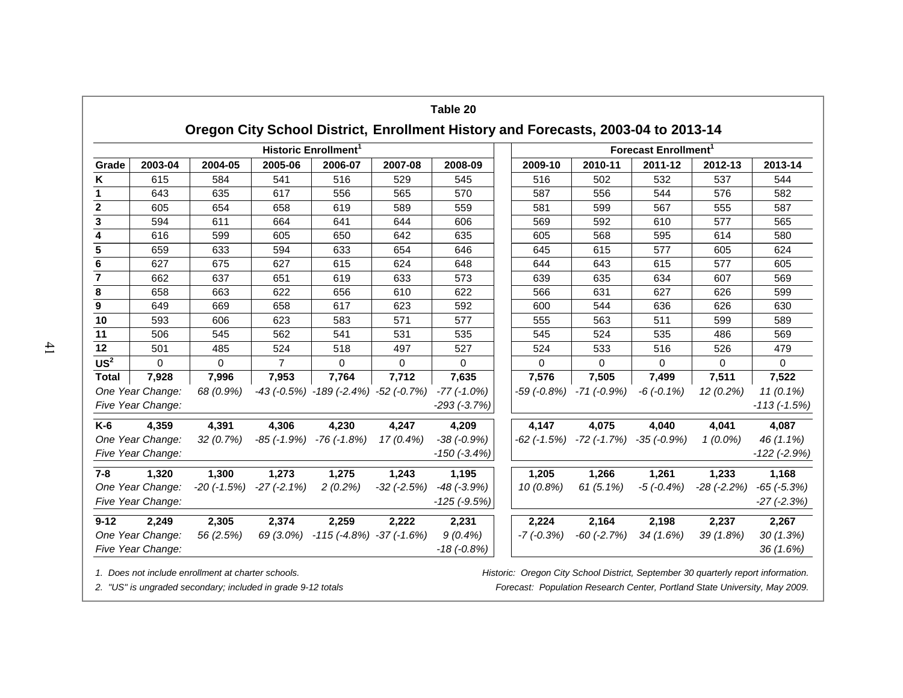## Table 20

### Oregon City School District, Enrollment History and Forecasts, 2003-04 to 2013-14

| | Historic Enrollment[1] | | | | | | Forecast Enrollment[1] | | | | |
|---|---|---|---|---|---|---|---|---|---|---|---|
| Grade | 2003-04 | 2004-05 | 2005-06 | 2006-07 | 2007-08 | 2008-09 | 2009-10 | 2010-11 | 2011-12 | 2012-13 | 2013-14 |
| K | 615 | 584 | 541 | 516 | 529 | 545 | 516 | 502 | 532 | 537 | 544 |
| 1 | 643 | 635 | 617 | 556 | 565 | 570 | 587 | 556 | 544 | 576 | 582 |
| 2 | 605 | 654 | 658 | 619 | 589 | 559 | 581 | 599 | 567 | 555 | 587 |
| 3 | 594 | 611 | 664 | 641 | 644 | 606 | 569 | 592 | 610 | 577 | 565 |
| 4 | 616 | 599 | 605 | 650 | 642 | 635 | 605 | 568 | 595 | 614 | 580 |
| 5 | 659 | 633 | 594 | 633 | 654 | 646 | 645 | 615 | 577 | 605 | 624 |
| 6 | 627 | 675 | 627 | 615 | 624 | 648 | 644 | 643 | 615 | 577 | 605 |
| 7 | 662 | 637 | 651 | 619 | 633 | 573 | 639 | 635 | 634 | 607 | 569 |
| 8 | 658 | 663 | 622 | 656 | 610 | 622 | 566 | 631 | 627 | 626 | 599 |
| 9 | 649 | 669 | 658 | 617 | 623 | 592 | 600 | 544 | 636 | 626 | 630 |
| 10 | 593 | 606 | 623 | 583 | 571 | 577 | 555 | 563 | 511 | 599 | 589 |
| 11 | 506 | 545 | 562 | 541 | 531 | 535 | 545 | 524 | 535 | 486 | 569 |
| 12 | 501 | 485 | 524 | 518 | 497 | 527 | 524 | 533 | 516 | 526 | 479 |
| US[2] | 0 | 0 | 7 | 0 | 0 | 0 | 0 | 0 | 0 | 0 | 0 |
| **Total** | **7,928** | **7,996** | **7,953** | **7,764** | **7,712** | **7,635** | **7,576** | **7,505** | **7,499** | **7,511** | **7,522** |
| *One Year Change:* | | *68 (0.9%)* | *-43 (-0.5%)* | *-189 (-2.4%)* | *-52 (-0.7%)* | *-77 (-1.0%)* | *-59 (-0.8%)* | *-71 (-0.9%)* | *-6 (-0.1%)* | *12 (0.2%)* | *11 (0.1%)* |
| *Five Year Change:* | | | | | | *-293 (-3.7%)* | | | | | *-113 (-1.5%)* |
| **K-6** | **4,359** | **4,391** | **4,306** | **4,230** | **4,247** | **4,209** | **4,147** | **4,075** | **4,040** | **4,041** | **4,087** |
| *One Year Change:* | | *32 (0.7%)* | *-85 (-1.9%)* | *-76 (-1.8%)* | *17 (0.4%)* | *-38 (-0.9%)* | *-62 (-1.5%)* | *-72 (-1.7%)* | *-35 (-0.9%)* | *1 (0.0%)* | *46 (1.1%)* |
| *Five Year Change:* | | | | | | *-150 (-3.4%)* | | | | | *-122 (-2.9%)* |
| **7-8** | **1,320** | **1,300** | **1,273** | **1,275** | **1,243** | **1,195** | **1,205** | **1,266** | **1,261** | **1,233** | **1,168** |
| *One Year Change:* | | *-20 (-1.5%)* | *-27 (-2.1%)* | *2 (0.2%)* | *-32 (-2.5%)* | *-48 (-3.9%)* | *10 (0.8%)* | *61 (5.1%)* | *-5 (-0.4%)* | *-28 (-2.2%)* | *-65 (-5.3%)* |
| *Five Year Change:* | | | | | | *-125 (-9.5%)* | | | | | *-27 (-2.3%)* |
| **9-12** | **2,249** | **2,305** | **2,374** | **2,259** | **2,222** | **2,231** | **2,224** | **2,164** | **2,198** | **2,237** | **2,267** |
| *One Year Change:* | | *56 (2.5%)* | *69 (3.0%)* | *-115 (-4.8%)* | *-37 (-1.6%)* | *9 (0.4%)* | *-7 (-0.3%)* | *-60 (-2.7%)* | *34 (1.6%)* | *39 (1.8%)* | *30 (1.3%)* |
| *Five Year Change:* | | | | | | *-18 (-0.8%)* | | | | | *36 (1.6%)* |

*1. Does not include enrollment at charter schools.*

*2. "US" is ungraded secondary; included in grade 9-12 totals*

*Historic: Oregon City School District, September 30 quarterly report information.*

*Forecast: Population Research Center, Portland State University, May 2009.*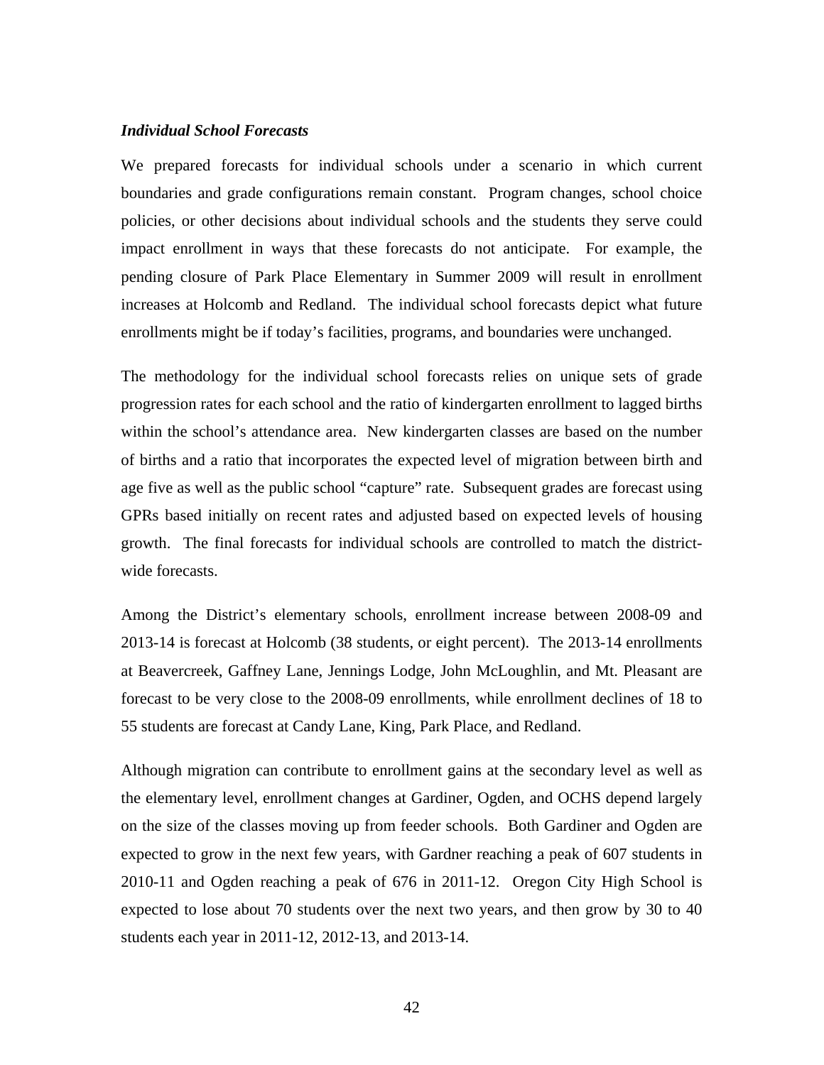*Individual School Forecasts*

We prepared forecasts for individual schools under a scenario in which current boundaries and grade configurations remain constant. Program changes, school choice policies, or other decisions about individual schools and the students they serve could impact enrollment in ways that these forecasts do not anticipate. For example, the pending closure of Park Place Elementary in Summer 2009 will result in enrollment increases at Holcomb and Redland. The individual school forecasts depict what future enrollments might be if today's facilities, programs, and boundaries were unchanged.

The methodology for the individual school forecasts relies on unique sets of grade progression rates for each school and the ratio of kindergarten enrollment to lagged births within the school's attendance area. New kindergarten classes are based on the number of births and a ratio that incorporates the expected level of migration between birth and age five as well as the public school "capture" rate. Subsequent grades are forecast using GPRs based initially on recent rates and adjusted based on expected levels of housing growth. The final forecasts for individual schools are controlled to match the district-wide forecasts.

Among the District's elementary schools, enrollment increase between 2008-09 and 2013-14 is forecast at Holcomb (38 students, or eight percent). The 2013-14 enrollments at Beavercreek, Gaffney Lane, Jennings Lodge, John McLoughlin, and Mt. Pleasant are forecast to be very close to the 2008-09 enrollments, while enrollment declines of 18 to 55 students are forecast at Candy Lane, King, Park Place, and Redland.

Although migration can contribute to enrollment gains at the secondary level as well as the elementary level, enrollment changes at Gardiner, Ogden, and OCHS depend largely on the size of the classes moving up from feeder schools. Both Gardiner and Ogden are expected to grow in the next few years, with Gardner reaching a peak of 607 students in 2010-11 and Ogden reaching a peak of 676 in 2011-12. Oregon City High School is expected to lose about 70 students over the next two years, and then grow by 30 to 40 students each year in 2011-12, 2012-13, and 2013-14.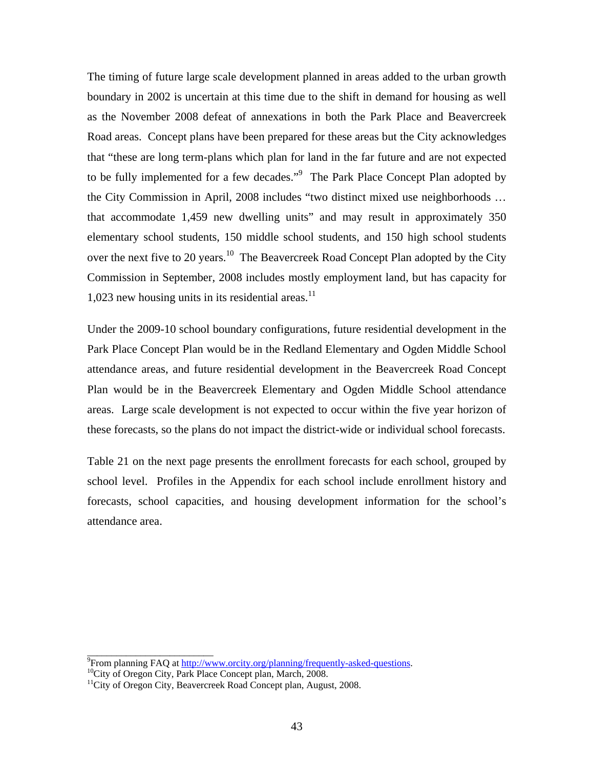The timing of future large scale development planned in areas added to the urban growth boundary in 2002 is uncertain at this time due to the shift in demand for housing as well as the November 2008 defeat of annexations in both the Park Place and Beavercreek Road areas. Concept plans have been prepared for these areas but the City acknowledges that "these are long term-plans which plan for land in the far future and are not expected to be fully implemented for a few decades."[9] The Park Place Concept Plan adopted by the City Commission in April, 2008 includes "two distinct mixed use neighborhoods … that accommodate 1,459 new dwelling units" and may result in approximately 350 elementary school students, 150 middle school students, and 150 high school students over the next five to 20 years.[10] The Beavercreek Road Concept Plan adopted by the City Commission in September, 2008 includes mostly employment land, but has capacity for 1,023 new housing units in its residential areas.[11]

Under the 2009-10 school boundary configurations, future residential development in the Park Place Concept Plan would be in the Redland Elementary and Ogden Middle School attendance areas, and future residential development in the Beavercreek Road Concept Plan would be in the Beavercreek Elementary and Ogden Middle School attendance areas. Large scale development is not expected to occur within the five year horizon of these forecasts, so the plans do not impact the district-wide or individual school forecasts.

Table 21 on the next page presents the enrollment forecasts for each school, grouped by school level. Profiles in the Appendix for each school include enrollment history and forecasts, school capacities, and housing development information for the school's attendance area.

---

[9] From planning FAQ at http://www.orcity.org/planning/frequently-asked-questions.

[10] City of Oregon City, Park Place Concept plan, March, 2008.

[11] City of Oregon City, Beavercreek Road Concept plan, August, 2008.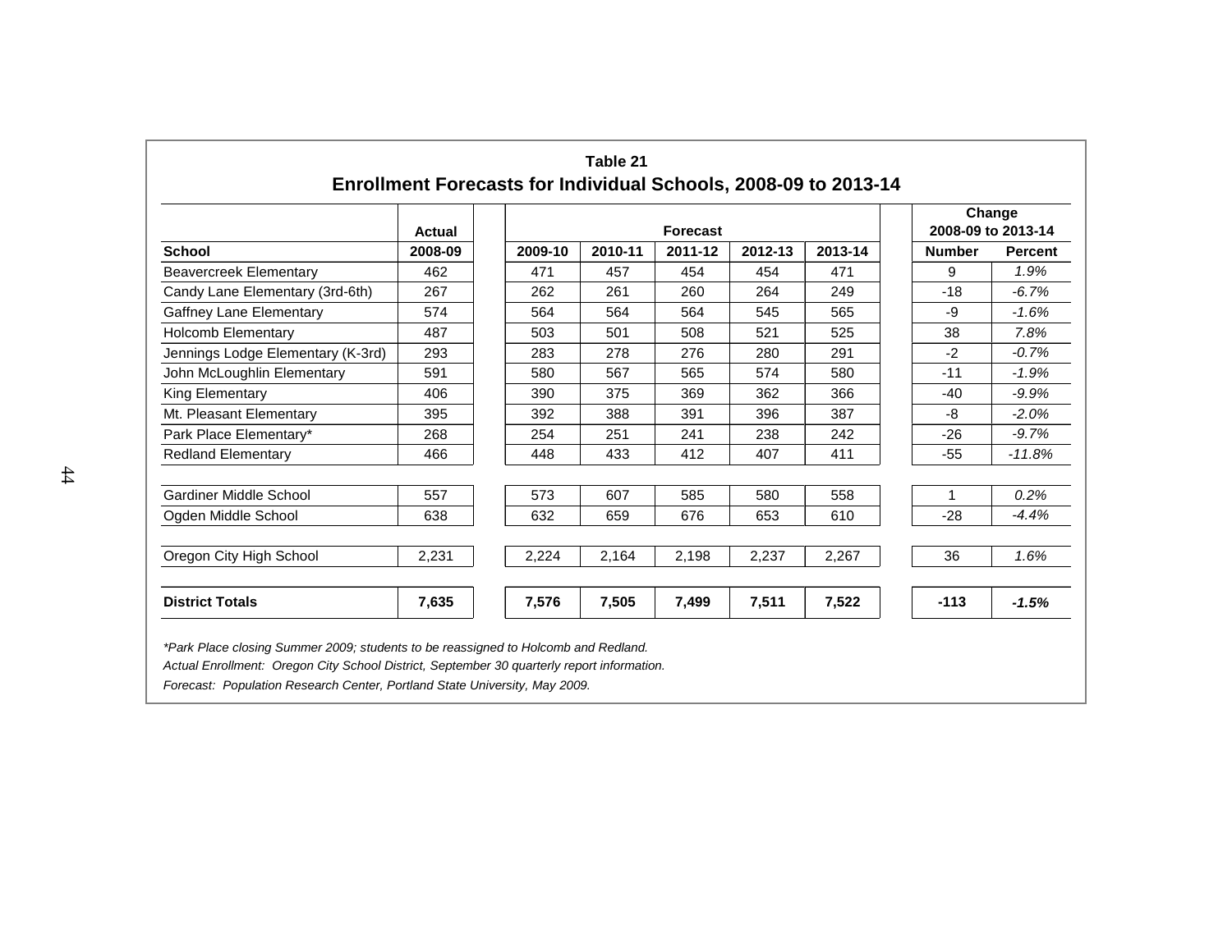**Table 21**

**Enrollment Forecasts for Individual Schools, 2008-09 to 2013-14**

| School | Actual 2008-09 | Forecast 2009-10 | 2010-11 | 2011-12 | 2012-13 | 2013-14 | Change 2008-09 to 2013-14 Number | Percent |
|---|---|---|---|---|---|---|---|---|
| Beavercreek Elementary | 462 | 471 | 457 | 454 | 454 | 471 | 9 | *1.9%* |
| Candy Lane Elementary (3rd-6th) | 267 | 262 | 261 | 260 | 264 | 249 | -18 | *-6.7%* |
| Gaffney Lane Elementary | 574 | 564 | 564 | 564 | 545 | 565 | -9 | *-1.6%* |
| Holcomb Elementary | 487 | 503 | 501 | 508 | 521 | 525 | 38 | *7.8%* |
| Jennings Lodge Elementary (K-3rd) | 293 | 283 | 278 | 276 | 280 | 291 | -2 | *-0.7%* |
| John McLoughlin Elementary | 591 | 580 | 567 | 565 | 574 | 580 | -11 | *-1.9%* |
| King Elementary | 406 | 390 | 375 | 369 | 362 | 366 | -40 | *-9.9%* |
| Mt. Pleasant Elementary | 395 | 392 | 388 | 391 | 396 | 387 | -8 | *-2.0%* |
| Park Place Elementary* | 268 | 254 | 251 | 241 | 238 | 242 | -26 | *-9.7%* |
| Redland Elementary | 466 | 448 | 433 | 412 | 407 | 411 | -55 | *-11.8%* |
| Gardiner Middle School | 557 | 573 | 607 | 585 | 580 | 558 | 1 | *0.2%* |
| Ogden Middle School | 638 | 632 | 659 | 676 | 653 | 610 | -28 | *-4.4%* |
| Oregon City High School | 2,231 | 2,224 | 2,164 | 2,198 | 2,237 | 2,267 | 36 | *1.6%* |
| **District Totals** | **7,635** | **7,576** | **7,505** | **7,499** | **7,511** | **7,522** | **-113** | ***-1.5%*** |

*\*Park Place closing Summer 2009; students to be reassigned to Holcomb and Redland.*

*Actual Enrollment: Oregon City School District, September 30 quarterly report information.*

*Forecast: Population Research Center, Portland State University, May 2009.*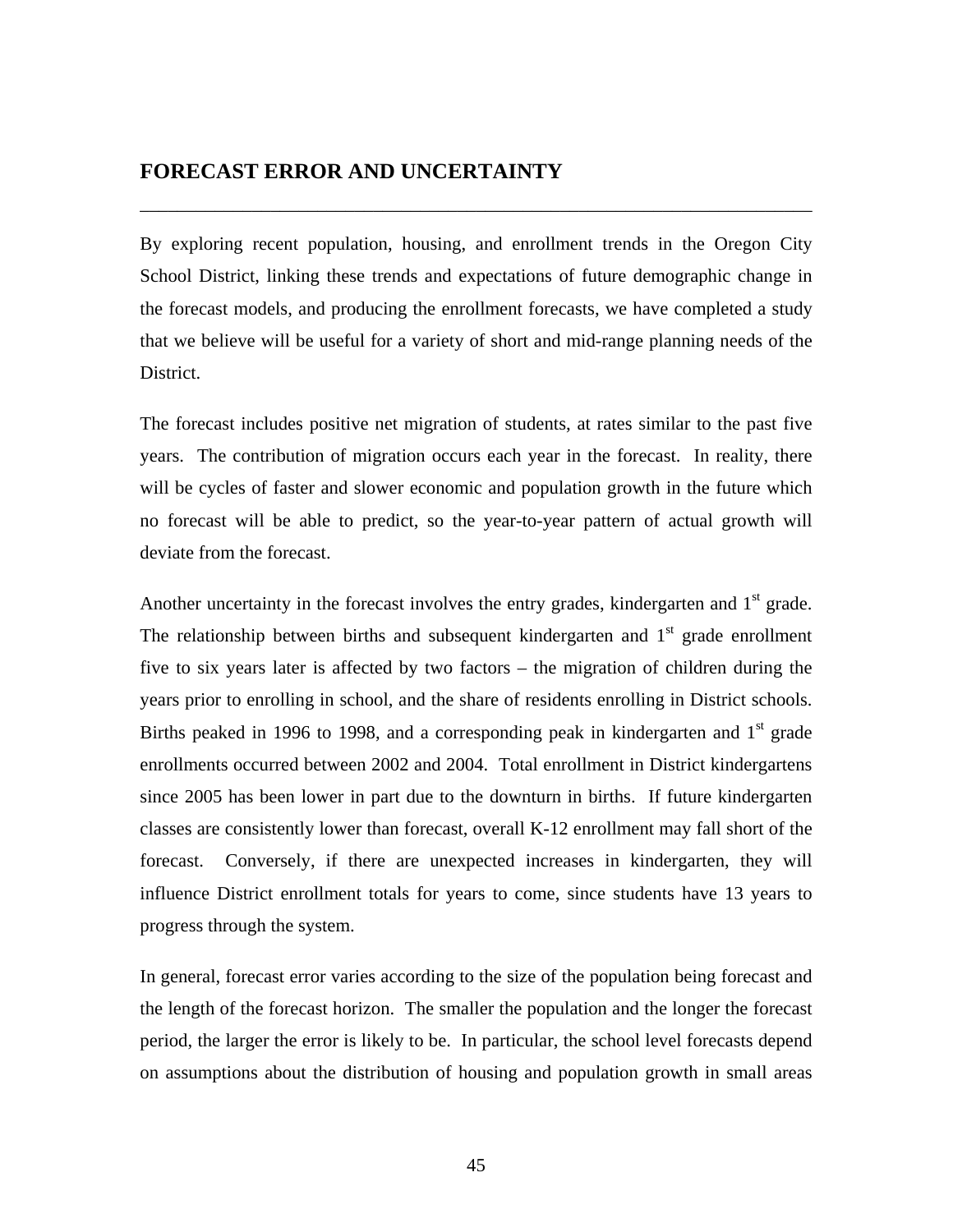## FORECAST ERROR AND UNCERTAINTY

By exploring recent population, housing, and enrollment trends in the Oregon City School District, linking these trends and expectations of future demographic change in the forecast models, and producing the enrollment forecasts, we have completed a study that we believe will be useful for a variety of short and mid-range planning needs of the District.

The forecast includes positive net migration of students, at rates similar to the past five years. The contribution of migration occurs each year in the forecast. In reality, there will be cycles of faster and slower economic and population growth in the future which no forecast will be able to predict, so the year-to-year pattern of actual growth will deviate from the forecast.

Another uncertainty in the forecast involves the entry grades, kindergarten and 1st grade. The relationship between births and subsequent kindergarten and 1st grade enrollment five to six years later is affected by two factors – the migration of children during the years prior to enrolling in school, and the share of residents enrolling in District schools. Births peaked in 1996 to 1998, and a corresponding peak in kindergarten and 1st grade enrollments occurred between 2002 and 2004. Total enrollment in District kindergartens since 2005 has been lower in part due to the downturn in births. If future kindergarten classes are consistently lower than forecast, overall K-12 enrollment may fall short of the forecast. Conversely, if there are unexpected increases in kindergarten, they will influence District enrollment totals for years to come, since students have 13 years to progress through the system.

In general, forecast error varies according to the size of the population being forecast and the length of the forecast horizon. The smaller the population and the longer the forecast period, the larger the error is likely to be. In particular, the school level forecasts depend on assumptions about the distribution of housing and population growth in small areas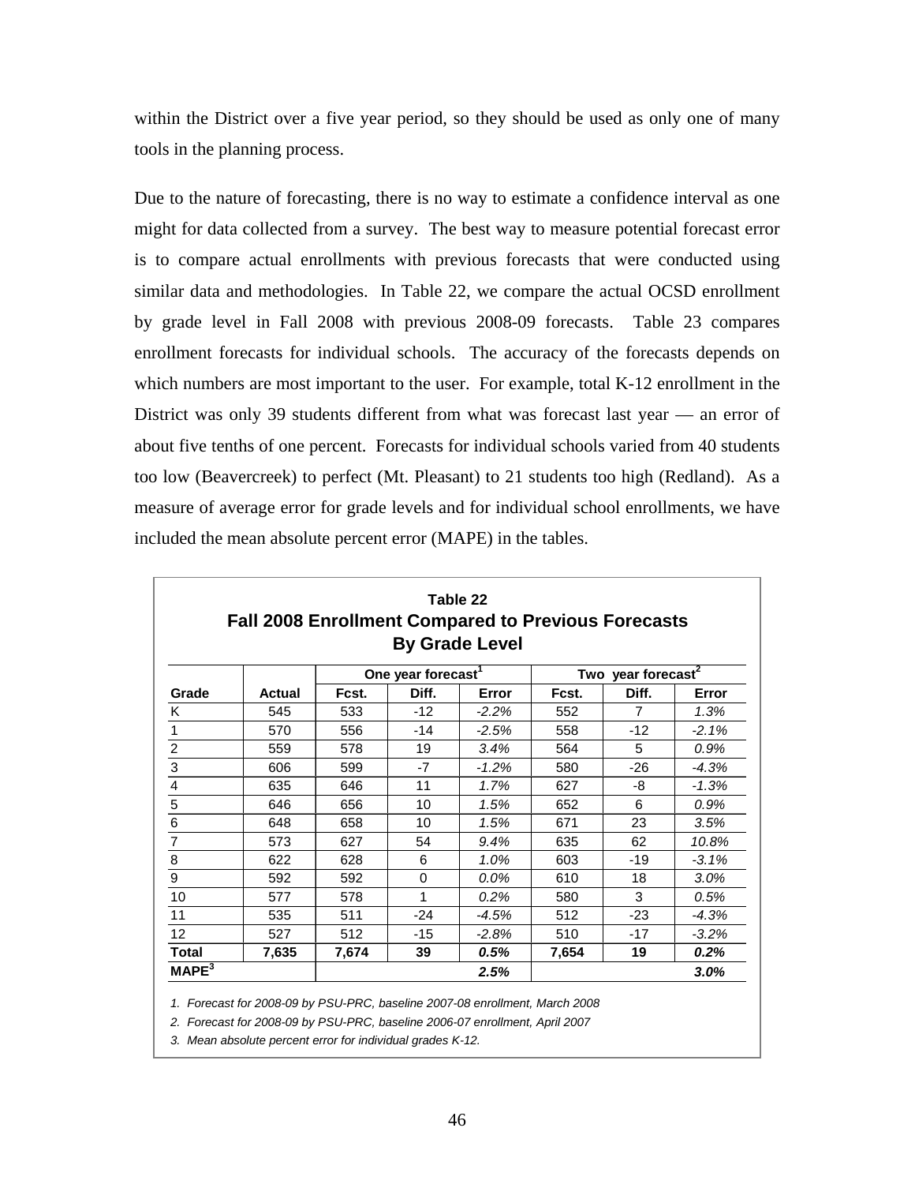within the District over a five year period, so they should be used as only one of many tools in the planning process.

Due to the nature of forecasting, there is no way to estimate a confidence interval as one might for data collected from a survey. The best way to measure potential forecast error is to compare actual enrollments with previous forecasts that were conducted using similar data and methodologies. In Table 22, we compare the actual OCSD enrollment by grade level in Fall 2008 with previous 2008-09 forecasts. Table 23 compares enrollment forecasts for individual schools. The accuracy of the forecasts depends on which numbers are most important to the user. For example, total K-12 enrollment in the District was only 39 students different from what was forecast last year — an error of about five tenths of one percent. Forecasts for individual schools varied from 40 students too low (Beavercreek) to perfect (Mt. Pleasant) to 21 students too high (Redland). As a measure of average error for grade levels and for individual school enrollments, we have included the mean absolute percent error (MAPE) in the tables.

**Table 22**
**Fall 2008 Enrollment Compared to Previous Forecasts By Grade Level**

| | | One year forecast[1] | | | Two year forecast[2] | | |
|---|---|---|---|---|---|---|---|
| **Grade** | **Actual** | **Fcst.** | **Diff.** | **Error** | **Fcst.** | **Diff.** | **Error** |
| K | 545 | 533 | -12 | *-2.2%* | 552 | 7 | *1.3%* |
| 1 | 570 | 556 | -14 | *-2.5%* | 558 | -12 | *-2.1%* |
| 2 | 559 | 578 | 19 | *3.4%* | 564 | 5 | *0.9%* |
| 3 | 606 | 599 | -7 | *-1.2%* | 580 | -26 | *-4.3%* |
| 4 | 635 | 646 | 11 | *1.7%* | 627 | -8 | *-1.3%* |
| 5 | 646 | 656 | 10 | *1.5%* | 652 | 6 | *0.9%* |
| 6 | 648 | 658 | 10 | *1.5%* | 671 | 23 | *3.5%* |
| 7 | 573 | 627 | 54 | *9.4%* | 635 | 62 | *10.8%* |
| 8 | 622 | 628 | 6 | *1.0%* | 603 | -19 | *-3.1%* |
| 9 | 592 | 592 | 0 | *0.0%* | 610 | 18 | *3.0%* |
| 10 | 577 | 578 | 1 | *0.2%* | 580 | 3 | *0.5%* |
| 11 | 535 | 511 | -24 | *-4.5%* | 512 | -23 | *-4.3%* |
| 12 | 527 | 512 | -15 | *-2.8%* | 510 | -17 | *-3.2%* |
| **Total** | **7,635** | **7,674** | **39** | ***0.5%*** | **7,654** | **19** | ***0.2%*** |
| **MAPE[3]** | | | | ***2.5%*** | | | ***3.0%*** |

*1. Forecast for 2008-09 by PSU-PRC, baseline 2007-08 enrollment, March 2008*

*2. Forecast for 2008-09 by PSU-PRC, baseline 2006-07 enrollment, April 2007*

*3. Mean absolute percent error for individual grades K-12.*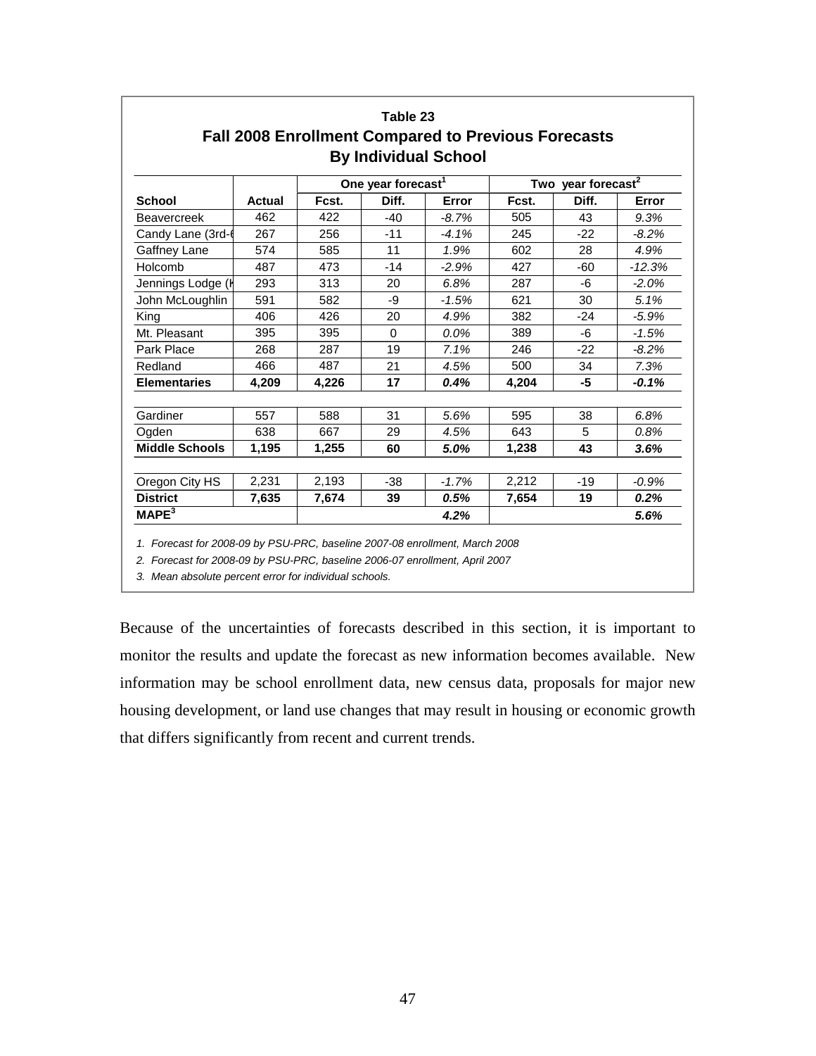**Table 23**
**Fall 2008 Enrollment Compared to Previous Forecasts**
**By Individual School**

| | | One year forecast[1] | | | Two year forecast[2] | | |
|---|---|---|---|---|---|---|---|
| **School** | **Actual** | **Fcst.** | **Diff.** | **Error** | **Fcst.** | **Diff.** | **Error** |
| Beavercreek | 462 | 422 | -40 | *-8.7%* | 505 | 43 | *9.3%* |
| Candy Lane (3rd-6 | 267 | 256 | -11 | *-4.1%* | 245 | -22 | *-8.2%* |
| Gaffney Lane | 574 | 585 | 11 | *1.9%* | 602 | 28 | *4.9%* |
| Holcomb | 487 | 473 | -14 | *-2.9%* | 427 | -60 | *-12.3%* |
| Jennings Lodge (K | 293 | 313 | 20 | *6.8%* | 287 | -6 | *-2.0%* |
| John McLoughlin | 591 | 582 | -9 | *-1.5%* | 621 | 30 | *5.1%* |
| King | 406 | 426 | 20 | *4.9%* | 382 | -24 | *-5.9%* |
| Mt. Pleasant | 395 | 395 | 0 | *0.0%* | 389 | -6 | *-1.5%* |
| Park Place | 268 | 287 | 19 | *7.1%* | 246 | -22 | *-8.2%* |
| Redland | 466 | 487 | 21 | *4.5%* | 500 | 34 | *7.3%* |
| **Elementaries** | **4,209** | **4,226** | **17** | ***0.4%*** | **4,204** | **-5** | ***-0.1%*** |
| | | | | | | | |
| Gardiner | 557 | 588 | 31 | *5.6%* | 595 | 38 | *6.8%* |
| Ogden | 638 | 667 | 29 | *4.5%* | 643 | 5 | *0.8%* |
| **Middle Schools** | **1,195** | **1,255** | **60** | ***5.0%*** | **1,238** | **43** | ***3.6%*** |
| | | | | | | | |
| Oregon City HS | 2,231 | 2,193 | -38 | *-1.7%* | 2,212 | -19 | *-0.9%* |
| **District** | **7,635** | **7,674** | **39** | ***0.5%*** | **7,654** | **19** | ***0.2%*** |
| **MAPE[3]** | | | | ***4.2%*** | | | ***5.6%*** |

*1. Forecast for 2008-09 by PSU-PRC, baseline 2007-08 enrollment, March 2008*

*2. Forecast for 2008-09 by PSU-PRC, baseline 2006-07 enrollment, April 2007*

*3. Mean absolute percent error for individual schools.*

Because of the uncertainties of forecasts described in this section, it is important to monitor the results and update the forecast as new information becomes available. New information may be school enrollment data, new census data, proposals for major new housing development, or land use changes that may result in housing or economic growth that differs significantly from recent and current trends.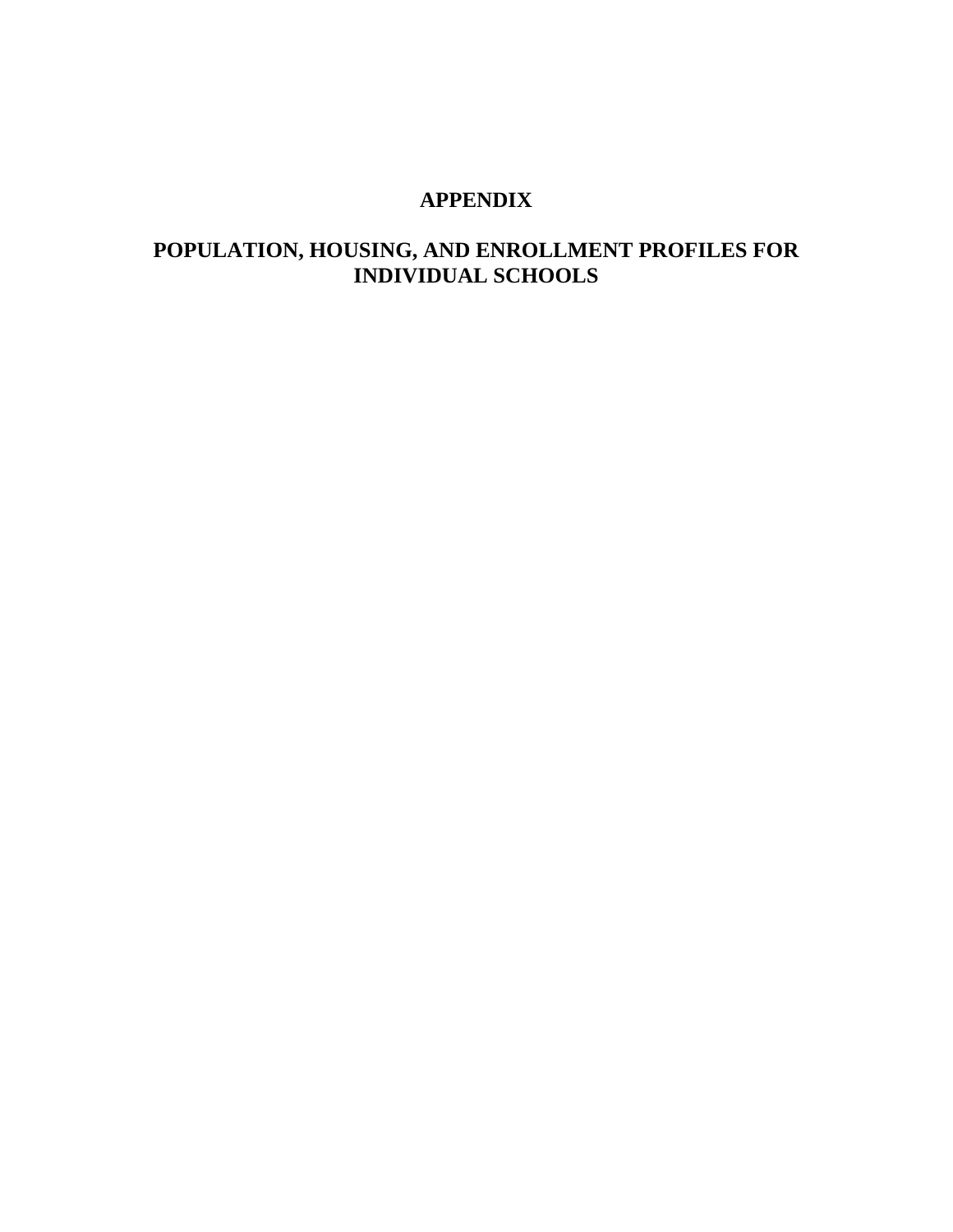# APPENDIX

# POPULATION, HOUSING, AND ENROLLMENT PROFILES FOR INDIVIDUAL SCHOOLS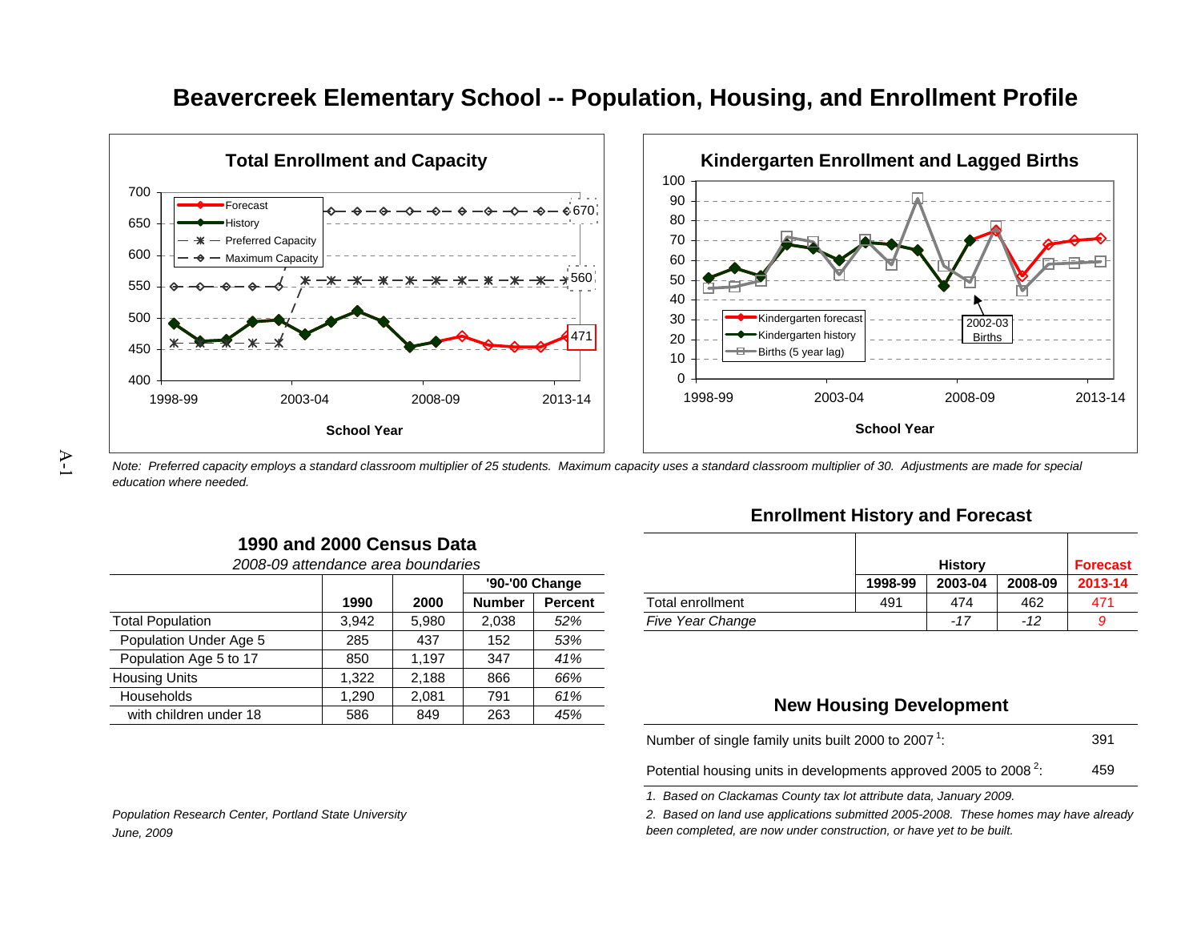# Beavercreek Elementary School -- Population, Housing, and Enrollment Profile

## Total Enrollment and Capacity

Forecast
History
Preferred Capacity
Maximum Capacity

700
650
600
550
500
450
400

670
560
471

1998-99 2003-04 2008-09 2013-14

School Year

## Kindergarten Enrollment and Lagged Births

Kindergarten forecast
Kindergarten history
Births (5 year lag)

2002-03 Births

100
90
80
70
60
50
40
30
20
10
0

1998-99 2003-04 2008-09 2013-14

School Year

*Note: Preferred capacity employs a standard classroom multiplier of 25 students. Maximum capacity uses a standard classroom multiplier of 30. Adjustments are made for special education where needed.*

## 1990 and 2000 Census Data

*2008-09 attendance area boundaries*

| | 1990 | 2000 | '90-'00 Change Number | '90-'00 Change Percent |
|---|---|---|---|---|
| Total Population | 3,942 | 5,980 | 2,038 | *52%* |
| Population Under Age 5 | 285 | 437 | 152 | *53%* |
| Population Age 5 to 17 | 850 | 1,197 | 347 | *41%* |
| Housing Units | 1,322 | 2,188 | 866 | *66%* |
| Households | 1,290 | 2,081 | 791 | *61%* |
| with children under 18 | 586 | 849 | 263 | *45%* |

## Enrollment History and Forecast

| | History 1998-99 | History 2003-04 | History 2008-09 | Forecast 2013-14 |
|---|---|---|---|---|
| Total enrollment | 491 | 474 | 462 | 471 |
| *Five Year Change* | | *-17* | *-12* | *9* |

## New Housing Development

| | |
|---|---|
| Number of single family units built 2000 to 2007 [1]: | 391 |
| Potential housing units in developments approved 2005 to 2008 [2]: | 459 |

*1. Based on Clackamas County tax lot attribute data, January 2009.*

*2. Based on land use applications submitted 2005-2008. These homes may have already been completed, are now under construction, or have yet to be built.*

*Population Research Center, Portland State University*
*June, 2009*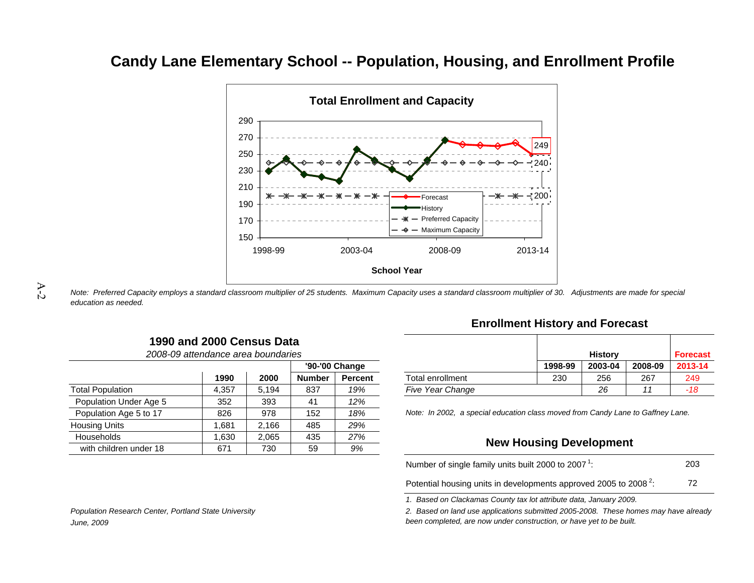# Candy Lane Elementary School -- Population, Housing, and Enrollment Profile

## Total Enrollment and Capacity

*Note: Preferred Capacity employs a standard classroom multiplier of 25 students. Maximum Capacity uses a standard classroom multiplier of 30. Adjustments are made for special education as needed.*

## 1990 and 2000 Census Data

*2008-09 attendance area boundaries*

| | 1990 | 2000 | '90-'00 Change Number | '90-'00 Change Percent |
|---|---|---|---|---|
| Total Population | 4,357 | 5,194 | 837 | *19%* |
| Population Under Age 5 | 352 | 393 | 41 | *12%* |
| Population Age 5 to 17 | 826 | 978 | 152 | *18%* |
| Housing Units | 1,681 | 2,166 | 485 | *29%* |
| Households | 1,630 | 2,065 | 435 | *27%* |
| with children under 18 | 671 | 730 | 59 | *9%* |

## Enrollment History and Forecast

| | History | | | Forecast |
|---|---|---|---|---|
| | 1998-99 | 2003-04 | 2008-09 | 2013-14 |
| Total enrollment | 230 | 256 | 267 | 249 |
| *Five Year Change* | | *26* | *11* | *-18* |

*Note: In 2002, a special education class moved from Candy Lane to Gaffney Lane.*

## New Housing Development

| | |
|---|---|
| Number of single family units built 2000 to 2007[1]: | 203 |
| Potential housing units in developments approved 2005 to 2008[2]: | 72 |

*1. Based on Clackamas County tax lot attribute data, January 2009.*

*2. Based on land use applications submitted 2005-2008. These homes may have already been completed, are now under construction, or have yet to be built.*

*Population Research Center, Portland State University*
*June, 2009*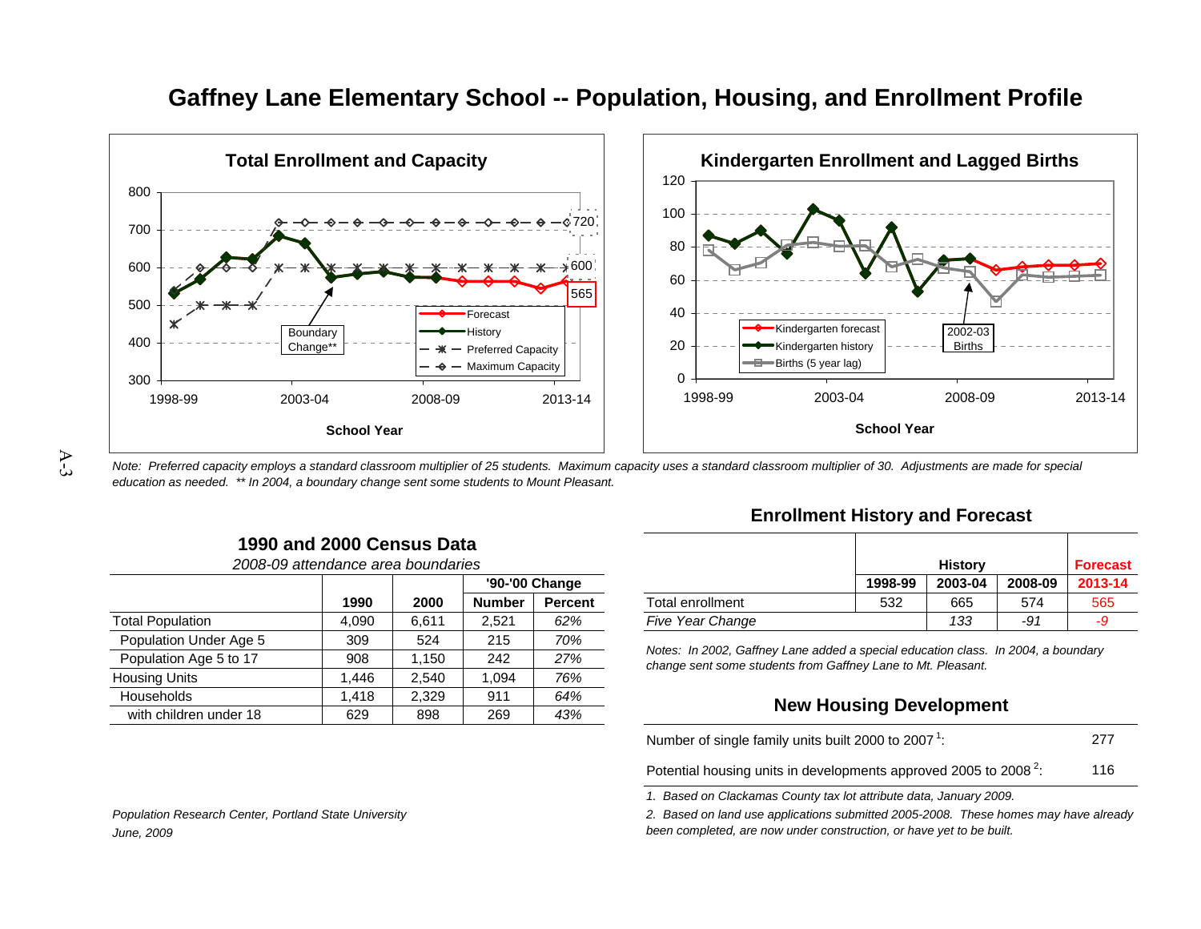# Gaffney Lane Elementary School -- Population, Housing, and Enrollment Profile

*Note: Preferred capacity employs a standard classroom multiplier of 25 students. Maximum capacity uses a standard classroom multiplier of 30. Adjustments are made for special education as needed. ** In 2004, a boundary change sent some students to Mount Pleasant.*

## 1990 and 2000 Census Data

*2008-09 attendance area boundaries*

| | 1990 | 2000 | '90-'00 Change Number | '90-'00 Change Percent |
|---|---|---|---|---|
| Total Population | 4,090 | 6,611 | 2,521 | *62%* |
| Population Under Age 5 | 309 | 524 | 215 | *70%* |
| Population Age 5 to 17 | 908 | 1,150 | 242 | *27%* |
| Housing Units | 1,446 | 2,540 | 1,094 | *76%* |
| Households | 1,418 | 2,329 | 911 | *64%* |
| with children under 18 | 629 | 898 | 269 | *43%* |

## Enrollment History and Forecast

| | History 1998-99 | History 2003-04 | History 2008-09 | Forecast 2013-14 |
|---|---|---|---|---|
| Total enrollment | 532 | 665 | 574 | 565 |
| *Five Year Change* | | *133* | *-91* | *-9* |

*Notes: In 2002, Gaffney Lane added a special education class. In 2004, a boundary change sent some students from Gaffney Lane to Mt. Pleasant.*

## New Housing Development

| | |
|---|---|
| Number of single family units built 2000 to 2007[1]: | 277 |
| Potential housing units in developments approved 2005 to 2008[2]: | 116 |

*1. Based on Clackamas County tax lot attribute data, January 2009.*

*2. Based on land use applications submitted 2005-2008. These homes may have already been completed, are now under construction, or have yet to be built.*

*Population Research Center, Portland State University*

*June, 2009*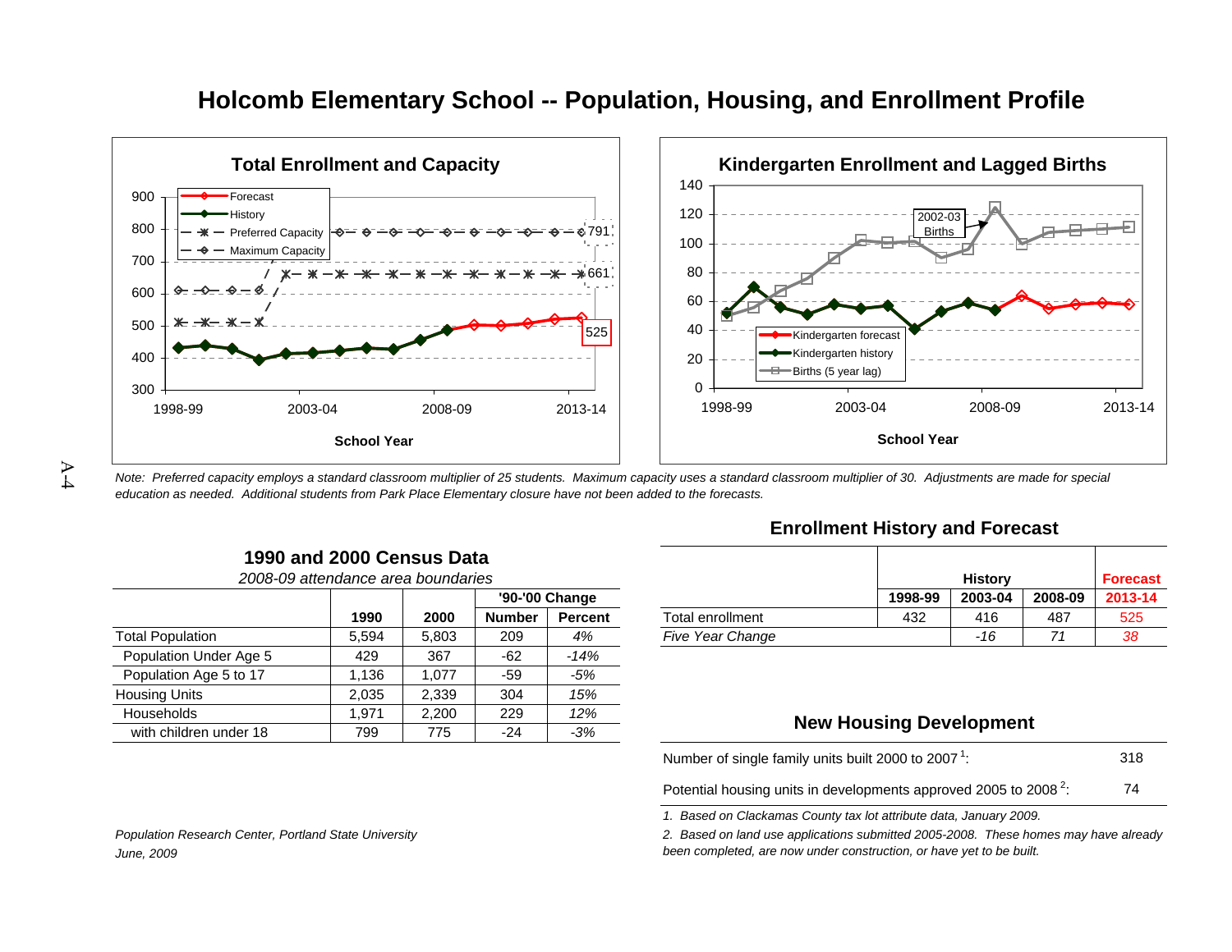# Holcomb Elementary School -- Population, Housing, and Enrollment Profile

## Total Enrollment and Capacity

## Kindergarten Enrollment and Lagged Births

*Note: Preferred capacity employs a standard classroom multiplier of 25 students. Maximum capacity uses a standard classroom multiplier of 30. Adjustments are made for special education as needed. Additional students from Park Place Elementary closure have not been added to the forecasts.*

## 1990 and 2000 Census Data

*2008-09 attendance area boundaries*

| | 1990 | 2000 | '90-'00 Change Number | '90-'00 Change Percent |
|---|---|---|---|---|
| Total Population | 5,594 | 5,803 | 209 | *4%* |
| Population Under Age 5 | 429 | 367 | -62 | *-14%* |
| Population Age 5 to 17 | 1,136 | 1,077 | -59 | *-5%* |
| Housing Units | 2,035 | 2,339 | 304 | *15%* |
| Households | 1,971 | 2,200 | 229 | *12%* |
| with children under 18 | 799 | 775 | -24 | *-3%* |

## Enrollment History and Forecast

| | History 1998-99 | History 2003-04 | History 2008-09 | Forecast 2013-14 |
|---|---|---|---|---|
| Total enrollment | 432 | 416 | 487 | 525 |
| *Five Year Change* | | *-16* | *71* | *38* |

## New Housing Development

| | |
|---|---|
| Number of single family units built 2000 to 2007[1]: | 318 |
| Potential housing units in developments approved 2005 to 2008[2]: | 74 |

*1. Based on Clackamas County tax lot attribute data, January 2009.*

*2. Based on land use applications submitted 2005-2008. These homes may have already been completed, are now under construction, or have yet to be built.*

*Population Research Center, Portland State University*
*June, 2009*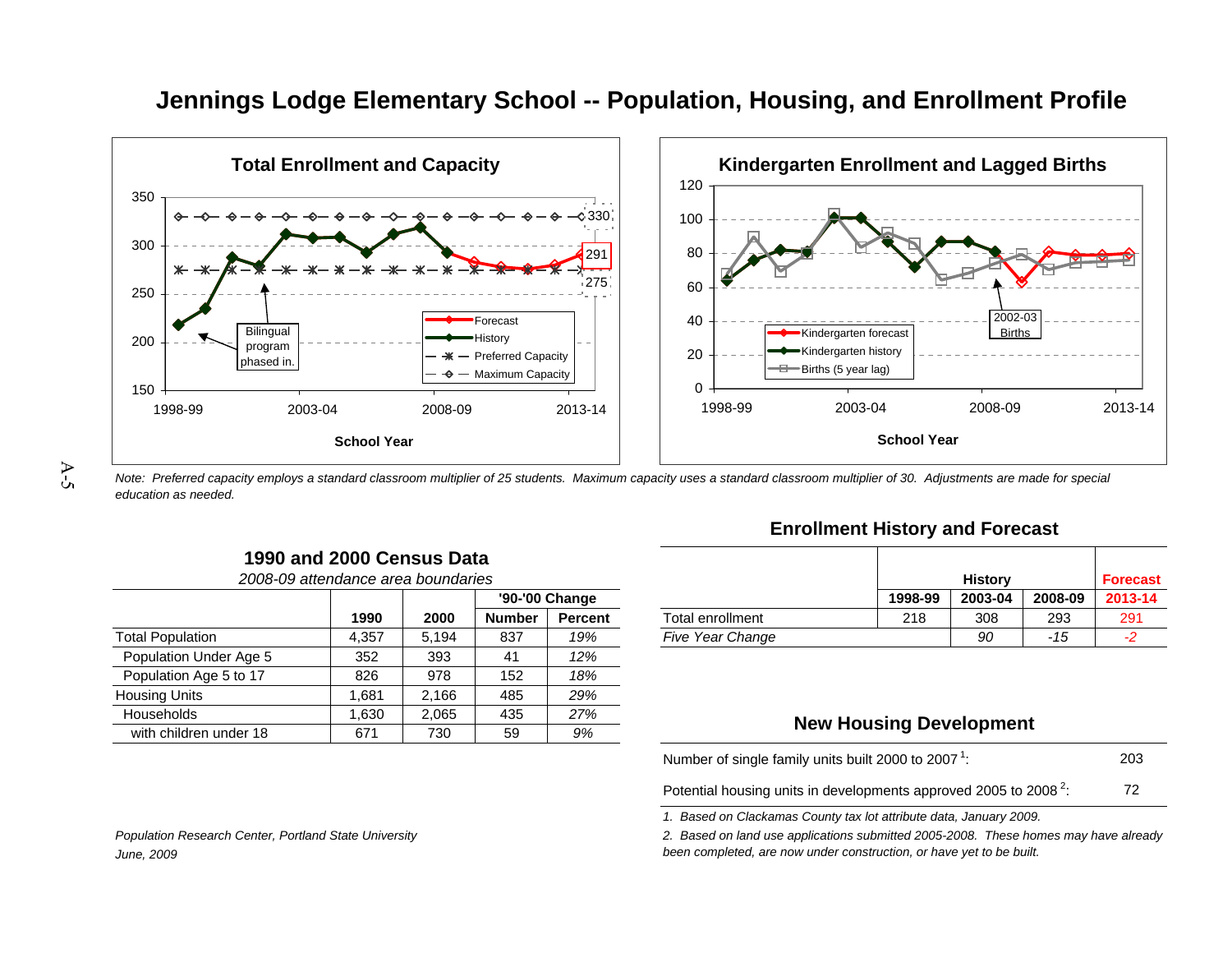# Jennings Lodge Elementary School -- Population, Housing, and Enrollment Profile

### Total Enrollment and Capacity

350, 300, 250, 200, 150

330, 291, 275

Bilingual program phased in.

Forecast, History, Preferred Capacity, Maximum Capacity

1998-99, 2003-04, 2008-09, 2013-14

School Year

### Kindergarten Enrollment and Lagged Births

120, 100, 80, 60, 40, 20, 0

2002-03 Births

Kindergarten forecast, Kindergarten history, Births (5 year lag)

1998-99, 2003-04, 2008-09, 2013-14

School Year

*Note: Preferred capacity employs a standard classroom multiplier of 25 students. Maximum capacity uses a standard classroom multiplier of 30. Adjustments are made for special education as needed.*

## 1990 and 2000 Census Data

*2008-09 attendance area boundaries*

| | 1990 | 2000 | '90-'00 Change Number | '90-'00 Change Percent |
|---|---|---|---|---|
| Total Population | 4,357 | 5,194 | 837 | *19%* |
| Population Under Age 5 | 352 | 393 | 41 | *12%* |
| Population Age 5 to 17 | 826 | 978 | 152 | *18%* |
| Housing Units | 1,681 | 2,166 | 485 | *29%* |
| Households | 1,630 | 2,065 | 435 | *27%* |
| with children under 18 | 671 | 730 | 59 | *9%* |

## Enrollment History and Forecast

| | History 1998-99 | History 2003-04 | History 2008-09 | Forecast 2013-14 |
|---|---|---|---|---|
| Total enrollment | 218 | 308 | 293 | 291 |
| *Five Year Change* | | *90* | *-15* | *-2* |

## New Housing Development

| | |
|---|---|
| Number of single family units built 2000 to 2007 [1]: | 203 |
| Potential housing units in developments approved 2005 to 2008 [2]: | 72 |

*1. Based on Clackamas County tax lot attribute data, January 2009.*

*2. Based on land use applications submitted 2005-2008. These homes may have already been completed, are now under construction, or have yet to be built.*

*Population Research Center, Portland State University*
*June, 2009*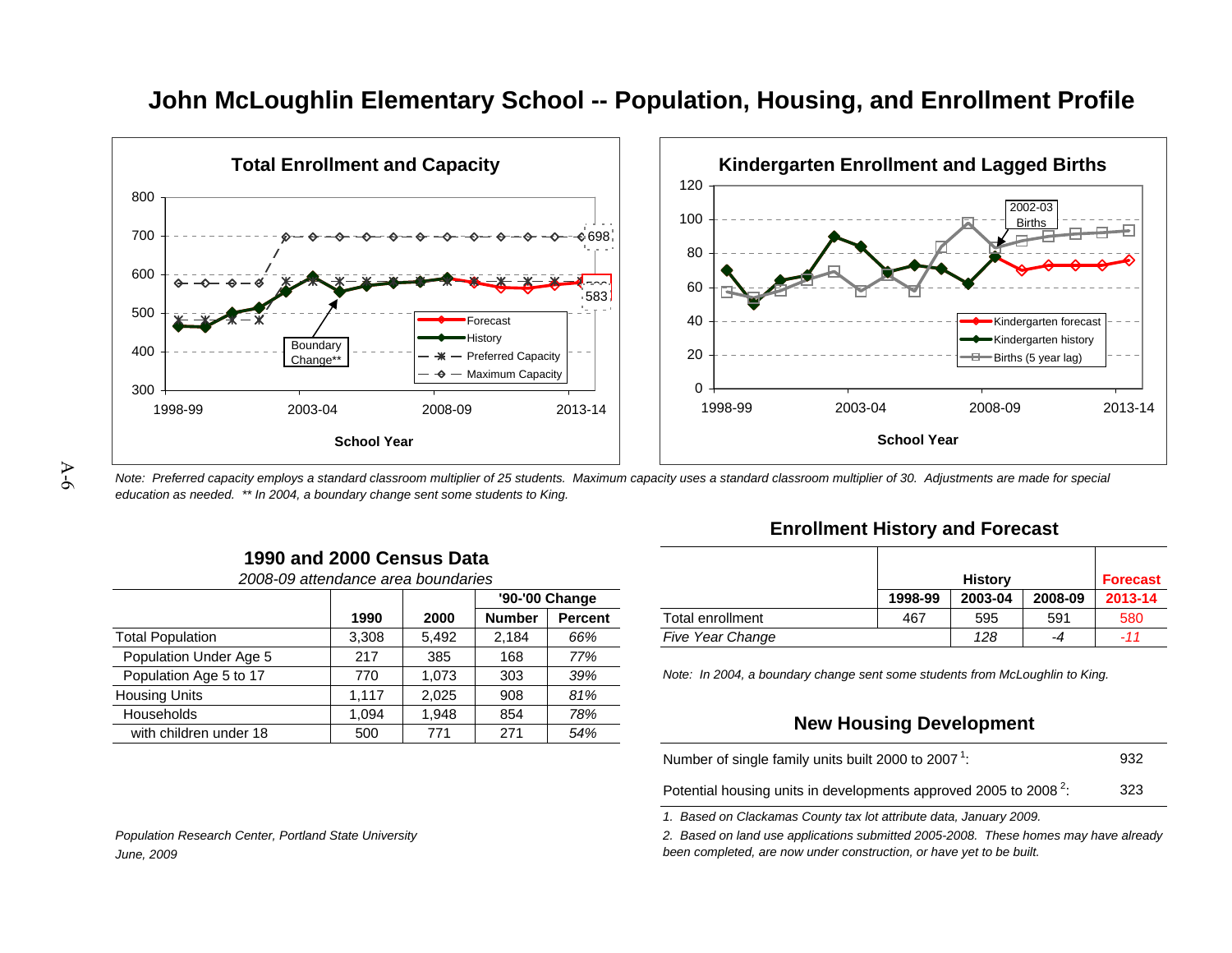# John McLoughlin Elementary School -- Population, Housing, and Enrollment Profile

**Total Enrollment and Capacity**

**Kindergarten Enrollment and Lagged Births**

*Note: Preferred capacity employs a standard classroom multiplier of 25 students. Maximum capacity uses a standard classroom multiplier of 30. Adjustments are made for special education as needed. ** In 2004, a boundary change sent some students to King.*

## 1990 and 2000 Census Data

*2008-09 attendance area boundaries*

| | | | '90-'00 Change | |
|---|---|---|---|---|
| | **1990** | **2000** | **Number** | **Percent** |
| Total Population | 3,308 | 5,492 | 2,184 | *66%* |
| Population Under Age 5 | 217 | 385 | 168 | *77%* |
| Population Age 5 to 17 | 770 | 1,073 | 303 | *39%* |
| Housing Units | 1,117 | 2,025 | 908 | *81%* |
| Households | 1,094 | 1,948 | 854 | *78%* |
| with children under 18 | 500 | 771 | 271 | *54%* |

## Enrollment History and Forecast

| | History | | | Forecast |
|---|---|---|---|---|
| | **1998-99** | **2003-04** | **2008-09** | **2013-14** |
| Total enrollment | 467 | 595 | 591 | 580 |
| *Five Year Change* | | *128* | *-4* | *-11* |

*Note: In 2004, a boundary change sent some students from McLoughlin to King.*

## New Housing Development

| | |
|---|---|
| Number of single family units built 2000 to 2007 [1]: | 932 |
| Potential housing units in developments approved 2005 to 2008 [2]: | 323 |

*1. Based on Clackamas County tax lot attribute data, January 2009.*

*2. Based on land use applications submitted 2005-2008. These homes may have already been completed, are now under construction, or have yet to be built.*

*Population Research Center, Portland State University*
*June, 2009*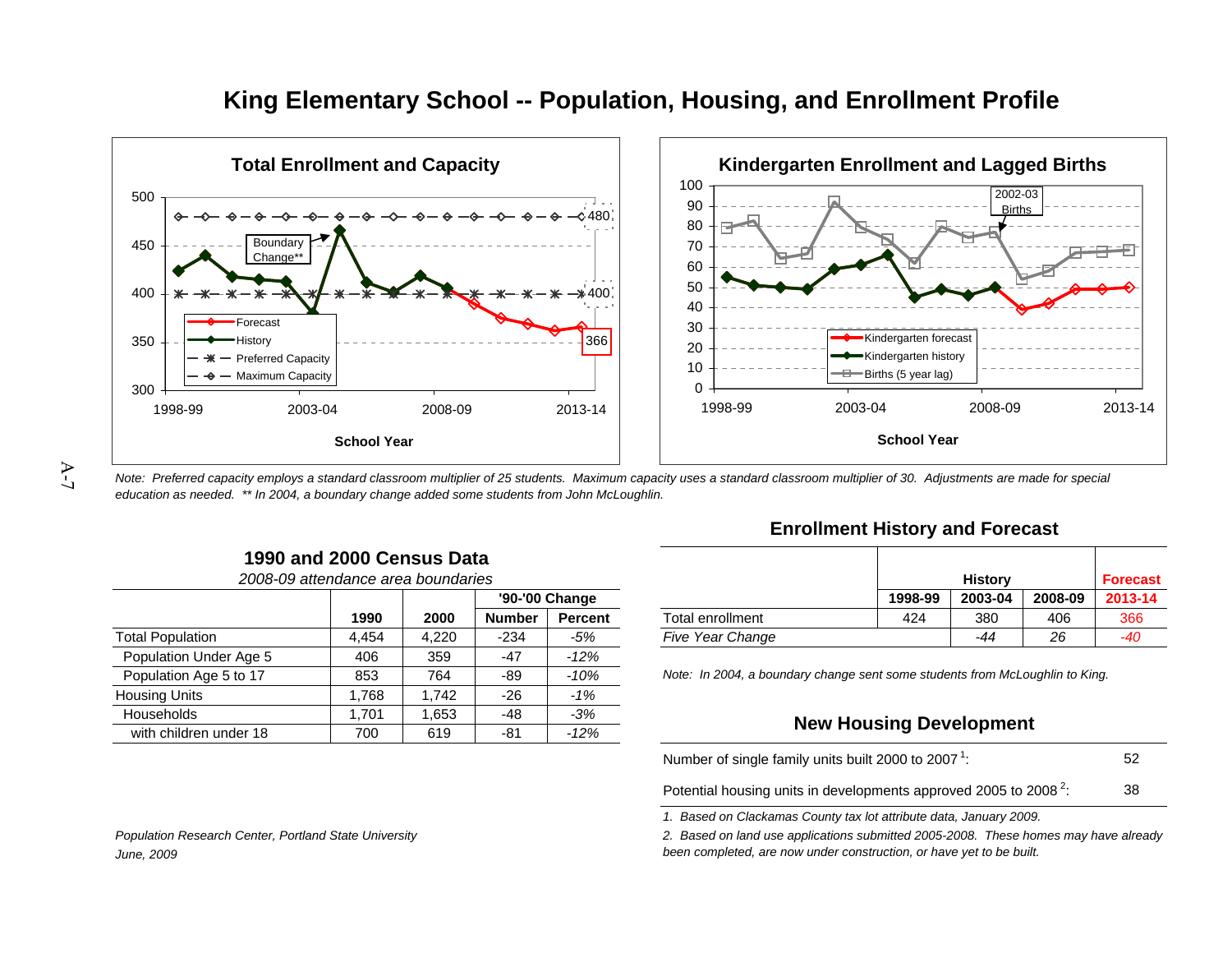# King Elementary School -- Population, Housing, and Enrollment Profile

## Total Enrollment and Capacity

## Kindergarten Enrollment and Lagged Births

*Note: Preferred capacity employs a standard classroom multiplier of 25 students. Maximum capacity uses a standard classroom multiplier of 30. Adjustments are made for special education as needed. ** In 2004, a boundary change added some students from John McLoughlin.*

## 1990 and 2000 Census Data

*2008-09 attendance area boundaries*

| | 1990 | 2000 | '90-'00 Change Number | '90-'00 Change Percent |
|---|---|---|---|---|
| Total Population | 4,454 | 4,220 | -234 | *-5%* |
| Population Under Age 5 | 406 | 359 | -47 | *-12%* |
| Population Age 5 to 17 | 853 | 764 | -89 | *-10%* |
| Housing Units | 1,768 | 1,742 | -26 | *-1%* |
| Households | 1,701 | 1,653 | -48 | *-3%* |
| with children under 18 | 700 | 619 | -81 | *-12%* |

## Enrollment History and Forecast

| | History 1998-99 | History 2003-04 | History 2008-09 | Forecast 2013-14 |
|---|---|---|---|---|
| Total enrollment | 424 | 380 | 406 | 366 |
| *Five Year Change* | | *-44* | *26* | *-40* |

*Note: In 2004, a boundary change sent some students from McLoughlin to King.*

## New Housing Development

| | |
|---|---|
| Number of single family units built 2000 to 2007 [1]: | 52 |
| Potential housing units in developments approved 2005 to 2008 [2]: | 38 |

*1. Based on Clackamas County tax lot attribute data, January 2009.*

*2. Based on land use applications submitted 2005-2008. These homes may have already been completed, are now under construction, or have yet to be built.*

*Population Research Center, Portland State University*

*June, 2009*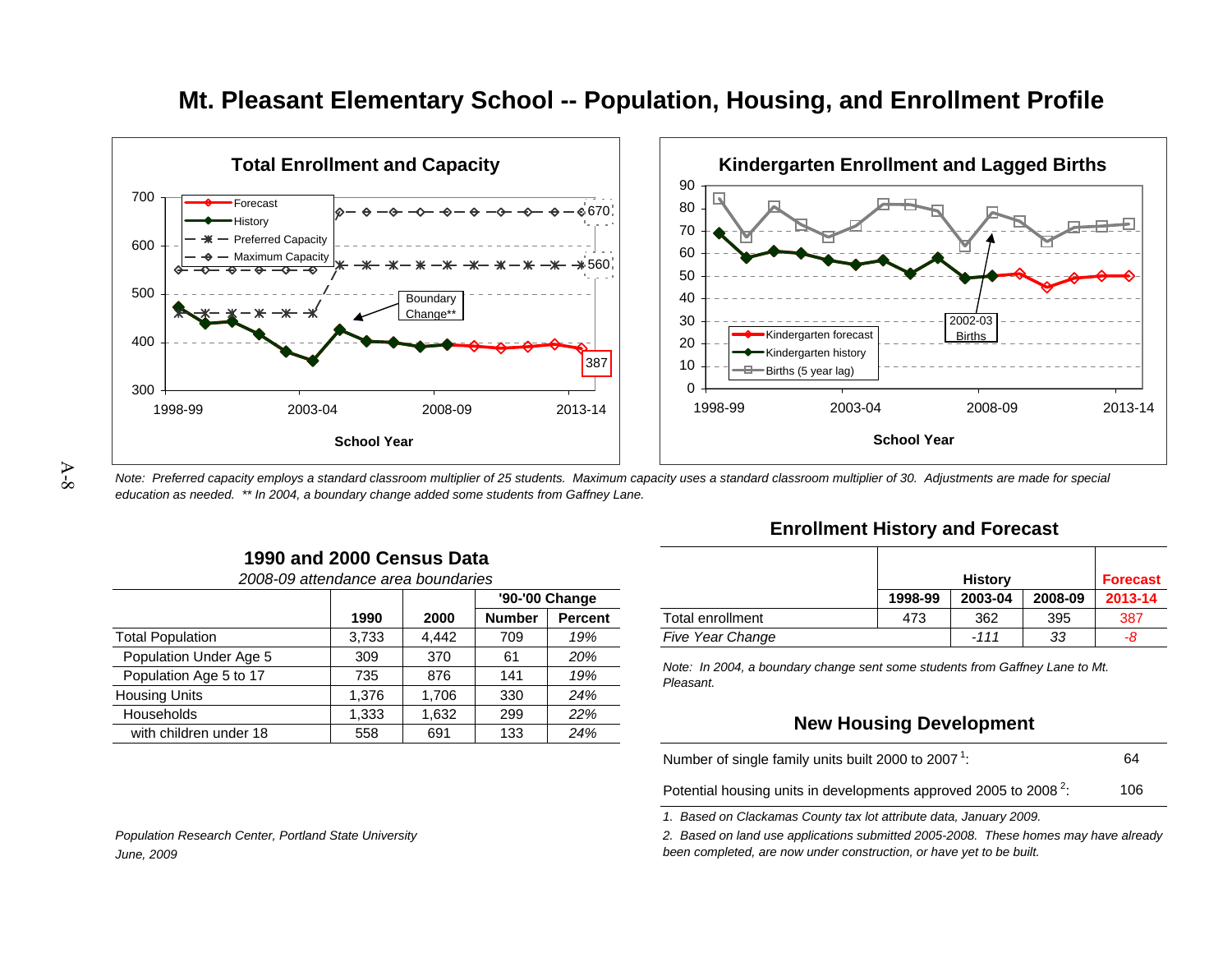# Mt. Pleasant Elementary School -- Population, Housing, and Enrollment Profile

## Total Enrollment and Capacity

## Kindergarten Enrollment and Lagged Births

*Note: Preferred capacity employs a standard classroom multiplier of 25 students. Maximum capacity uses a standard classroom multiplier of 30. Adjustments are made for special education as needed. ** In 2004, a boundary change added some students from Gaffney Lane.*

## 1990 and 2000 Census Data

*2008-09 attendance area boundaries*

| | 1990 | 2000 | '90-'00 Change Number | '90-'00 Change Percent |
|---|---|---|---|---|
| Total Population | 3,733 | 4,442 | 709 | *19%* |
| Population Under Age 5 | 309 | 370 | 61 | *20%* |
| Population Age 5 to 17 | 735 | 876 | 141 | *19%* |
| Housing Units | 1,376 | 1,706 | 330 | *24%* |
| Households | 1,333 | 1,632 | 299 | *22%* |
| with children under 18 | 558 | 691 | 133 | *24%* |

## Enrollment History and Forecast

| | History 1998-99 | History 2003-04 | History 2008-09 | Forecast 2013-14 |
|---|---|---|---|---|
| Total enrollment | 473 | 362 | 395 | 387 |
| *Five Year Change* | | *-111* | *33* | *-8* |

*Note: In 2004, a boundary change sent some students from Gaffney Lane to Mt. Pleasant.*

## New Housing Development

| | |
|---|---|
| Number of single family units built 2000 to 2007 [1]: | 64 |
| Potential housing units in developments approved 2005 to 2008 [2]: | 106 |

*1. Based on Clackamas County tax lot attribute data, January 2009.*

*2. Based on land use applications submitted 2005-2008. These homes may have already been completed, are now under construction, or have yet to be built.*

*Population Research Center, Portland State University*
*June, 2009*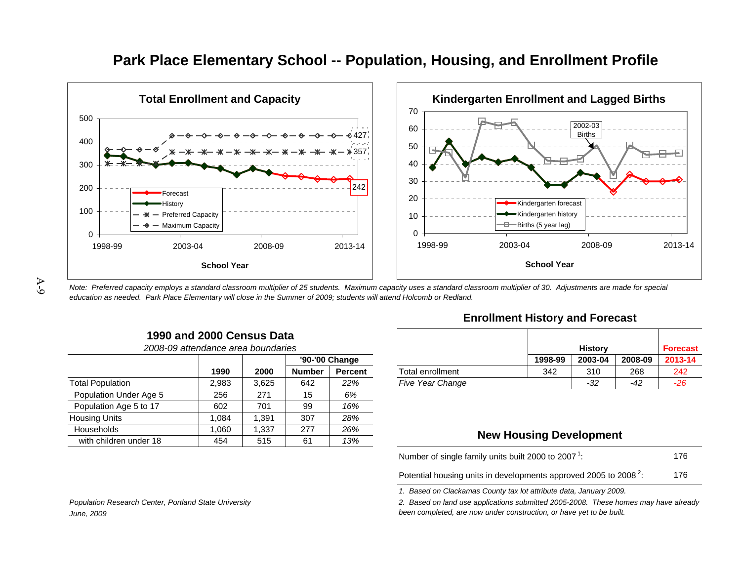# Park Place Elementary School -- Population, Housing, and Enrollment Profile

## Total Enrollment and Capacity

## Kindergarten Enrollment and Lagged Births

*Note: Preferred capacity employs a standard classroom multiplier of 25 students. Maximum capacity uses a standard classroom multiplier of 30. Adjustments are made for special education as needed. Park Place Elementary will close in the Summer of 2009; students will attend Holcomb or Redland.*

### 1990 and 2000 Census Data

*2008-09 attendance area boundaries*

| | 1990 | 2000 | '90-'00 Change Number | Percent |
|---|---|---|---|---|
| Total Population | 2,983 | 3,625 | 642 | *22%* |
| Population Under Age 5 | 256 | 271 | 15 | *6%* |
| Population Age 5 to 17 | 602 | 701 | 99 | *16%* |
| Housing Units | 1,084 | 1,391 | 307 | *28%* |
| Households | 1,060 | 1,337 | 277 | *26%* |
| with children under 18 | 454 | 515 | 61 | *13%* |

### Enrollment History and Forecast

| | History 1998-99 | 2003-04 | 2008-09 | Forecast 2013-14 |
|---|---|---|---|---|
| Total enrollment | 342 | 310 | 268 | 242 |
| *Five Year Change* | | *-32* | *-42* | *-26* |

### New Housing Development

| | |
|---|---|
| Number of single family units built 2000 to 2007[1]: | 176 |
| Potential housing units in developments approved 2005 to 2008[2]: | 176 |

*1. Based on Clackamas County tax lot attribute data, January 2009.*

*2. Based on land use applications submitted 2005-2008. These homes may have already been completed, are now under construction, or have yet to be built.*

*Population Research Center, Portland State University*

*June, 2009*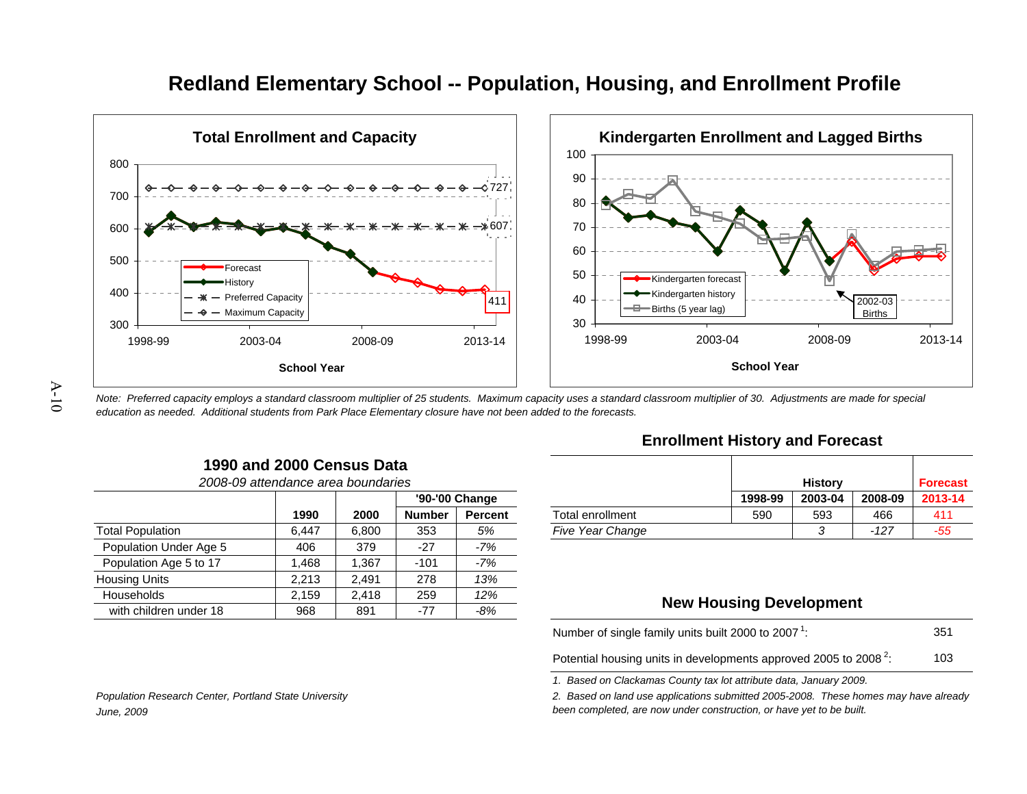# Redland Elementary School -- Population, Housing, and Enrollment Profile

## Total Enrollment and Capacity

Forecast / History / Preferred Capacity / Maximum Capacity

727

607

411

School Year

## Kindergarten Enrollment and Lagged Births

Kindergarten forecast / Kindergarten history / Births (5 year lag)

2002-03 Births

School Year

*Note: Preferred capacity employs a standard classroom multiplier of 25 students. Maximum capacity uses a standard classroom multiplier of 30. Adjustments are made for special education as needed. Additional students from Park Place Elementary closure have not been added to the forecasts.*

## 1990 and 2000 Census Data

*2008-09 attendance area boundaries*

| | | | '90-'00 Change | |
|---|---|---|---|---|
| | 1990 | 2000 | Number | Percent |
| Total Population | 6,447 | 6,800 | 353 | *5%* |
| Population Under Age 5 | 406 | 379 | -27 | *-7%* |
| Population Age 5 to 17 | 1,468 | 1,367 | -101 | *-7%* |
| Housing Units | 2,213 | 2,491 | 278 | *13%* |
| Households | 2,159 | 2,418 | 259 | *12%* |
| with children under 18 | 968 | 891 | -77 | *-8%* |

## Enrollment History and Forecast

| | History | | | Forecast |
|---|---|---|---|---|
| | 1998-99 | 2003-04 | 2008-09 | 2013-14 |
| Total enrollment | 590 | 593 | 466 | 411 |
| *Five Year Change* | | *3* | *-127* | *-55* |

## New Housing Development

| | |
|---|---|
| Number of single family units built 2000 to 2007 [1]: | 351 |
| Potential housing units in developments approved 2005 to 2008 [2]: | 103 |

*1. Based on Clackamas County tax lot attribute data, January 2009.*

*2. Based on land use applications submitted 2005-2008. These homes may have already been completed, are now under construction, or have yet to be built.*

*Population Research Center, Portland State University*
*June, 2009*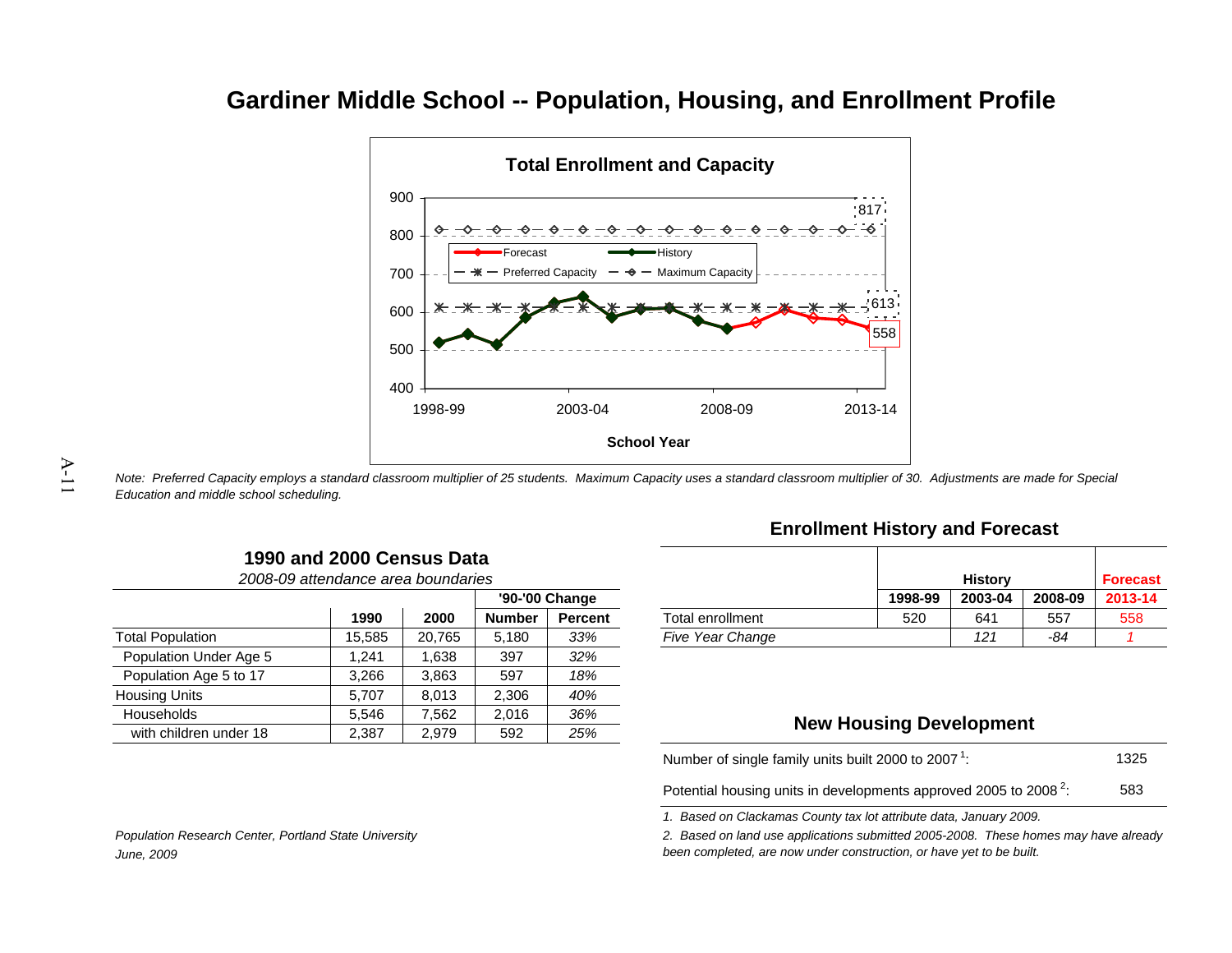# Gardiner Middle School -- Population, Housing, and Enrollment Profile

**Total Enrollment and Capacity**

*Note: Preferred Capacity employs a standard classroom multiplier of 25 students. Maximum Capacity uses a standard classroom multiplier of 30. Adjustments are made for Special Education and middle school scheduling.*

## 1990 and 2000 Census Data

*2008-09 attendance area boundaries*

| | 1990 | 2000 | '90-'00 Change Number | Percent |
|---|---|---|---|---|
| Total Population | 15,585 | 20,765 | 5,180 | *33%* |
| Population Under Age 5 | 1,241 | 1,638 | 397 | *32%* |
| Population Age 5 to 17 | 3,266 | 3,863 | 597 | *18%* |
| Housing Units | 5,707 | 8,013 | 2,306 | *40%* |
| Households | 5,546 | 7,562 | 2,016 | *36%* |
| with children under 18 | 2,387 | 2,979 | 592 | *25%* |

## Enrollment History and Forecast

| | History | | | Forecast |
|---|---|---|---|---|
| | 1998-99 | 2003-04 | 2008-09 | 2013-14 |
| Total enrollment | 520 | 641 | 557 | 558 |
| *Five Year Change* | | *121* | *-84* | *1* |

## New Housing Development

| | |
|---|---|
| Number of single family units built 2000 to 2007 [1]: | 1325 |
| Potential housing units in developments approved 2005 to 2008 [2]: | 583 |

*1. Based on Clackamas County tax lot attribute data, January 2009.*

*2. Based on land use applications submitted 2005-2008. These homes may have already been completed, are now under construction, or have yet to be built.*

*Population Research Center, Portland State University*

*June, 2009*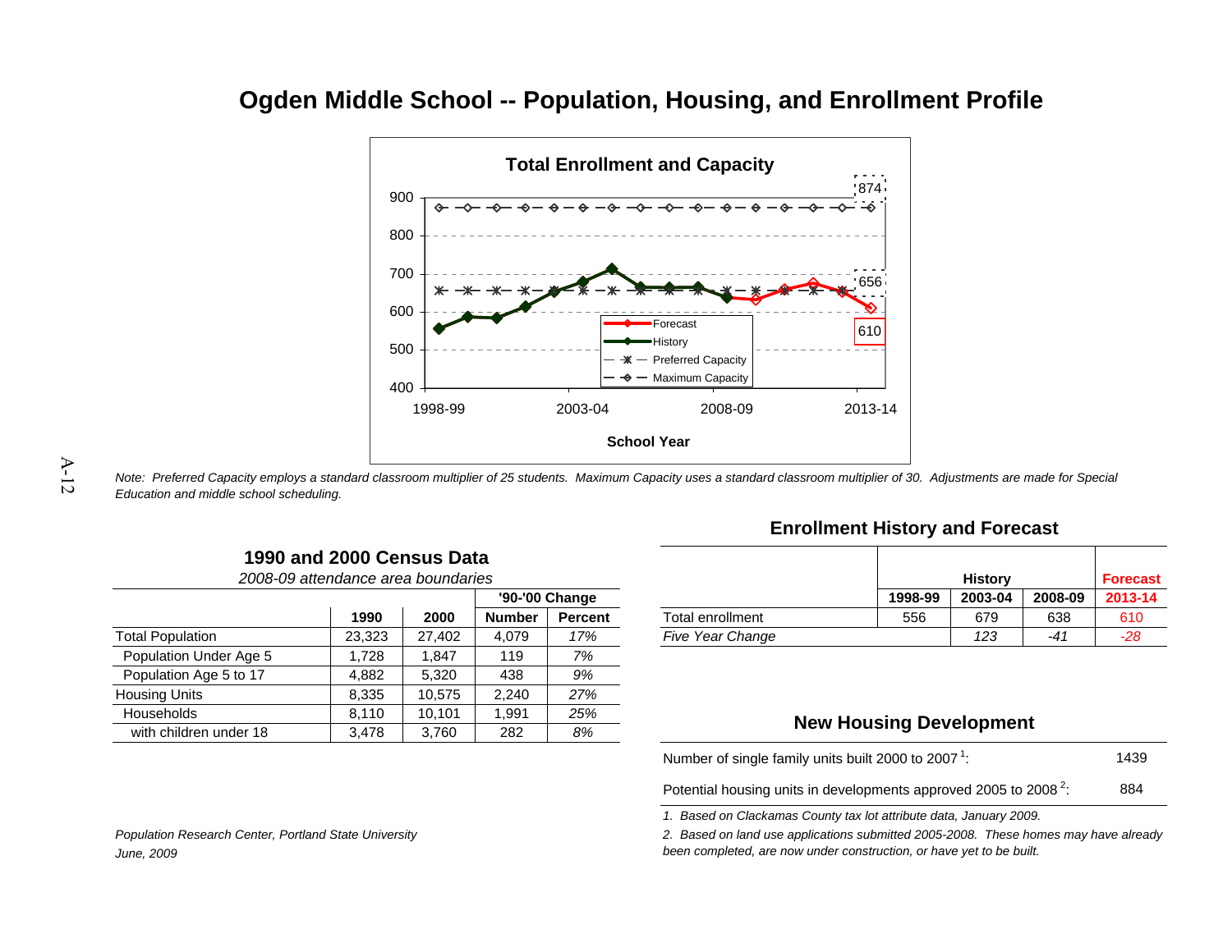# Ogden Middle School -- Population, Housing, and Enrollment Profile

## Total Enrollment and Capacity

Note: *Preferred Capacity employs a standard classroom multiplier of 25 students. Maximum Capacity uses a standard classroom multiplier of 30. Adjustments are made for Special Education and middle school scheduling.*

### 1990 and 2000 Census Data

*2008-09 attendance area boundaries*

| | | | '90-'00 Change | |
|---|---|---|---|---|
| | 1990 | 2000 | Number | Percent |
| Total Population | 23,323 | 27,402 | 4,079 | *17%* |
| Population Under Age 5 | 1,728 | 1,847 | 119 | *7%* |
| Population Age 5 to 17 | 4,882 | 5,320 | 438 | *9%* |
| Housing Units | 8,335 | 10,575 | 2,240 | *27%* |
| Households | 8,110 | 10,101 | 1,991 | *25%* |
| with children under 18 | 3,478 | 3,760 | 282 | *8%* |

### Enrollment History and Forecast

| | History | | | Forecast |
|---|---|---|---|---|
| | 1998-99 | 2003-04 | 2008-09 | 2013-14 |
| Total enrollment | 556 | 679 | 638 | 610 |
| *Five Year Change* | | *123* | *-41* | *-28* |

### New Housing Development

| | |
|---|---|
| Number of single family units built 2000 to 2007[1]: | 1439 |
| Potential housing units in developments approved 2005 to 2008[2]: | 884 |

*1. Based on Clackamas County tax lot attribute data, January 2009.*

*2. Based on land use applications submitted 2005-2008. These homes may have already been completed, are now under construction, or have yet to be built.*

*Population Research Center, Portland State University*
*June, 2009*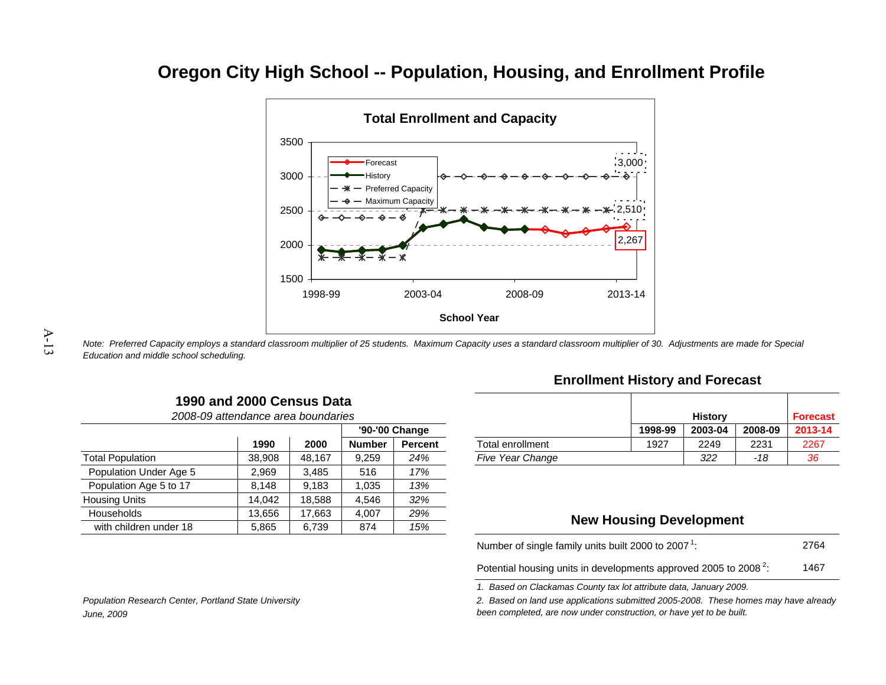# Oregon City High School -- Population, Housing, and Enrollment Profile

Total Enrollment and Capacity

3500
3000
2500
2000
1500

Forecast
History
Preferred Capacity
Maximum Capacity

3,000
2,510
2,267

1998-99
2003-04
2008-09
2013-14

School Year

*Note: Preferred Capacity employs a standard classroom multiplier of 25 students. Maximum Capacity uses a standard classroom multiplier of 30. Adjustments are made for Special Education and middle school scheduling.*

## 1990 and 2000 Census Data

*2008-09 attendance area boundaries*

| | | | '90-'00 Change | |
|---|---|---|---|---|
| | **1990** | **2000** | **Number** | **Percent** |
| Total Population | 38,908 | 48,167 | 9,259 | *24%* |
| Population Under Age 5 | 2,969 | 3,485 | 516 | *17%* |
| Population Age 5 to 17 | 8,148 | 9,183 | 1,035 | *13%* |
| Housing Units | 14,042 | 18,588 | 4,546 | *32%* |
| Households | 13,656 | 17,663 | 4,007 | *29%* |
| with children under 18 | 5,865 | 6,739 | 874 | *15%* |

## Enrollment History and Forecast

| | History | | | Forecast |
|---|---|---|---|---|
| | **1998-99** | **2003-04** | **2008-09** | **2013-14** |
| Total enrollment | 1927 | 2249 | 2231 | 2267 |
| *Five Year Change* | | *322* | *-18* | *36* |

## New Housing Development

| | |
|---|---|
| Number of single family units built 2000 to 2007 [1]: | 2764 |
| Potential housing units in developments approved 2005 to 2008 [2]: | 1467 |

*1. Based on Clackamas County tax lot attribute data, January 2009.*

*2. Based on land use applications submitted 2005-2008. These homes may have already been completed, are now under construction, or have yet to be built.*

*Population Research Center, Portland State University*

*June, 2009*